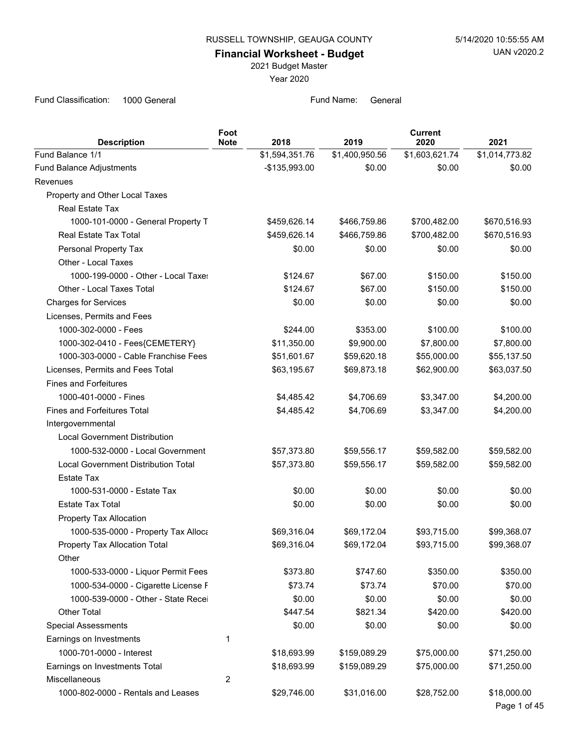RUSSELL TOWNSHIP, GEAUGA COUNTY

5/14/2020 10:55:55 AM

UAN v2020.2

# Financial Worksheet - Budget

2021 Budget Master

Year 2020

Fund Classification: 1000 General

Fund Name: General

| Description | Foot Note | 2018 | 2019 | Current 2020 | 2021 |
|---|---|---|---|---|---|
| Fund Balance 1/1 | | $1,594,351.76 | $1,400,950.56 | $1,603,621.74 | $1,014,773.82 |
| Fund Balance Adjustments | | -$135,993.00 | $0.00 | $0.00 | $0.00 |
| Revenues | | | | | |
| Property and Other Local Taxes | | | | | |
| Real Estate Tax | | | | | |
| 1000-101-0000 - General Property T | | $459,626.14 | $466,759.86 | $700,482.00 | $670,516.93 |
| Real Estate Tax Total | | $459,626.14 | $466,759.86 | $700,482.00 | $670,516.93 |
| Personal Property Tax | | $0.00 | $0.00 | $0.00 | $0.00 |
| Other - Local Taxes | | | | | |
| 1000-199-0000 - Other - Local Taxes | | $124.67 | $67.00 | $150.00 | $150.00 |
| Other - Local Taxes Total | | $124.67 | $67.00 | $150.00 | $150.00 |
| Charges for Services | | $0.00 | $0.00 | $0.00 | $0.00 |
| Licenses, Permits and Fees | | | | | |
| 1000-302-0000 - Fees | | $244.00 | $353.00 | $100.00 | $100.00 |
| 1000-302-0410 - Fees{CEMETERY} | | $11,350.00 | $9,900.00 | $7,800.00 | $7,800.00 |
| 1000-303-0000 - Cable Franchise Fees | | $51,601.67 | $59,620.18 | $55,000.00 | $55,137.50 |
| Licenses, Permits and Fees Total | | $63,195.67 | $69,873.18 | $62,900.00 | $63,037.50 |
| Fines and Forfeitures | | | | | |
| 1000-401-0000 - Fines | | $4,485.42 | $4,706.69 | $3,347.00 | $4,200.00 |
| Fines and Forfeitures Total | | $4,485.42 | $4,706.69 | $3,347.00 | $4,200.00 |
| Intergovernmental | | | | | |
| Local Government Distribution | | | | | |
| 1000-532-0000 - Local Government | | $57,373.80 | $59,556.17 | $59,582.00 | $59,582.00 |
| Local Government Distribution Total | | $57,373.80 | $59,556.17 | $59,582.00 | $59,582.00 |
| Estate Tax | | | | | |
| 1000-531-0000 - Estate Tax | | $0.00 | $0.00 | $0.00 | $0.00 |
| Estate Tax Total | | $0.00 | $0.00 | $0.00 | $0.00 |
| Property Tax Allocation | | | | | |
| 1000-535-0000 - Property Tax Alloca | | $69,316.04 | $69,172.04 | $93,715.00 | $99,368.07 |
| Property Tax Allocation Total | | $69,316.04 | $69,172.04 | $93,715.00 | $99,368.07 |
| Other | | | | | |
| 1000-533-0000 - Liquor Permit Fees | | $373.80 | $747.60 | $350.00 | $350.00 |
| 1000-534-0000 - Cigarette License F | | $73.74 | $73.74 | $70.00 | $70.00 |
| 1000-539-0000 - Other - State Recei | | $0.00 | $0.00 | $0.00 | $0.00 |
| Other Total | | $447.54 | $821.34 | $420.00 | $420.00 |
| Special Assessments | | $0.00 | $0.00 | $0.00 | $0.00 |
| Earnings on Investments | 1 | | | | |
| 1000-701-0000 - Interest | | $18,693.99 | $159,089.29 | $75,000.00 | $71,250.00 |
| Earnings on Investments Total | | $18,693.99 | $159,089.29 | $75,000.00 | $71,250.00 |
| Miscellaneous | 2 | | | | |
| 1000-802-0000 - Rentals and Leases | | $29,746.00 | $31,016.00 | $28,752.00 | $18,000.00 |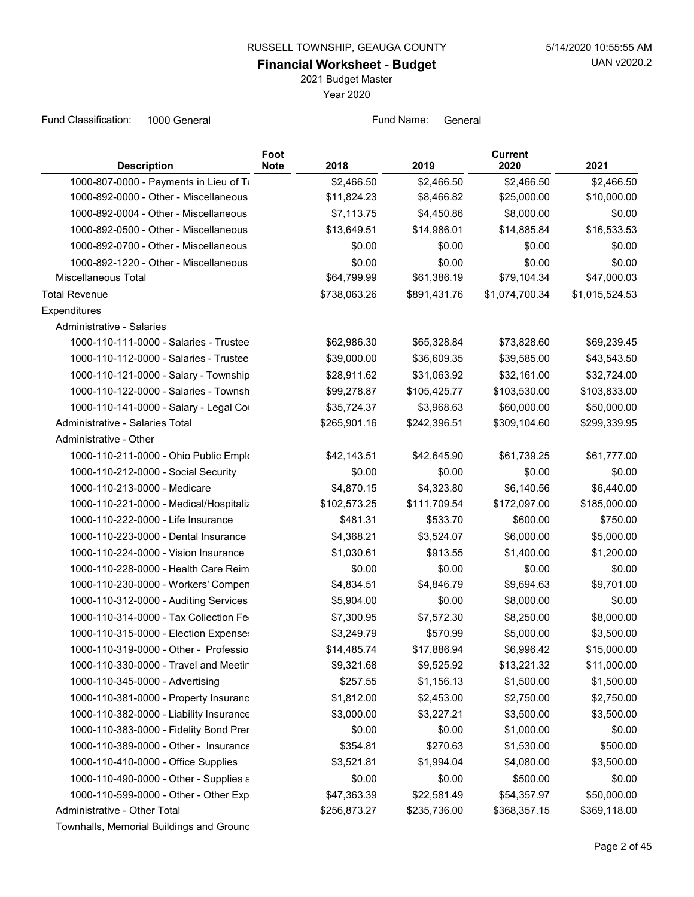RUSSELL TOWNSHIP, GEAUGA COUNTY

# Financial Worksheet - Budget

2021 Budget Master

Year 2020

Fund Classification: 1000 General

Fund Name: General

| Description | Foot Note | 2018 | 2019 | Current 2020 | 2021 |
|---|---|---|---|---|---|
| 1000-807-0000 - Payments in Lieu of Ta | | $2,466.50 | $2,466.50 | $2,466.50 | $2,466.50 |
| 1000-892-0000 - Other - Miscellaneous | | $11,824.23 | $8,466.82 | $25,000.00 | $10,000.00 |
| 1000-892-0004 - Other - Miscellaneous | | $7,113.75 | $4,450.86 | $8,000.00 | $0.00 |
| 1000-892-0500 - Other - Miscellaneous | | $13,649.51 | $14,986.01 | $14,885.84 | $16,533.53 |
| 1000-892-0700 - Other - Miscellaneous | | $0.00 | $0.00 | $0.00 | $0.00 |
| 1000-892-1220 - Other - Miscellaneous | | $0.00 | $0.00 | $0.00 | $0.00 |
| Miscellaneous Total | | $64,799.99 | $61,386.19 | $79,104.34 | $47,000.03 |
| Total Revenue | | $738,063.26 | $891,431.76 | $1,074,700.34 | $1,015,524.53 |
| Expenditures | | | | | |
| Administrative - Salaries | | | | | |
| 1000-110-111-0000 - Salaries - Trustee | | $62,986.30 | $65,328.84 | $73,828.60 | $69,239.45 |
| 1000-110-112-0000 - Salaries - Trustee | | $39,000.00 | $36,609.35 | $39,585.00 | $43,543.50 |
| 1000-110-121-0000 - Salary - Township | | $28,911.62 | $31,063.92 | $32,161.00 | $32,724.00 |
| 1000-110-122-0000 - Salaries - Townsh | | $99,278.87 | $105,425.77 | $103,530.00 | $103,833.00 |
| 1000-110-141-0000 - Salary - Legal Co | | $35,724.37 | $3,968.63 | $60,000.00 | $50,000.00 |
| Administrative - Salaries Total | | $265,901.16 | $242,396.51 | $309,104.60 | $299,339.95 |
| Administrative - Other | | | | | |
| 1000-110-211-0000 - Ohio Public Emplo | | $42,143.51 | $42,645.90 | $61,739.25 | $61,777.00 |
| 1000-110-212-0000 - Social Security | | $0.00 | $0.00 | $0.00 | $0.00 |
| 1000-110-213-0000 - Medicare | | $4,870.15 | $4,323.80 | $6,140.56 | $6,440.00 |
| 1000-110-221-0000 - Medical/Hospitaliz | | $102,573.25 | $111,709.54 | $172,097.00 | $185,000.00 |
| 1000-110-222-0000 - Life Insurance | | $481.31 | $533.70 | $600.00 | $750.00 |
| 1000-110-223-0000 - Dental Insurance | | $4,368.21 | $3,524.07 | $6,000.00 | $5,000.00 |
| 1000-110-224-0000 - Vision Insurance | | $1,030.61 | $913.55 | $1,400.00 | $1,200.00 |
| 1000-110-228-0000 - Health Care Reim | | $0.00 | $0.00 | $0.00 | $0.00 |
| 1000-110-230-0000 - Workers' Compen | | $4,834.51 | $4,846.79 | $9,694.63 | $9,701.00 |
| 1000-110-312-0000 - Auditing Services | | $5,904.00 | $0.00 | $8,000.00 | $0.00 |
| 1000-110-314-0000 - Tax Collection Fe | | $7,300.95 | $7,572.30 | $8,250.00 | $8,000.00 |
| 1000-110-315-0000 - Election Expenses | | $3,249.79 | $570.99 | $5,000.00 | $3,500.00 |
| 1000-110-319-0000 - Other - Professio | | $14,485.74 | $17,886.94 | $6,996.42 | $15,000.00 |
| 1000-110-330-0000 - Travel and Meetin | | $9,321.68 | $9,525.92 | $13,221.32 | $11,000.00 |
| 1000-110-345-0000 - Advertising | | $257.55 | $1,156.13 | $1,500.00 | $1,500.00 |
| 1000-110-381-0000 - Property Insuranc | | $1,812.00 | $2,453.00 | $2,750.00 | $2,750.00 |
| 1000-110-382-0000 - Liability Insurance | | $3,000.00 | $3,227.21 | $3,500.00 | $3,500.00 |
| 1000-110-383-0000 - Fidelity Bond Prer | | $0.00 | $0.00 | $1,000.00 | $0.00 |
| 1000-110-389-0000 - Other - Insurance | | $354.81 | $270.63 | $1,530.00 | $500.00 |
| 1000-110-410-0000 - Office Supplies | | $3,521.81 | $1,994.04 | $4,080.00 | $3,500.00 |
| 1000-110-490-0000 - Other - Supplies a | | $0.00 | $0.00 | $500.00 | $0.00 |
| 1000-110-599-0000 - Other - Other Exp | | $47,363.39 | $22,581.49 | $54,357.97 | $50,000.00 |
| Administrative - Other Total | | $256,873.27 | $235,736.00 | $368,357.15 | $369,118.00 |
| Townhalls, Memorial Buildings and Ground | | | | | |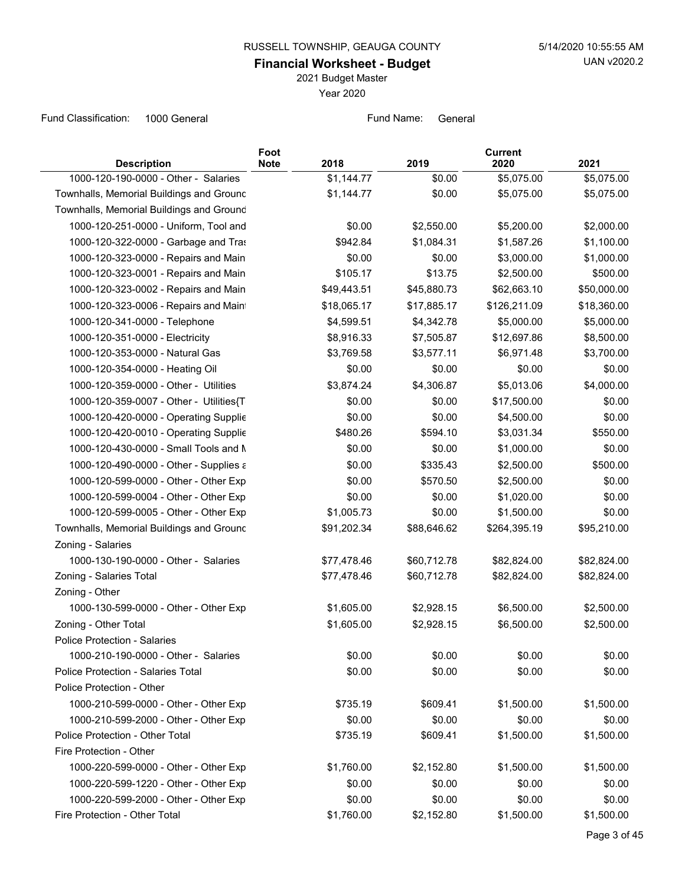RUSSELL TOWNSHIP, GEAUGA COUNTY

# Financial Worksheet - Budget

2021 Budget Master

Year 2020

Fund Classification: 1000 General

Fund Name: General

| Description | Foot Note | 2018 | 2019 | Current 2020 | 2021 |
|---|---|---|---|---|---|
| 1000-120-190-0000 - Other - Salaries | | $1,144.77 | $0.00 | $5,075.00 | $5,075.00 |
| Townhalls, Memorial Buildings and Grounc | | $1,144.77 | $0.00 | $5,075.00 | $5,075.00 |
| Townhalls, Memorial Buildings and Ground | | | | | |
| 1000-120-251-0000 - Uniform, Tool and | | $0.00 | $2,550.00 | $5,200.00 | $2,000.00 |
| 1000-120-322-0000 - Garbage and Tras | | $942.84 | $1,084.31 | $1,587.26 | $1,100.00 |
| 1000-120-323-0000 - Repairs and Main | | $0.00 | $0.00 | $3,000.00 | $1,000.00 |
| 1000-120-323-0001 - Repairs and Main | | $105.17 | $13.75 | $2,500.00 | $500.00 |
| 1000-120-323-0002 - Repairs and Main | | $49,443.51 | $45,880.73 | $62,663.10 | $50,000.00 |
| 1000-120-323-0006 - Repairs and Maint | | $18,065.17 | $17,885.17 | $126,211.09 | $18,360.00 |
| 1000-120-341-0000 - Telephone | | $4,599.51 | $4,342.78 | $5,000.00 | $5,000.00 |
| 1000-120-351-0000 - Electricity | | $8,916.33 | $7,505.87 | $12,697.86 | $8,500.00 |
| 1000-120-353-0000 - Natural Gas | | $3,769.58 | $3,577.11 | $6,971.48 | $3,700.00 |
| 1000-120-354-0000 - Heating Oil | | $0.00 | $0.00 | $0.00 | $0.00 |
| 1000-120-359-0000 - Other - Utilities | | $3,874.24 | $4,306.87 | $5,013.06 | $4,000.00 |
| 1000-120-359-0007 - Other - Utilities{T | | $0.00 | $0.00 | $17,500.00 | $0.00 |
| 1000-120-420-0000 - Operating Supplie | | $0.00 | $0.00 | $4,500.00 | $0.00 |
| 1000-120-420-0010 - Operating Supplie | | $480.26 | $594.10 | $3,031.34 | $550.00 |
| 1000-120-430-0000 - Small Tools and M | | $0.00 | $0.00 | $1,000.00 | $0.00 |
| 1000-120-490-0000 - Other - Supplies a | | $0.00 | $335.43 | $2,500.00 | $500.00 |
| 1000-120-599-0000 - Other - Other Exp | | $0.00 | $570.50 | $2,500.00 | $0.00 |
| 1000-120-599-0004 - Other - Other Exp | | $0.00 | $0.00 | $1,020.00 | $0.00 |
| 1000-120-599-0005 - Other - Other Exp | | $1,005.73 | $0.00 | $1,500.00 | $0.00 |
| Townhalls, Memorial Buildings and Grounc | | $91,202.34 | $88,646.62 | $264,395.19 | $95,210.00 |
| Zoning - Salaries | | | | | |
| 1000-130-190-0000 - Other - Salaries | | $77,478.46 | $60,712.78 | $82,824.00 | $82,824.00 |
| Zoning - Salaries Total | | $77,478.46 | $60,712.78 | $82,824.00 | $82,824.00 |
| Zoning - Other | | | | | |
| 1000-130-599-0000 - Other - Other Exp | | $1,605.00 | $2,928.15 | $6,500.00 | $2,500.00 |
| Zoning - Other Total | | $1,605.00 | $2,928.15 | $6,500.00 | $2,500.00 |
| Police Protection - Salaries | | | | | |
| 1000-210-190-0000 - Other - Salaries | | $0.00 | $0.00 | $0.00 | $0.00 |
| Police Protection - Salaries Total | | $0.00 | $0.00 | $0.00 | $0.00 |
| Police Protection - Other | | | | | |
| 1000-210-599-0000 - Other - Other Exp | | $735.19 | $609.41 | $1,500.00 | $1,500.00 |
| 1000-210-599-2000 - Other - Other Exp | | $0.00 | $0.00 | $0.00 | $0.00 |
| Police Protection - Other Total | | $735.19 | $609.41 | $1,500.00 | $1,500.00 |
| Fire Protection - Other | | | | | |
| 1000-220-599-0000 - Other - Other Exp | | $1,760.00 | $2,152.80 | $1,500.00 | $1,500.00 |
| 1000-220-599-1220 - Other - Other Exp | | $0.00 | $0.00 | $0.00 | $0.00 |
| 1000-220-599-2000 - Other - Other Exp | | $0.00 | $0.00 | $0.00 | $0.00 |
| Fire Protection - Other Total | | $1,760.00 | $2,152.80 | $1,500.00 | $1,500.00 |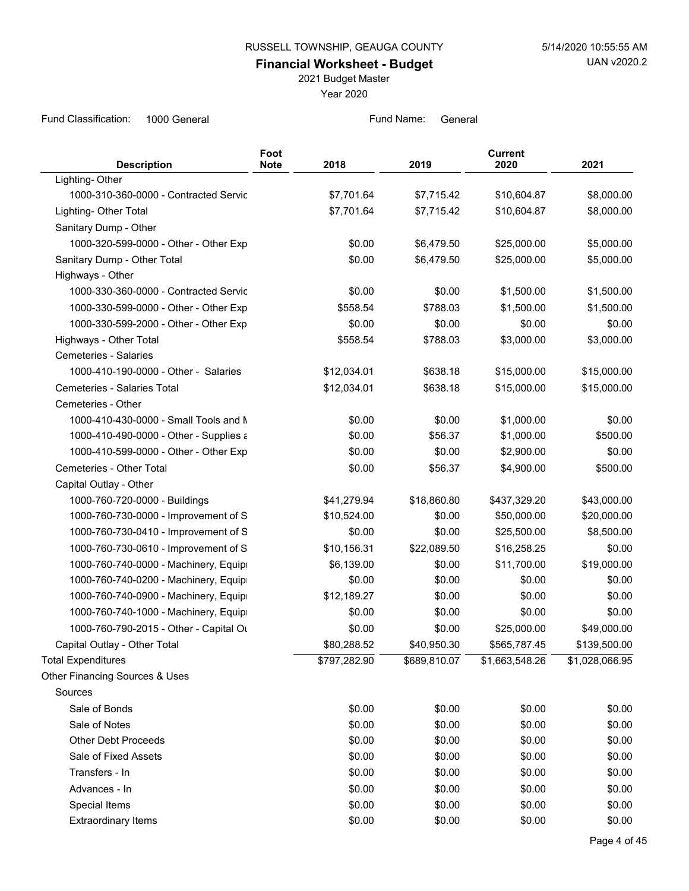RUSSELL TOWNSHIP, GEAUGA COUNTY

**Financial Worksheet - Budget**

2021 Budget Master

Year 2020

Fund Classification: 1000 General    Fund Name: General

| Description | Foot Note | 2018 | 2019 | Current 2020 | 2021 |
|---|---|---|---|---|---|
| Lighting- Other | | | | | |
| 1000-310-360-0000 - Contracted Servic | | $7,701.64 | $7,715.42 | $10,604.87 | $8,000.00 |
| Lighting- Other Total | | $7,701.64 | $7,715.42 | $10,604.87 | $8,000.00 |
| Sanitary Dump - Other | | | | | |
| 1000-320-599-0000 - Other - Other Exp | | $0.00 | $6,479.50 | $25,000.00 | $5,000.00 |
| Sanitary Dump - Other Total | | $0.00 | $6,479.50 | $25,000.00 | $5,000.00 |
| Highways - Other | | | | | |
| 1000-330-360-0000 - Contracted Servic | | $0.00 | $0.00 | $1,500.00 | $1,500.00 |
| 1000-330-599-0000 - Other - Other Exp | | $558.54 | $788.03 | $1,500.00 | $1,500.00 |
| 1000-330-599-2000 - Other - Other Exp | | $0.00 | $0.00 | $0.00 | $0.00 |
| Highways - Other Total | | $558.54 | $788.03 | $3,000.00 | $3,000.00 |
| Cemeteries - Salaries | | | | | |
| 1000-410-190-0000 - Other - Salaries | | $12,034.01 | $638.18 | $15,000.00 | $15,000.00 |
| Cemeteries - Salaries Total | | $12,034.01 | $638.18 | $15,000.00 | $15,000.00 |
| Cemeteries - Other | | | | | |
| 1000-410-430-0000 - Small Tools and M | | $0.00 | $0.00 | $1,000.00 | $0.00 |
| 1000-410-490-0000 - Other - Supplies a | | $0.00 | $56.37 | $1,000.00 | $500.00 |
| 1000-410-599-0000 - Other - Other Exp | | $0.00 | $0.00 | $2,900.00 | $0.00 |
| Cemeteries - Other Total | | $0.00 | $56.37 | $4,900.00 | $500.00 |
| Capital Outlay - Other | | | | | |
| 1000-760-720-0000 - Buildings | | $41,279.94 | $18,860.80 | $437,329.20 | $43,000.00 |
| 1000-760-730-0000 - Improvement of S | | $10,524.00 | $0.00 | $50,000.00 | $20,000.00 |
| 1000-760-730-0410 - Improvement of S | | $0.00 | $0.00 | $25,500.00 | $8,500.00 |
| 1000-760-730-0610 - Improvement of S | | $10,156.31 | $22,089.50 | $16,258.25 | $0.00 |
| 1000-760-740-0000 - Machinery, Equip | | $6,139.00 | $0.00 | $11,700.00 | $19,000.00 |
| 1000-760-740-0200 - Machinery, Equip | | $0.00 | $0.00 | $0.00 | $0.00 |
| 1000-760-740-0900 - Machinery, Equip | | $12,189.27 | $0.00 | $0.00 | $0.00 |
| 1000-760-740-1000 - Machinery, Equip | | $0.00 | $0.00 | $0.00 | $0.00 |
| 1000-760-790-2015 - Other - Capital Ou | | $0.00 | $0.00 | $25,000.00 | $49,000.00 |
| Capital Outlay - Other Total | | $80,288.52 | $40,950.30 | $565,787.45 | $139,500.00 |
| Total Expenditures | | $797,282.90 | $689,810.07 | $1,663,548.26 | $1,028,066.95 |
| Other Financing Sources & Uses | | | | | |
| Sources | | | | | |
| Sale of Bonds | | $0.00 | $0.00 | $0.00 | $0.00 |
| Sale of Notes | | $0.00 | $0.00 | $0.00 | $0.00 |
| Other Debt Proceeds | | $0.00 | $0.00 | $0.00 | $0.00 |
| Sale of Fixed Assets | | $0.00 | $0.00 | $0.00 | $0.00 |
| Transfers - In | | $0.00 | $0.00 | $0.00 | $0.00 |
| Advances - In | | $0.00 | $0.00 | $0.00 | $0.00 |
| Special Items | | $0.00 | $0.00 | $0.00 | $0.00 |
| Extraordinary Items | | $0.00 | $0.00 | $0.00 | $0.00 |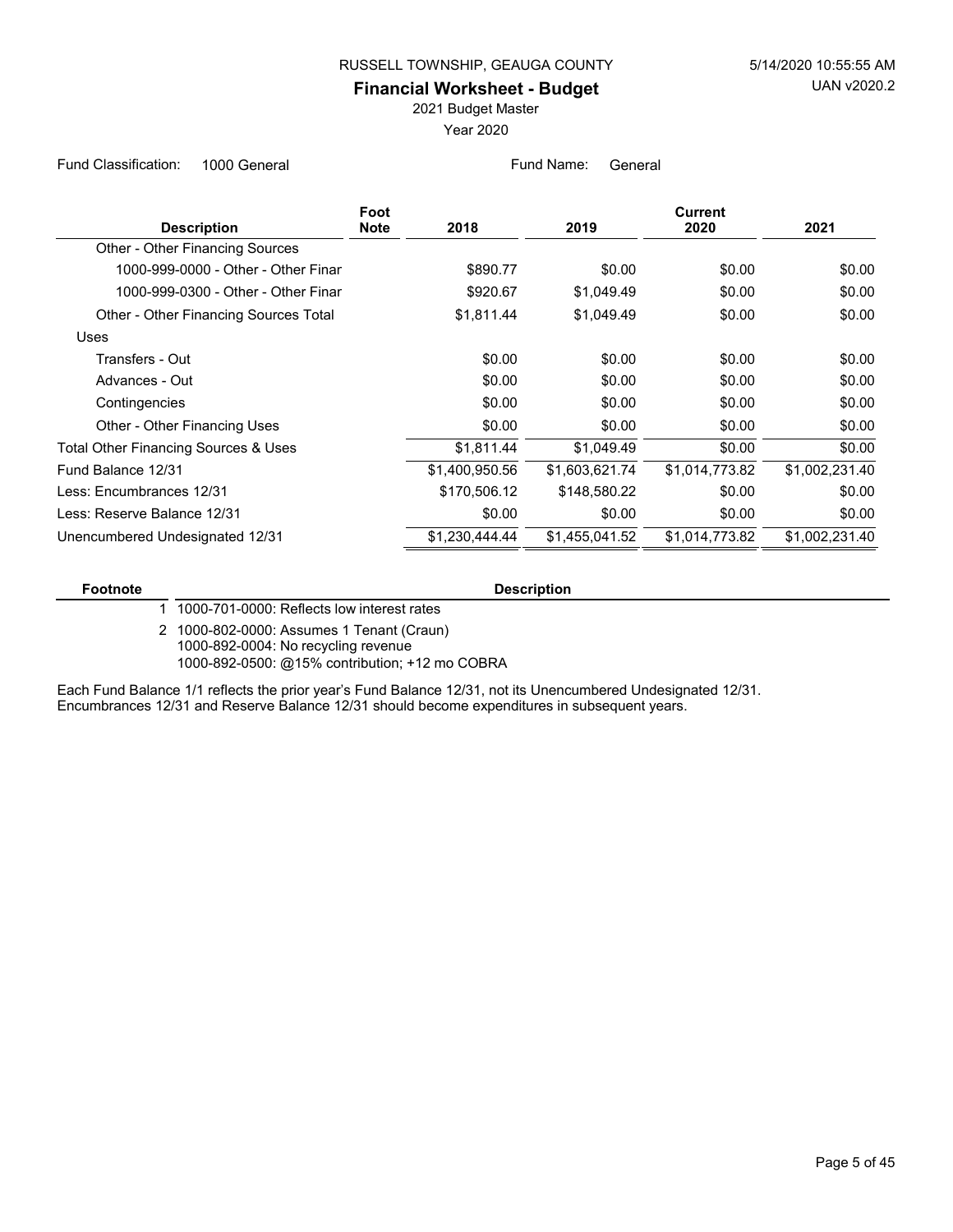RUSSELL TOWNSHIP, GEAUGA COUNTY

5/14/2020 10:55:55 AM

UAN v2020.2

## Financial Worksheet - Budget

2021 Budget Master

Year 2020

Fund Classification: 1000 General

Fund Name: General

| Description | Foot Note | 2018 | 2019 | Current 2020 | 2021 |
|---|---|---|---|---|---|
| Other - Other Financing Sources | | | | | |
| 1000-999-0000 - Other - Other Finar | | $890.77 | $0.00 | $0.00 | $0.00 |
| 1000-999-0300 - Other - Other Finar | | $920.67 | $1,049.49 | $0.00 | $0.00 |
| Other - Other Financing Sources Total | | $1,811.44 | $1,049.49 | $0.00 | $0.00 |
| Uses | | | | | |
| Transfers - Out | | $0.00 | $0.00 | $0.00 | $0.00 |
| Advances - Out | | $0.00 | $0.00 | $0.00 | $0.00 |
| Contingencies | | $0.00 | $0.00 | $0.00 | $0.00 |
| Other - Other Financing Uses | | $0.00 | $0.00 | $0.00 | $0.00 |
| Total Other Financing Sources & Uses | | $1,811.44 | $1,049.49 | $0.00 | $0.00 |
| Fund Balance 12/31 | | $1,400,950.56 | $1,603,621.74 | $1,014,773.82 | $1,002,231.40 |
| Less: Encumbrances 12/31 | | $170,506.12 | $148,580.22 | $0.00 | $0.00 |
| Less: Reserve Balance 12/31 | | $0.00 | $0.00 | $0.00 | $0.00 |
| Unencumbered Undesignated 12/31 | | $1,230,444.44 | $1,455,041.52 | $1,014,773.82 | $1,002,231.40 |

| Footnote | Description |
|---|---|
| 1 | 1000-701-0000: Reflects low interest rates |
| 2 | 1000-802-0000: Assumes 1 Tenant (Craun)<br>1000-892-0004: No recycling revenue<br>1000-892-0500: @15% contribution; +12 mo COBRA |

Each Fund Balance 1/1 reflects the prior year's Fund Balance 12/31, not its Unencumbered Undesignated 12/31.
Encumbrances 12/31 and Reserve Balance 12/31 should become expenditures in subsequent years.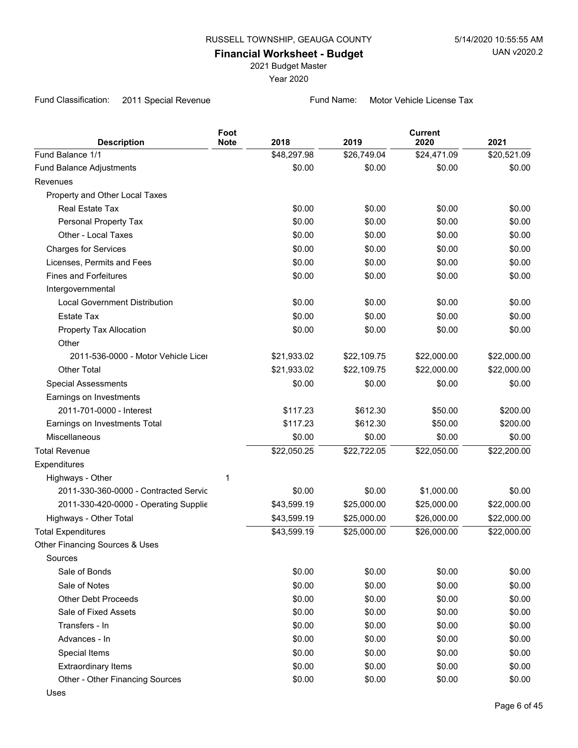RUSSELL TOWNSHIP, GEAUGA COUNTY

5/14/2020 10:55:55 AM

UAN v2020.2

## Financial Worksheet - Budget

2021 Budget Master

Year 2020

Fund Classification: 2011 Special Revenue

Fund Name: Motor Vehicle License Tax

| Description | Foot Note | 2018 | 2019 | Current 2020 | 2021 |
|---|---|---|---|---|---|
| Fund Balance 1/1 | | $48,297.98 | $26,749.04 | $24,471.09 | $20,521.09 |
| Fund Balance Adjustments | | $0.00 | $0.00 | $0.00 | $0.00 |
| Revenues | | | | | |
| Property and Other Local Taxes | | | | | |
| Real Estate Tax | | $0.00 | $0.00 | $0.00 | $0.00 |
| Personal Property Tax | | $0.00 | $0.00 | $0.00 | $0.00 |
| Other - Local Taxes | | $0.00 | $0.00 | $0.00 | $0.00 |
| Charges for Services | | $0.00 | $0.00 | $0.00 | $0.00 |
| Licenses, Permits and Fees | | $0.00 | $0.00 | $0.00 | $0.00 |
| Fines and Forfeitures | | $0.00 | $0.00 | $0.00 | $0.00 |
| Intergovernmental | | | | | |
| Local Government Distribution | | $0.00 | $0.00 | $0.00 | $0.00 |
| Estate Tax | | $0.00 | $0.00 | $0.00 | $0.00 |
| Property Tax Allocation | | $0.00 | $0.00 | $0.00 | $0.00 |
| Other | | | | | |
| 2011-536-0000 - Motor Vehicle Licei | | $21,933.02 | $22,109.75 | $22,000.00 | $22,000.00 |
| Other Total | | $21,933.02 | $22,109.75 | $22,000.00 | $22,000.00 |
| Special Assessments | | $0.00 | $0.00 | $0.00 | $0.00 |
| Earnings on Investments | | | | | |
| 2011-701-0000 - Interest | | $117.23 | $612.30 | $50.00 | $200.00 |
| Earnings on Investments Total | | $117.23 | $612.30 | $50.00 | $200.00 |
| Miscellaneous | | $0.00 | $0.00 | $0.00 | $0.00 |
| Total Revenue | | $22,050.25 | $22,722.05 | $22,050.00 | $22,200.00 |
| Expenditures | | | | | |
| Highways - Other | 1 | | | | |
| 2011-330-360-0000 - Contracted Servic | | $0.00 | $0.00 | $1,000.00 | $0.00 |
| 2011-330-420-0000 - Operating Supplie | | $43,599.19 | $25,000.00 | $25,000.00 | $22,000.00 |
| Highways - Other Total | | $43,599.19 | $25,000.00 | $26,000.00 | $22,000.00 |
| Total Expenditures | | $43,599.19 | $25,000.00 | $26,000.00 | $22,000.00 |
| Other Financing Sources & Uses | | | | | |
| Sources | | | | | |
| Sale of Bonds | | $0.00 | $0.00 | $0.00 | $0.00 |
| Sale of Notes | | $0.00 | $0.00 | $0.00 | $0.00 |
| Other Debt Proceeds | | $0.00 | $0.00 | $0.00 | $0.00 |
| Sale of Fixed Assets | | $0.00 | $0.00 | $0.00 | $0.00 |
| Transfers - In | | $0.00 | $0.00 | $0.00 | $0.00 |
| Advances - In | | $0.00 | $0.00 | $0.00 | $0.00 |
| Special Items | | $0.00 | $0.00 | $0.00 | $0.00 |
| Extraordinary Items | | $0.00 | $0.00 | $0.00 | $0.00 |
| Other - Other Financing Sources | | $0.00 | $0.00 | $0.00 | $0.00 |
| Uses | | | | | |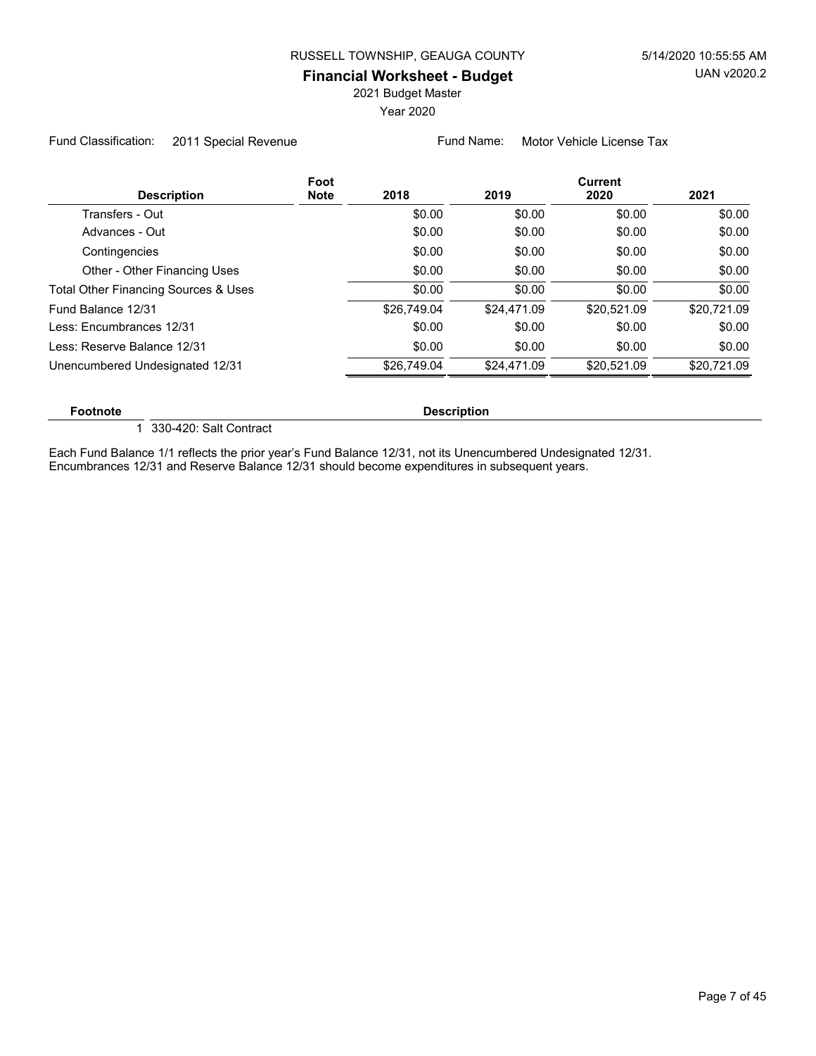RUSSELL TOWNSHIP, GEAUGA COUNTY

## Financial Worksheet - Budget

2021 Budget Master

Year 2020

Fund Classification: 2011 Special Revenue

Fund Name: Motor Vehicle License Tax

| Description | Foot Note | 2018 | 2019 | Current 2020 | 2021 |
|---|---|---|---|---|---|
| Transfers - Out | | $0.00 | $0.00 | $0.00 | $0.00 |
| Advances - Out | | $0.00 | $0.00 | $0.00 | $0.00 |
| Contingencies | | $0.00 | $0.00 | $0.00 | $0.00 |
| Other - Other Financing Uses | | $0.00 | $0.00 | $0.00 | $0.00 |
| Total Other Financing Sources & Uses | | $0.00 | $0.00 | $0.00 | $0.00 |
| Fund Balance 12/31 | | $26,749.04 | $24,471.09 | $20,521.09 | $20,721.09 |
| Less: Encumbrances 12/31 | | $0.00 | $0.00 | $0.00 | $0.00 |
| Less: Reserve Balance 12/31 | | $0.00 | $0.00 | $0.00 | $0.00 |
| Unencumbered Undesignated 12/31 | | $26,749.04 | $24,471.09 | $20,521.09 | $20,721.09 |

| Footnote | Description |
|---|---|
| 1 | 330-420: Salt Contract |

Each Fund Balance 1/1 reflects the prior year's Fund Balance 12/31, not its Unencumbered Undesignated 12/31. Encumbrances 12/31 and Reserve Balance 12/31 should become expenditures in subsequent years.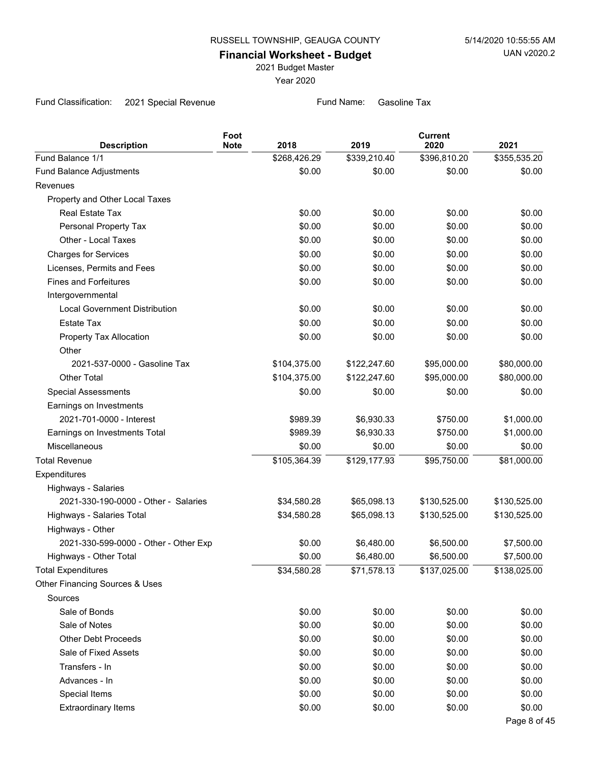RUSSELL TOWNSHIP, GEAUGA COUNTY

5/14/2020 10:55:55 AM

UAN v2020.2

## Financial Worksheet - Budget

2021 Budget Master

Year 2020

Fund Classification: 2021 Special Revenue

Fund Name: Gasoline Tax

| Description | Foot Note | 2018 | 2019 | Current 2020 | 2021 |
|---|---|---|---|---|---|
| Fund Balance 1/1 | | $268,426.29 | $339,210.40 | $396,810.20 | $355,535.20 |
| Fund Balance Adjustments | | $0.00 | $0.00 | $0.00 | $0.00 |
| Revenues | | | | | |
| Property and Other Local Taxes | | | | | |
| Real Estate Tax | | $0.00 | $0.00 | $0.00 | $0.00 |
| Personal Property Tax | | $0.00 | $0.00 | $0.00 | $0.00 |
| Other - Local Taxes | | $0.00 | $0.00 | $0.00 | $0.00 |
| Charges for Services | | $0.00 | $0.00 | $0.00 | $0.00 |
| Licenses, Permits and Fees | | $0.00 | $0.00 | $0.00 | $0.00 |
| Fines and Forfeitures | | $0.00 | $0.00 | $0.00 | $0.00 |
| Intergovernmental | | | | | |
| Local Government Distribution | | $0.00 | $0.00 | $0.00 | $0.00 |
| Estate Tax | | $0.00 | $0.00 | $0.00 | $0.00 |
| Property Tax Allocation | | $0.00 | $0.00 | $0.00 | $0.00 |
| Other | | | | | |
| 2021-537-0000 - Gasoline Tax | | $104,375.00 | $122,247.60 | $95,000.00 | $80,000.00 |
| Other Total | | $104,375.00 | $122,247.60 | $95,000.00 | $80,000.00 |
| Special Assessments | | $0.00 | $0.00 | $0.00 | $0.00 |
| Earnings on Investments | | | | | |
| 2021-701-0000 - Interest | | $989.39 | $6,930.33 | $750.00 | $1,000.00 |
| Earnings on Investments Total | | $989.39 | $6,930.33 | $750.00 | $1,000.00 |
| Miscellaneous | | $0.00 | $0.00 | $0.00 | $0.00 |
| Total Revenue | | $105,364.39 | $129,177.93 | $95,750.00 | $81,000.00 |
| Expenditures | | | | | |
| Highways - Salaries | | | | | |
| 2021-330-190-0000 - Other - Salaries | | $34,580.28 | $65,098.13 | $130,525.00 | $130,525.00 |
| Highways - Salaries Total | | $34,580.28 | $65,098.13 | $130,525.00 | $130,525.00 |
| Highways - Other | | | | | |
| 2021-330-599-0000 - Other - Other Exp | | $0.00 | $6,480.00 | $6,500.00 | $7,500.00 |
| Highways - Other Total | | $0.00 | $6,480.00 | $6,500.00 | $7,500.00 |
| Total Expenditures | | $34,580.28 | $71,578.13 | $137,025.00 | $138,025.00 |
| Other Financing Sources & Uses | | | | | |
| Sources | | | | | |
| Sale of Bonds | | $0.00 | $0.00 | $0.00 | $0.00 |
| Sale of Notes | | $0.00 | $0.00 | $0.00 | $0.00 |
| Other Debt Proceeds | | $0.00 | $0.00 | $0.00 | $0.00 |
| Sale of Fixed Assets | | $0.00 | $0.00 | $0.00 | $0.00 |
| Transfers - In | | $0.00 | $0.00 | $0.00 | $0.00 |
| Advances - In | | $0.00 | $0.00 | $0.00 | $0.00 |
| Special Items | | $0.00 | $0.00 | $0.00 | $0.00 |
| Extraordinary Items | | $0.00 | $0.00 | $0.00 | $0.00 |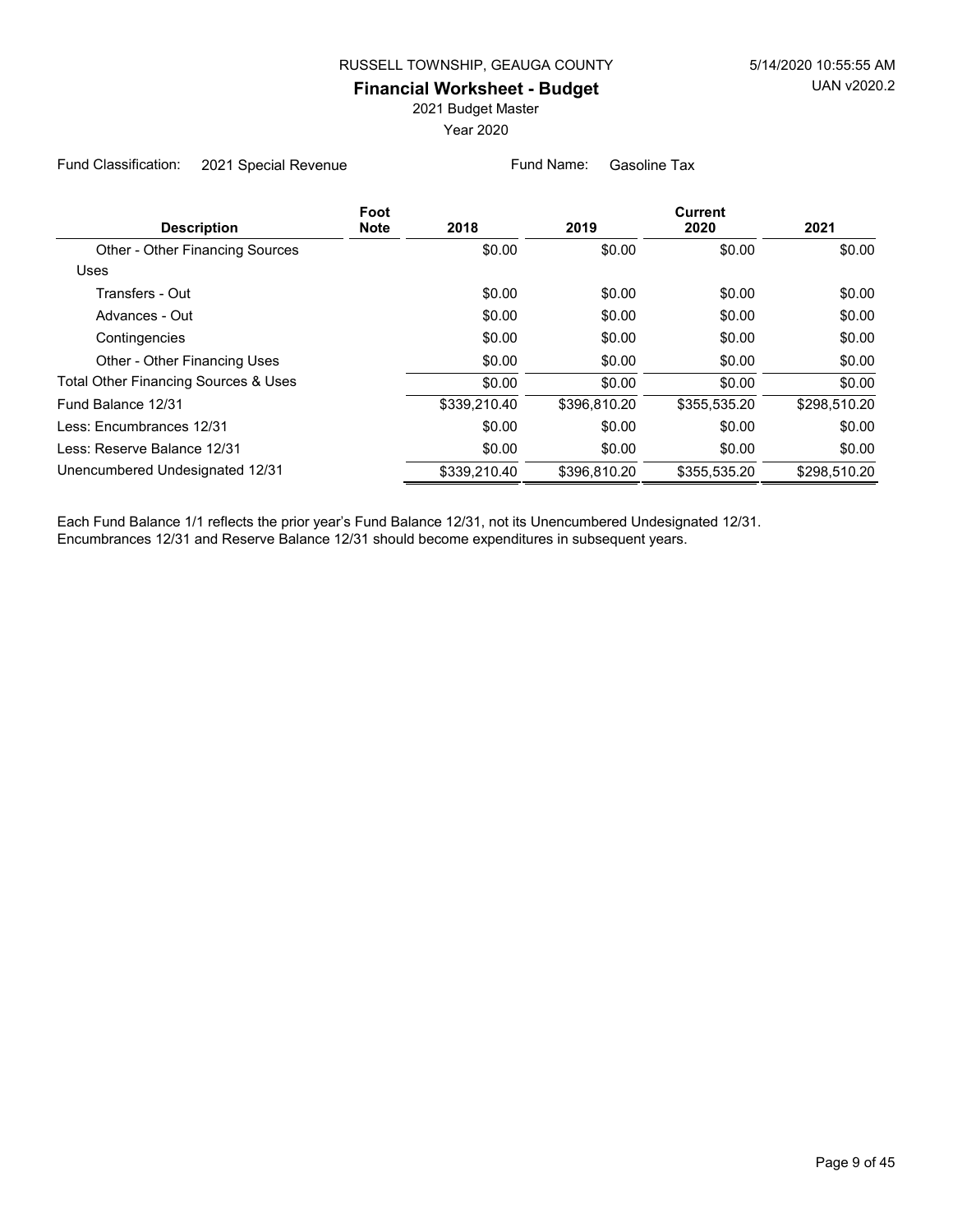RUSSELL TOWNSHIP, GEAUGA COUNTY

## Financial Worksheet - Budget

2021 Budget Master

Year 2020

Fund Classification: 2021 Special Revenue    Fund Name: Gasoline Tax

| Description | Foot Note | 2018 | 2019 | Current 2020 | 2021 |
|---|---|---|---|---|---|
| Other - Other Financing Sources | | $0.00 | $0.00 | $0.00 | $0.00 |
| Uses | | | | | |
| Transfers - Out | | $0.00 | $0.00 | $0.00 | $0.00 |
| Advances - Out | | $0.00 | $0.00 | $0.00 | $0.00 |
| Contingencies | | $0.00 | $0.00 | $0.00 | $0.00 |
| Other - Other Financing Uses | | $0.00 | $0.00 | $0.00 | $0.00 |
| Total Other Financing Sources & Uses | | $0.00 | $0.00 | $0.00 | $0.00 |
| Fund Balance 12/31 | | $339,210.40 | $396,810.20 | $355,535.20 | $298,510.20 |
| Less: Encumbrances 12/31 | | $0.00 | $0.00 | $0.00 | $0.00 |
| Less: Reserve Balance 12/31 | | $0.00 | $0.00 | $0.00 | $0.00 |
| Unencumbered Undesignated 12/31 | | $339,210.40 | $396,810.20 | $355,535.20 | $298,510.20 |

Each Fund Balance 1/1 reflects the prior year's Fund Balance 12/31, not its Unencumbered Undesignated 12/31.
Encumbrances 12/31 and Reserve Balance 12/31 should become expenditures in subsequent years.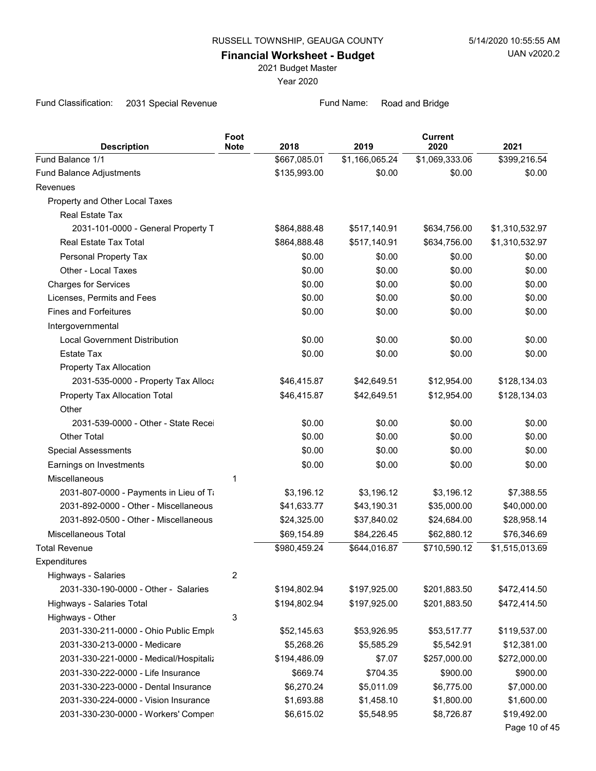RUSSELL TOWNSHIP, GEAUGA COUNTY

# Financial Worksheet - Budget

2021 Budget Master

Year 2020

Fund Classification: 2031 Special Revenue

Fund Name: Road and Bridge

| Description | Foot Note | 2018 | 2019 | Current 2020 | 2021 |
|---|---|---|---|---|---|
| Fund Balance 1/1 | | $667,085.01 | $1,166,065.24 | $1,069,333.06 | $399,216.54 |
| Fund Balance Adjustments | | $135,993.00 | $0.00 | $0.00 | $0.00 |
| Revenues | | | | | |
| Property and Other Local Taxes | | | | | |
| Real Estate Tax | | | | | |
| 2031-101-0000 - General Property T | | $864,888.48 | $517,140.91 | $634,756.00 | $1,310,532.97 |
| Real Estate Tax Total | | $864,888.48 | $517,140.91 | $634,756.00 | $1,310,532.97 |
| Personal Property Tax | | $0.00 | $0.00 | $0.00 | $0.00 |
| Other - Local Taxes | | $0.00 | $0.00 | $0.00 | $0.00 |
| Charges for Services | | $0.00 | $0.00 | $0.00 | $0.00 |
| Licenses, Permits and Fees | | $0.00 | $0.00 | $0.00 | $0.00 |
| Fines and Forfeitures | | $0.00 | $0.00 | $0.00 | $0.00 |
| Intergovernmental | | | | | |
| Local Government Distribution | | $0.00 | $0.00 | $0.00 | $0.00 |
| Estate Tax | | $0.00 | $0.00 | $0.00 | $0.00 |
| Property Tax Allocation | | | | | |
| 2031-535-0000 - Property Tax Alloca | | $46,415.87 | $42,649.51 | $12,954.00 | $128,134.03 |
| Property Tax Allocation Total | | $46,415.87 | $42,649.51 | $12,954.00 | $128,134.03 |
| Other | | | | | |
| 2031-539-0000 - Other - State Recei | | $0.00 | $0.00 | $0.00 | $0.00 |
| Other Total | | $0.00 | $0.00 | $0.00 | $0.00 |
| Special Assessments | | $0.00 | $0.00 | $0.00 | $0.00 |
| Earnings on Investments | | $0.00 | $0.00 | $0.00 | $0.00 |
| Miscellaneous | 1 | | | | |
| 2031-807-0000 - Payments in Lieu of Ta | | $3,196.12 | $3,196.12 | $3,196.12 | $7,388.55 |
| 2031-892-0000 - Other - Miscellaneous | | $41,633.77 | $43,190.31 | $35,000.00 | $40,000.00 |
| 2031-892-0500 - Other - Miscellaneous | | $24,325.00 | $37,840.02 | $24,684.00 | $28,958.14 |
| Miscellaneous Total | | $69,154.89 | $84,226.45 | $62,880.12 | $76,346.69 |
| Total Revenue | | $980,459.24 | $644,016.87 | $710,590.12 | $1,515,013.69 |
| Expenditures | | | | | |
| Highways - Salaries | 2 | | | | |
| 2031-330-190-0000 - Other - Salaries | | $194,802.94 | $197,925.00 | $201,883.50 | $472,414.50 |
| Highways - Salaries Total | | $194,802.94 | $197,925.00 | $201,883.50 | $472,414.50 |
| Highways - Other | 3 | | | | |
| 2031-330-211-0000 - Ohio Public Emplo | | $52,145.63 | $53,926.95 | $53,517.77 | $119,537.00 |
| 2031-330-213-0000 - Medicare | | $5,268.26 | $5,585.29 | $5,542.91 | $12,381.00 |
| 2031-330-221-0000 - Medical/Hospitaliz | | $194,486.09 | $7.07 | $257,000.00 | $272,000.00 |
| 2031-330-222-0000 - Life Insurance | | $669.74 | $704.35 | $900.00 | $900.00 |
| 2031-330-223-0000 - Dental Insurance | | $6,270.24 | $5,011.09 | $6,775.00 | $7,000.00 |
| 2031-330-224-0000 - Vision Insurance | | $1,693.88 | $1,458.10 | $1,800.00 | $1,600.00 |
| 2031-330-230-0000 - Workers' Compen | | $6,615.02 | $5,548.95 | $8,726.87 | $19,492.00 |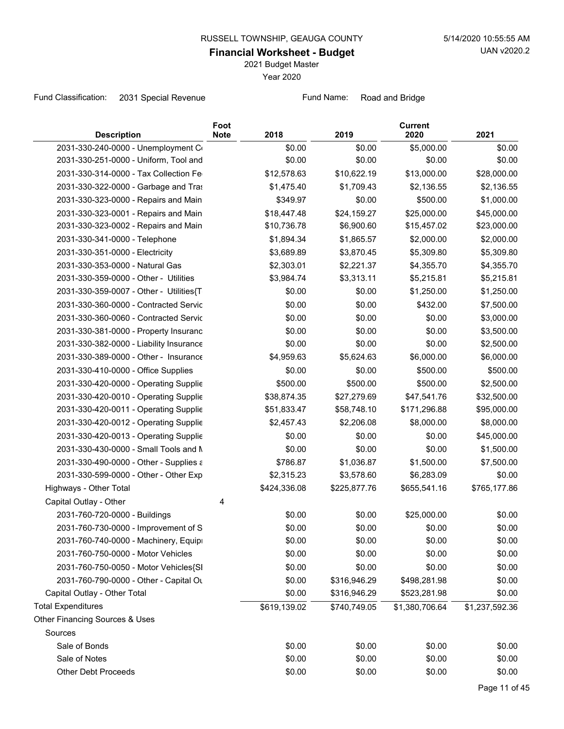RUSSELL TOWNSHIP, GEAUGA COUNTY

**Financial Worksheet - Budget**

2021 Budget Master

Year 2020

Fund Classification: 2031 Special Revenue    Fund Name: Road and Bridge

| Description | Foot Note | 2018 | 2019 | Current 2020 | 2021 |
|---|---|---|---|---|---|
| 2031-330-240-0000 - Unemployment C |  | $0.00 | $0.00 | $5,000.00 | $0.00 |
| 2031-330-251-0000 - Uniform, Tool and |  | $0.00 | $0.00 | $0.00 | $0.00 |
| 2031-330-314-0000 - Tax Collection Fe |  | $12,578.63 | $10,622.19 | $13,000.00 | $28,000.00 |
| 2031-330-322-0000 - Garbage and Tras |  | $1,475.40 | $1,709.43 | $2,136.55 | $2,136.55 |
| 2031-330-323-0000 - Repairs and Main |  | $349.97 | $0.00 | $500.00 | $1,000.00 |
| 2031-330-323-0001 - Repairs and Main |  | $18,447.48 | $24,159.27 | $25,000.00 | $45,000.00 |
| 2031-330-323-0002 - Repairs and Main |  | $10,736.78 | $6,900.60 | $15,457.02 | $23,000.00 |
| 2031-330-341-0000 - Telephone |  | $1,894.34 | $1,865.57 | $2,000.00 | $2,000.00 |
| 2031-330-351-0000 - Electricity |  | $3,689.89 | $3,870.45 | $5,309.80 | $5,309.80 |
| 2031-330-353-0000 - Natural Gas |  | $2,303.01 | $2,221.37 | $4,355.70 | $4,355.70 |
| 2031-330-359-0000 - Other - Utilities |  | $3,984.74 | $3,313.11 | $5,215.81 | $5,215.81 |
| 2031-330-359-0007 - Other - Utilities{T |  | $0.00 | $0.00 | $1,250.00 | $1,250.00 |
| 2031-330-360-0000 - Contracted Servic |  | $0.00 | $0.00 | $432.00 | $7,500.00 |
| 2031-330-360-0060 - Contracted Servic |  | $0.00 | $0.00 | $0.00 | $3,000.00 |
| 2031-330-381-0000 - Property Insuranc |  | $0.00 | $0.00 | $0.00 | $3,500.00 |
| 2031-330-382-0000 - Liability Insurance |  | $0.00 | $0.00 | $0.00 | $2,500.00 |
| 2031-330-389-0000 - Other - Insurance |  | $4,959.63 | $5,624.63 | $6,000.00 | $6,000.00 |
| 2031-330-410-0000 - Office Supplies |  | $0.00 | $0.00 | $500.00 | $500.00 |
| 2031-330-420-0000 - Operating Supplie |  | $500.00 | $500.00 | $500.00 | $2,500.00 |
| 2031-330-420-0010 - Operating Supplie |  | $38,874.35 | $27,279.69 | $47,541.76 | $32,500.00 |
| 2031-330-420-0011 - Operating Supplie |  | $51,833.47 | $58,748.10 | $171,296.88 | $95,000.00 |
| 2031-330-420-0012 - Operating Supplie |  | $2,457.43 | $2,206.08 | $8,000.00 | $8,000.00 |
| 2031-330-420-0013 - Operating Supplie |  | $0.00 | $0.00 | $0.00 | $45,000.00 |
| 2031-330-430-0000 - Small Tools and M |  | $0.00 | $0.00 | $0.00 | $1,500.00 |
| 2031-330-490-0000 - Other - Supplies a |  | $786.87 | $1,036.87 | $1,500.00 | $7,500.00 |
| 2031-330-599-0000 - Other - Other Exp |  | $2,315.23 | $3,578.60 | $6,283.09 | $0.00 |
| Highways - Other Total |  | $424,336.08 | $225,877.76 | $655,541.16 | $765,177.86 |
| Capital Outlay - Other | 4 |  |  |  |  |
| 2031-760-720-0000 - Buildings |  | $0.00 | $0.00 | $25,000.00 | $0.00 |
| 2031-760-730-0000 - Improvement of S |  | $0.00 | $0.00 | $0.00 | $0.00 |
| 2031-760-740-0000 - Machinery, Equip |  | $0.00 | $0.00 | $0.00 | $0.00 |
| 2031-760-750-0000 - Motor Vehicles |  | $0.00 | $0.00 | $0.00 | $0.00 |
| 2031-760-750-0050 - Motor Vehicles{SI |  | $0.00 | $0.00 | $0.00 | $0.00 |
| 2031-760-790-0000 - Other - Capital Ou |  | $0.00 | $316,946.29 | $498,281.98 | $0.00 |
| Capital Outlay - Other Total |  | $0.00 | $316,946.29 | $523,281.98 | $0.00 |
| Total Expenditures |  | $619,139.02 | $740,749.05 | $1,380,706.64 | $1,237,592.36 |
| Other Financing Sources & Uses |  |  |  |  |  |
| Sources |  |  |  |  |  |
| Sale of Bonds |  | $0.00 | $0.00 | $0.00 | $0.00 |
| Sale of Notes |  | $0.00 | $0.00 | $0.00 | $0.00 |
| Other Debt Proceeds |  | $0.00 | $0.00 | $0.00 | $0.00 |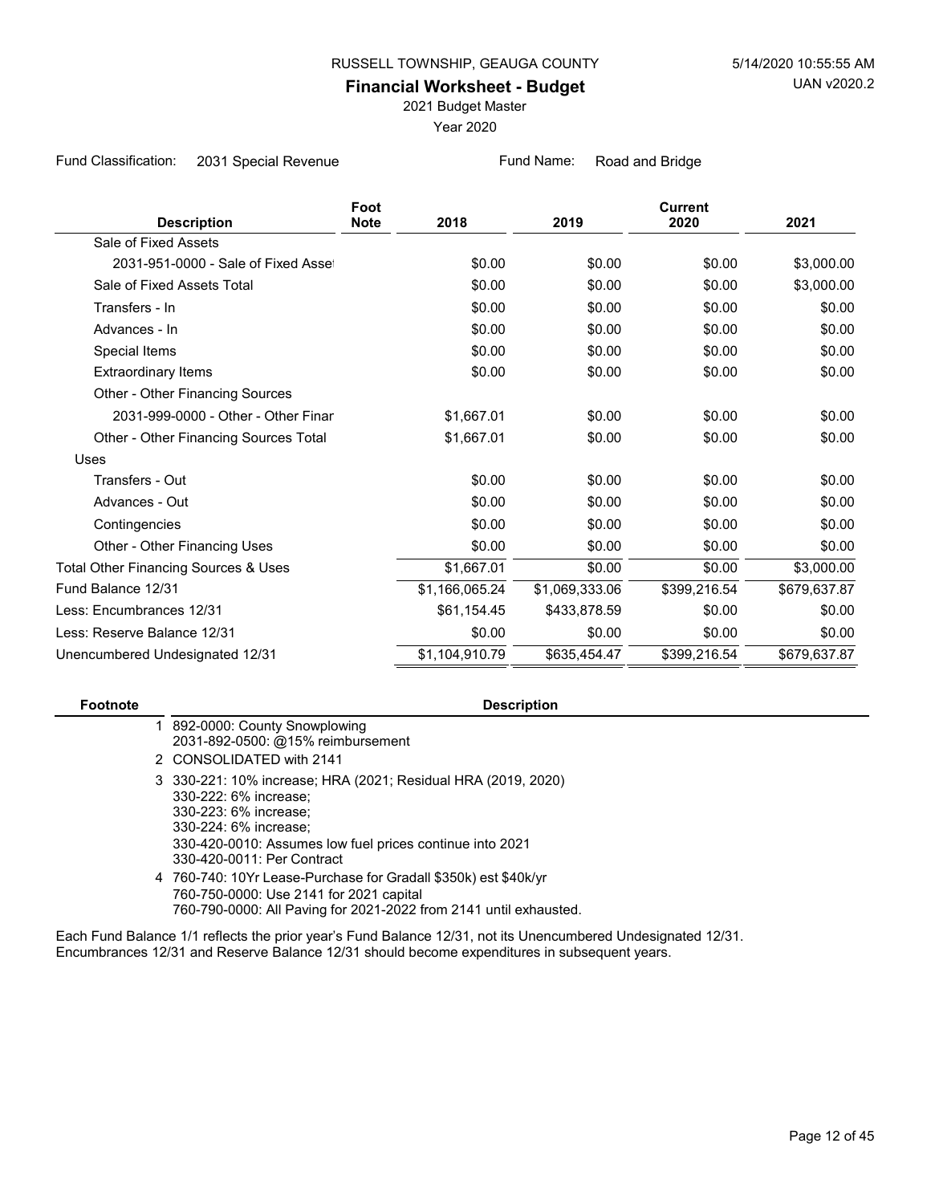RUSSELL TOWNSHIP, GEAUGA COUNTY

5/14/2020 10:55:55 AM

# Financial Worksheet - Budget

UAN v2020.2

2021 Budget Master

Year 2020

Fund Classification: 2031 Special Revenue

Fund Name: Road and Bridge

| Description | Foot Note | 2018 | 2019 | Current 2020 | 2021 |
|---|---|---|---|---|---|
| Sale of Fixed Assets | | | | | |
| 2031-951-0000 - Sale of Fixed Asset | | $0.00 | $0.00 | $0.00 | $3,000.00 |
| Sale of Fixed Assets Total | | $0.00 | $0.00 | $0.00 | $3,000.00 |
| Transfers - In | | $0.00 | $0.00 | $0.00 | $0.00 |
| Advances - In | | $0.00 | $0.00 | $0.00 | $0.00 |
| Special Items | | $0.00 | $0.00 | $0.00 | $0.00 |
| Extraordinary Items | | $0.00 | $0.00 | $0.00 | $0.00 |
| Other - Other Financing Sources | | | | | |
| 2031-999-0000 - Other - Other Finar | | $1,667.01 | $0.00 | $0.00 | $0.00 |
| Other - Other Financing Sources Total | | $1,667.01 | $0.00 | $0.00 | $0.00 |
| Uses | | | | | |
| Transfers - Out | | $0.00 | $0.00 | $0.00 | $0.00 |
| Advances - Out | | $0.00 | $0.00 | $0.00 | $0.00 |
| Contingencies | | $0.00 | $0.00 | $0.00 | $0.00 |
| Other - Other Financing Uses | | $0.00 | $0.00 | $0.00 | $0.00 |
| Total Other Financing Sources & Uses | | $1,667.01 | $0.00 | $0.00 | $3,000.00 |
| Fund Balance 12/31 | | $1,166,065.24 | $1,069,333.06 | $399,216.54 | $679,637.87 |
| Less: Encumbrances 12/31 | | $61,154.45 | $433,878.59 | $0.00 | $0.00 |
| Less: Reserve Balance 12/31 | | $0.00 | $0.00 | $0.00 | $0.00 |
| Unencumbered Undesignated 12/31 | | $1,104,910.79 | $635,454.47 | $399,216.54 | $679,637.87 |

| Footnote | Description |
|---|---|
| 1 | 892-0000: County Snowplowing<br>2031-892-0500: @15% reimbursement |
| 2 | CONSOLIDATED with 2141 |
| 3 | 330-221: 10% increase; HRA (2021; Residual HRA (2019, 2020)<br>330-222: 6% increase;<br>330-223: 6% increase;<br>330-224: 6% increase;<br>330-420-0010: Assumes low fuel prices continue into 2021<br>330-420-0011: Per Contract |
| 4 | 760-740: 10Yr Lease-Purchase for Gradall $350k) est $40k/yr<br>760-750-0000: Use 2141 for 2021 capital<br>760-790-0000: All Paving for 2021-2022 from 2141 until exhausted. |

Each Fund Balance 1/1 reflects the prior year's Fund Balance 12/31, not its Unencumbered Undesignated 12/31.
Encumbrances 12/31 and Reserve Balance 12/31 should become expenditures in subsequent years.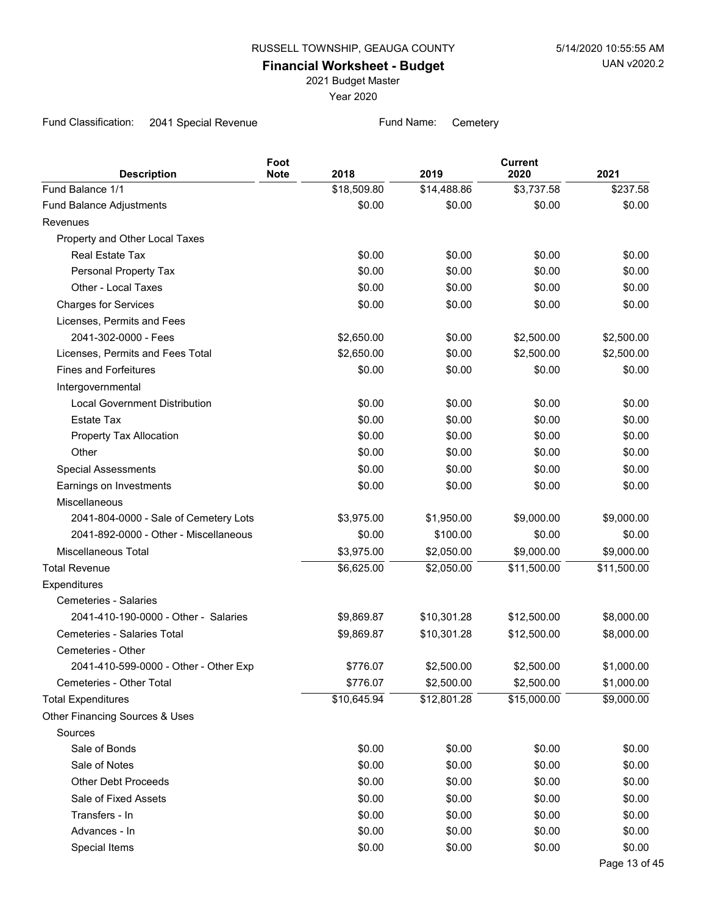RUSSELL TOWNSHIP, GEAUGA COUNTY

5/14/2020 10:55:55 AM

UAN v2020.2

# Financial Worksheet - Budget

2021 Budget Master

Year 2020

Fund Classification: 2041 Special Revenue

Fund Name: Cemetery

| Description | Foot Note | 2018 | 2019 | Current 2020 | 2021 |
|---|---|---|---|---|---|
| Fund Balance 1/1 | | $18,509.80 | $14,488.86 | $3,737.58 | $237.58 |
| Fund Balance Adjustments | | $0.00 | $0.00 | $0.00 | $0.00 |
| Revenues | | | | | |
| Property and Other Local Taxes | | | | | |
| Real Estate Tax | | $0.00 | $0.00 | $0.00 | $0.00 |
| Personal Property Tax | | $0.00 | $0.00 | $0.00 | $0.00 |
| Other - Local Taxes | | $0.00 | $0.00 | $0.00 | $0.00 |
| Charges for Services | | $0.00 | $0.00 | $0.00 | $0.00 |
| Licenses, Permits and Fees | | | | | |
| 2041-302-0000 - Fees | | $2,650.00 | $0.00 | $2,500.00 | $2,500.00 |
| Licenses, Permits and Fees Total | | $2,650.00 | $0.00 | $2,500.00 | $2,500.00 |
| Fines and Forfeitures | | $0.00 | $0.00 | $0.00 | $0.00 |
| Intergovernmental | | | | | |
| Local Government Distribution | | $0.00 | $0.00 | $0.00 | $0.00 |
| Estate Tax | | $0.00 | $0.00 | $0.00 | $0.00 |
| Property Tax Allocation | | $0.00 | $0.00 | $0.00 | $0.00 |
| Other | | $0.00 | $0.00 | $0.00 | $0.00 |
| Special Assessments | | $0.00 | $0.00 | $0.00 | $0.00 |
| Earnings on Investments | | $0.00 | $0.00 | $0.00 | $0.00 |
| Miscellaneous | | | | | |
| 2041-804-0000 - Sale of Cemetery Lots | | $3,975.00 | $1,950.00 | $9,000.00 | $9,000.00 |
| 2041-892-0000 - Other - Miscellaneous | | $0.00 | $100.00 | $0.00 | $0.00 |
| Miscellaneous Total | | $3,975.00 | $2,050.00 | $9,000.00 | $9,000.00 |
| Total Revenue | | $6,625.00 | $2,050.00 | $11,500.00 | $11,500.00 |
| Expenditures | | | | | |
| Cemeteries - Salaries | | | | | |
| 2041-410-190-0000 - Other - Salaries | | $9,869.87 | $10,301.28 | $12,500.00 | $8,000.00 |
| Cemeteries - Salaries Total | | $9,869.87 | $10,301.28 | $12,500.00 | $8,000.00 |
| Cemeteries - Other | | | | | |
| 2041-410-599-0000 - Other - Other Exp | | $776.07 | $2,500.00 | $2,500.00 | $1,000.00 |
| Cemeteries - Other Total | | $776.07 | $2,500.00 | $2,500.00 | $1,000.00 |
| Total Expenditures | | $10,645.94 | $12,801.28 | $15,000.00 | $9,000.00 |
| Other Financing Sources & Uses | | | | | |
| Sources | | | | | |
| Sale of Bonds | | $0.00 | $0.00 | $0.00 | $0.00 |
| Sale of Notes | | $0.00 | $0.00 | $0.00 | $0.00 |
| Other Debt Proceeds | | $0.00 | $0.00 | $0.00 | $0.00 |
| Sale of Fixed Assets | | $0.00 | $0.00 | $0.00 | $0.00 |
| Transfers - In | | $0.00 | $0.00 | $0.00 | $0.00 |
| Advances - In | | $0.00 | $0.00 | $0.00 | $0.00 |
| Special Items | | $0.00 | $0.00 | $0.00 | $0.00 |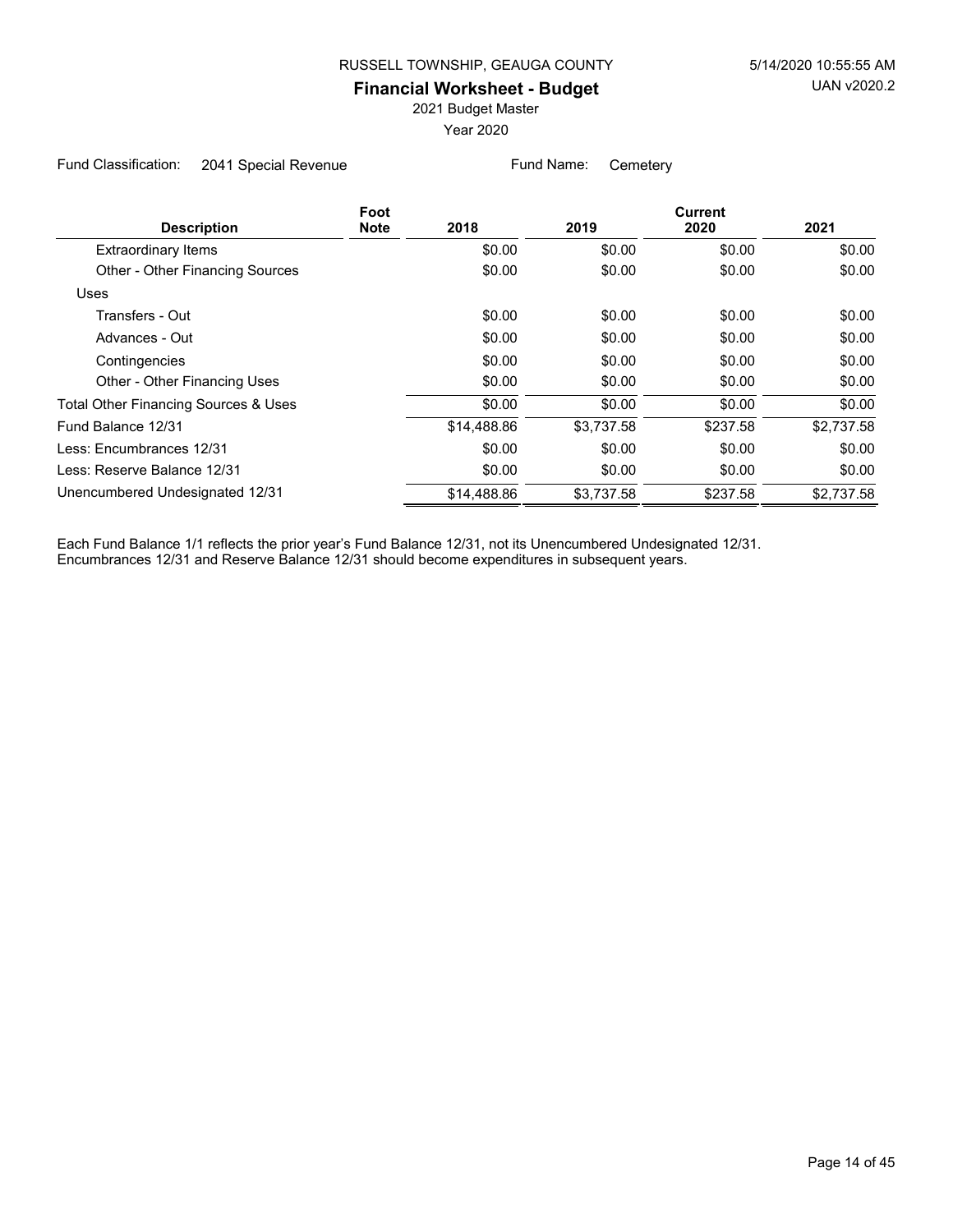RUSSELL TOWNSHIP, GEAUGA COUNTY

**Financial Worksheet - Budget**

2021 Budget Master

Year 2020

Fund Classification: 2041 Special Revenue    Fund Name: Cemetery

| Description | Foot Note | 2018 | 2019 | Current 2020 | 2021 |
|---|---|---|---|---|---|
| Extraordinary Items | | $0.00 | $0.00 | $0.00 | $0.00 |
| Other - Other Financing Sources | | $0.00 | $0.00 | $0.00 | $0.00 |
| Uses | | | | | |
| Transfers - Out | | $0.00 | $0.00 | $0.00 | $0.00 |
| Advances - Out | | $0.00 | $0.00 | $0.00 | $0.00 |
| Contingencies | | $0.00 | $0.00 | $0.00 | $0.00 |
| Other - Other Financing Uses | | $0.00 | $0.00 | $0.00 | $0.00 |
| Total Other Financing Sources & Uses | | $0.00 | $0.00 | $0.00 | $0.00 |
| Fund Balance 12/31 | | $14,488.86 | $3,737.58 | $237.58 | $2,737.58 |
| Less: Encumbrances 12/31 | | $0.00 | $0.00 | $0.00 | $0.00 |
| Less: Reserve Balance 12/31 | | $0.00 | $0.00 | $0.00 | $0.00 |
| Unencumbered Undesignated 12/31 | | $14,488.86 | $3,737.58 | $237.58 | $2,737.58 |

Each Fund Balance 1/1 reflects the prior year's Fund Balance 12/31, not its Unencumbered Undesignated 12/31.
Encumbrances 12/31 and Reserve Balance 12/31 should become expenditures in subsequent years.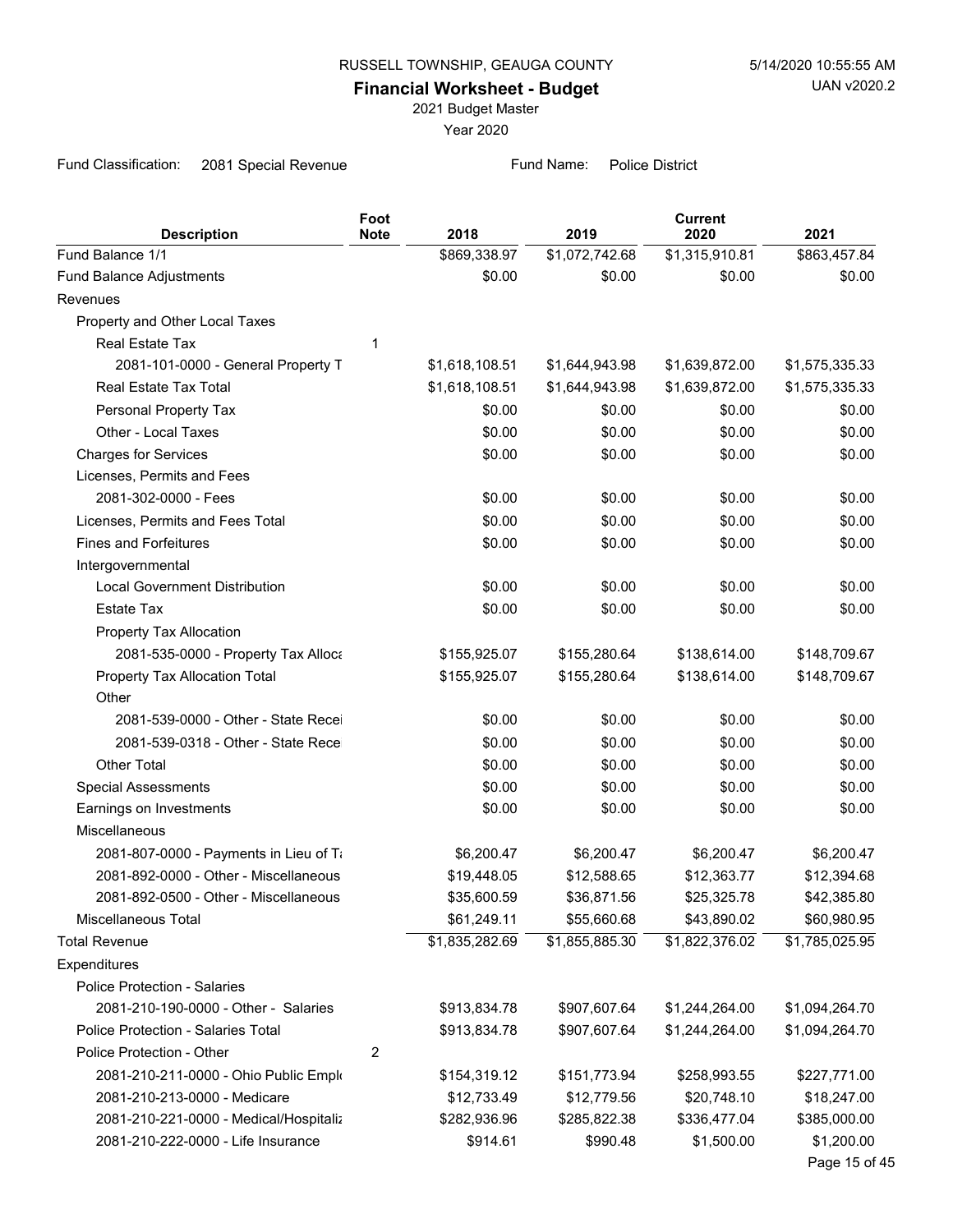RUSSELL TOWNSHIP, GEAUGA COUNTY

5/14/2020 10:55:55 AM

UAN v2020.2

**Financial Worksheet - Budget**

2021 Budget Master

Year 2020

Fund Classification: 2081 Special Revenue

Fund Name: Police District

| Description | Foot Note | 2018 | 2019 | Current 2020 | 2021 |
|---|---|---|---|---|---|
| Fund Balance 1/1 | | $869,338.97 | $1,072,742.68 | $1,315,910.81 | $863,457.84 |
| Fund Balance Adjustments | | $0.00 | $0.00 | $0.00 | $0.00 |
| Revenues | | | | | |
| Property and Other Local Taxes | | | | | |
| Real Estate Tax | 1 | | | | |
| 2081-101-0000 - General Property T | | $1,618,108.51 | $1,644,943.98 | $1,639,872.00 | $1,575,335.33 |
| Real Estate Tax Total | | $1,618,108.51 | $1,644,943.98 | $1,639,872.00 | $1,575,335.33 |
| Personal Property Tax | | $0.00 | $0.00 | $0.00 | $0.00 |
| Other - Local Taxes | | $0.00 | $0.00 | $0.00 | $0.00 |
| Charges for Services | | $0.00 | $0.00 | $0.00 | $0.00 |
| Licenses, Permits and Fees | | | | | |
| 2081-302-0000 - Fees | | $0.00 | $0.00 | $0.00 | $0.00 |
| Licenses, Permits and Fees Total | | $0.00 | $0.00 | $0.00 | $0.00 |
| Fines and Forfeitures | | $0.00 | $0.00 | $0.00 | $0.00 |
| Intergovernmental | | | | | |
| Local Government Distribution | | $0.00 | $0.00 | $0.00 | $0.00 |
| Estate Tax | | $0.00 | $0.00 | $0.00 | $0.00 |
| Property Tax Allocation | | | | | |
| 2081-535-0000 - Property Tax Alloca | | $155,925.07 | $155,280.64 | $138,614.00 | $148,709.67 |
| Property Tax Allocation Total | | $155,925.07 | $155,280.64 | $138,614.00 | $148,709.67 |
| Other | | | | | |
| 2081-539-0000 - Other - State Recei | | $0.00 | $0.00 | $0.00 | $0.00 |
| 2081-539-0318 - Other - State Rece | | $0.00 | $0.00 | $0.00 | $0.00 |
| Other Total | | $0.00 | $0.00 | $0.00 | $0.00 |
| Special Assessments | | $0.00 | $0.00 | $0.00 | $0.00 |
| Earnings on Investments | | $0.00 | $0.00 | $0.00 | $0.00 |
| Miscellaneous | | | | | |
| 2081-807-0000 - Payments in Lieu of Ta | | $6,200.47 | $6,200.47 | $6,200.47 | $6,200.47 |
| 2081-892-0000 - Other - Miscellaneous | | $19,448.05 | $12,588.65 | $12,363.77 | $12,394.68 |
| 2081-892-0500 - Other - Miscellaneous | | $35,600.59 | $36,871.56 | $25,325.78 | $42,385.80 |
| Miscellaneous Total | | $61,249.11 | $55,660.68 | $43,890.02 | $60,980.95 |
| Total Revenue | | $1,835,282.69 | $1,855,885.30 | $1,822,376.02 | $1,785,025.95 |
| Expenditures | | | | | |
| Police Protection - Salaries | | | | | |
| 2081-210-190-0000 - Other - Salaries | | $913,834.78 | $907,607.64 | $1,244,264.00 | $1,094,264.70 |
| Police Protection - Salaries Total | | $913,834.78 | $907,607.64 | $1,244,264.00 | $1,094,264.70 |
| Police Protection - Other | 2 | | | | |
| 2081-210-211-0000 - Ohio Public Emplo | | $154,319.12 | $151,773.94 | $258,993.55 | $227,771.00 |
| 2081-210-213-0000 - Medicare | | $12,733.49 | $12,779.56 | $20,748.10 | $18,247.00 |
| 2081-210-221-0000 - Medical/Hospitaliz | | $282,936.96 | $285,822.38 | $336,477.04 | $385,000.00 |
| 2081-210-222-0000 - Life Insurance | | $914.61 | $990.48 | $1,500.00 | $1,200.00 |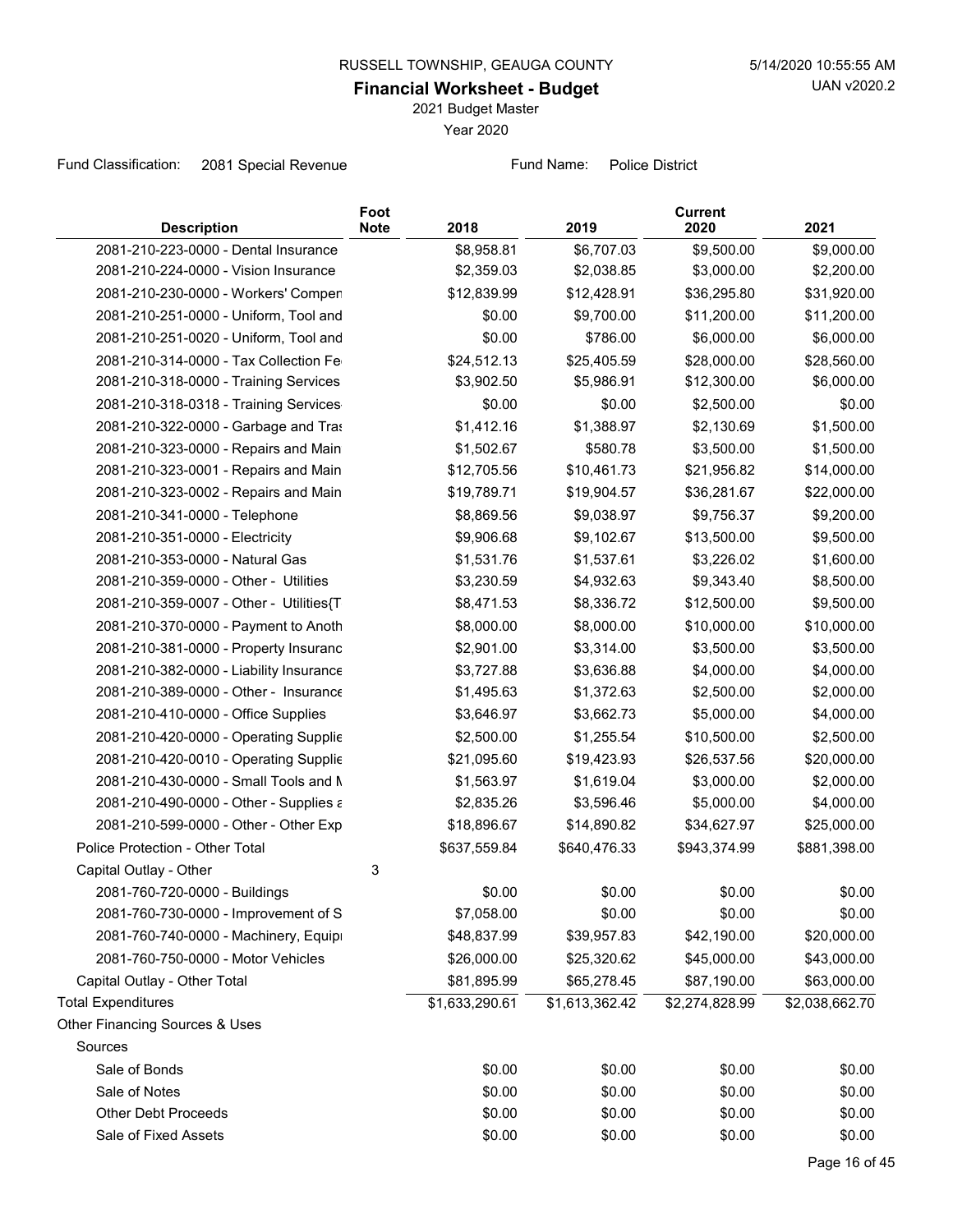RUSSELL TOWNSHIP, GEAUGA COUNTY

**Financial Worksheet - Budget**

2021 Budget Master

Year 2020

5/14/2020 10:55:55 AM

UAN v2020.2

Fund Classification: 2081 Special Revenue

Fund Name: Police District

| Description | Foot Note | 2018 | 2019 | Current 2020 | 2021 |
|---|---|---|---|---|---|
| 2081-210-223-0000 - Dental Insurance | | $8,958.81 | $6,707.03 | $9,500.00 | $9,000.00 |
| 2081-210-224-0000 - Vision Insurance | | $2,359.03 | $2,038.85 | $3,000.00 | $2,200.00 |
| 2081-210-230-0000 - Workers' Compen | | $12,839.99 | $12,428.91 | $36,295.80 | $31,920.00 |
| 2081-210-251-0000 - Uniform, Tool and | | $0.00 | $9,700.00 | $11,200.00 | $11,200.00 |
| 2081-210-251-0020 - Uniform, Tool and | | $0.00 | $786.00 | $6,000.00 | $6,000.00 |
| 2081-210-314-0000 - Tax Collection Fe | | $24,512.13 | $25,405.59 | $28,000.00 | $28,560.00 |
| 2081-210-318-0000 - Training Services | | $3,902.50 | $5,986.91 | $12,300.00 | $6,000.00 |
| 2081-210-318-0318 - Training Services | | $0.00 | $0.00 | $2,500.00 | $0.00 |
| 2081-210-322-0000 - Garbage and Tras | | $1,412.16 | $1,388.97 | $2,130.69 | $1,500.00 |
| 2081-210-323-0000 - Repairs and Main | | $1,502.67 | $580.78 | $3,500.00 | $1,500.00 |
| 2081-210-323-0001 - Repairs and Main | | $12,705.56 | $10,461.73 | $21,956.82 | $14,000.00 |
| 2081-210-323-0002 - Repairs and Main | | $19,789.71 | $19,904.57 | $36,281.67 | $22,000.00 |
| 2081-210-341-0000 - Telephone | | $8,869.56 | $9,038.97 | $9,756.37 | $9,200.00 |
| 2081-210-351-0000 - Electricity | | $9,906.68 | $9,102.67 | $13,500.00 | $9,500.00 |
| 2081-210-353-0000 - Natural Gas | | $1,531.76 | $1,537.61 | $3,226.02 | $1,600.00 |
| 2081-210-359-0000 - Other - Utilities | | $3,230.59 | $4,932.63 | $9,343.40 | $8,500.00 |
| 2081-210-359-0007 - Other - Utilities{T | | $8,471.53 | $8,336.72 | $12,500.00 | $9,500.00 |
| 2081-210-370-0000 - Payment to Anoth | | $8,000.00 | $8,000.00 | $10,000.00 | $10,000.00 |
| 2081-210-381-0000 - Property Insuranc | | $2,901.00 | $3,314.00 | $3,500.00 | $3,500.00 |
| 2081-210-382-0000 - Liability Insurance | | $3,727.88 | $3,636.88 | $4,000.00 | $4,000.00 |
| 2081-210-389-0000 - Other - Insurance | | $1,495.63 | $1,372.63 | $2,500.00 | $2,000.00 |
| 2081-210-410-0000 - Office Supplies | | $3,646.97 | $3,662.73 | $5,000.00 | $4,000.00 |
| 2081-210-420-0000 - Operating Supplie | | $2,500.00 | $1,255.54 | $10,500.00 | $2,500.00 |
| 2081-210-420-0010 - Operating Supplie | | $21,095.60 | $19,423.93 | $26,537.56 | $20,000.00 |
| 2081-210-430-0000 - Small Tools and M | | $1,563.97 | $1,619.04 | $3,000.00 | $2,000.00 |
| 2081-210-490-0000 - Other - Supplies a | | $2,835.26 | $3,596.46 | $5,000.00 | $4,000.00 |
| 2081-210-599-0000 - Other - Other Exp | | $18,896.67 | $14,890.82 | $34,627.97 | $25,000.00 |
| Police Protection - Other Total | | $637,559.84 | $640,476.33 | $943,374.99 | $881,398.00 |
| Capital Outlay - Other | 3 | | | | |
| 2081-760-720-0000 - Buildings | | $0.00 | $0.00 | $0.00 | $0.00 |
| 2081-760-730-0000 - Improvement of S | | $7,058.00 | $0.00 | $0.00 | $0.00 |
| 2081-760-740-0000 - Machinery, Equip | | $48,837.99 | $39,957.83 | $42,190.00 | $20,000.00 |
| 2081-760-750-0000 - Motor Vehicles | | $26,000.00 | $25,320.62 | $45,000.00 | $43,000.00 |
| Capital Outlay - Other Total | | $81,895.99 | $65,278.45 | $87,190.00 | $63,000.00 |
| Total Expenditures | | $1,633,290.61 | $1,613,362.42 | $2,274,828.99 | $2,038,662.70 |
| Other Financing Sources & Uses | | | | | |
| Sources | | | | | |
| Sale of Bonds | | $0.00 | $0.00 | $0.00 | $0.00 |
| Sale of Notes | | $0.00 | $0.00 | $0.00 | $0.00 |
| Other Debt Proceeds | | $0.00 | $0.00 | $0.00 | $0.00 |
| Sale of Fixed Assets | | $0.00 | $0.00 | $0.00 | $0.00 |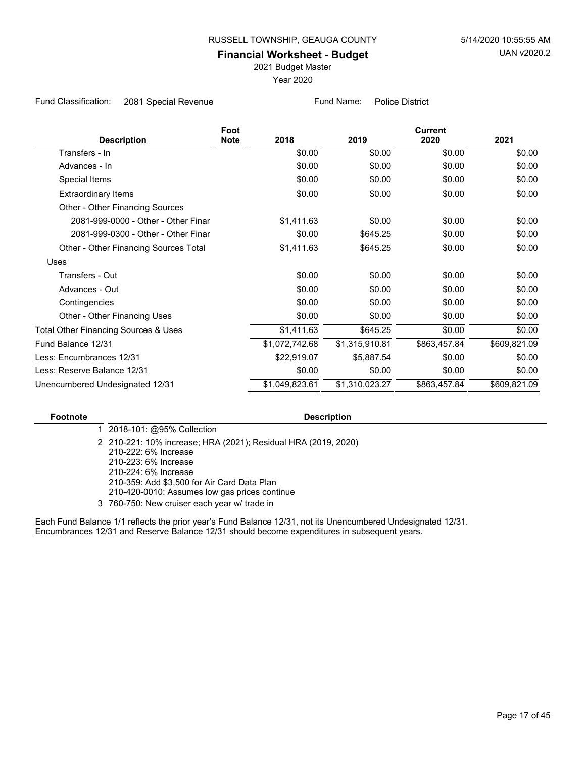RUSSELL TOWNSHIP, GEAUGA COUNTY

5/14/2020 10:55:55 AM

UAN v2020.2

## Financial Worksheet - Budget

2021 Budget Master

Year 2020

Fund Classification: 2081 Special Revenue

Fund Name: Police District

| Description | Foot Note | 2018 | 2019 | Current 2020 | 2021 |
|---|---|---|---|---|---|
| Transfers - In | | $0.00 | $0.00 | $0.00 | $0.00 |
| Advances - In | | $0.00 | $0.00 | $0.00 | $0.00 |
| Special Items | | $0.00 | $0.00 | $0.00 | $0.00 |
| Extraordinary Items | | $0.00 | $0.00 | $0.00 | $0.00 |
| Other - Other Financing Sources | | | | | |
| 2081-999-0000 - Other - Other Finar | | $1,411.63 | $0.00 | $0.00 | $0.00 |
| 2081-999-0300 - Other - Other Finar | | $0.00 | $645.25 | $0.00 | $0.00 |
| Other - Other Financing Sources Total | | $1,411.63 | $645.25 | $0.00 | $0.00 |
| Uses | | | | | |
| Transfers - Out | | $0.00 | $0.00 | $0.00 | $0.00 |
| Advances - Out | | $0.00 | $0.00 | $0.00 | $0.00 |
| Contingencies | | $0.00 | $0.00 | $0.00 | $0.00 |
| Other - Other Financing Uses | | $0.00 | $0.00 | $0.00 | $0.00 |
| Total Other Financing Sources & Uses | | $1,411.63 | $645.25 | $0.00 | $0.00 |
| Fund Balance 12/31 | | $1,072,742.68 | $1,315,910.81 | $863,457.84 | $609,821.09 |
| Less: Encumbrances 12/31 | | $22,919.07 | $5,887.54 | $0.00 | $0.00 |
| Less: Reserve Balance 12/31 | | $0.00 | $0.00 | $0.00 | $0.00 |
| Unencumbered Undesignated 12/31 | | $1,049,823.61 | $1,310,023.27 | $863,457.84 | $609,821.09 |

| Footnote | Description |
|---|---|
| 1 | 2018-101: @95% Collection |
| 2 | 210-221: 10% increase; HRA (2021); Residual HRA (2019, 2020)<br>210-222: 6% Increase<br>210-223: 6% Increase<br>210-224: 6% Increase<br>210-359: Add $3,500 for Air Card Data Plan<br>210-420-0010: Assumes low gas prices continue |
| 3 | 760-750: New cruiser each year w/ trade in |

Each Fund Balance 1/1 reflects the prior year's Fund Balance 12/31, not its Unencumbered Undesignated 12/31.
Encumbrances 12/31 and Reserve Balance 12/31 should become expenditures in subsequent years.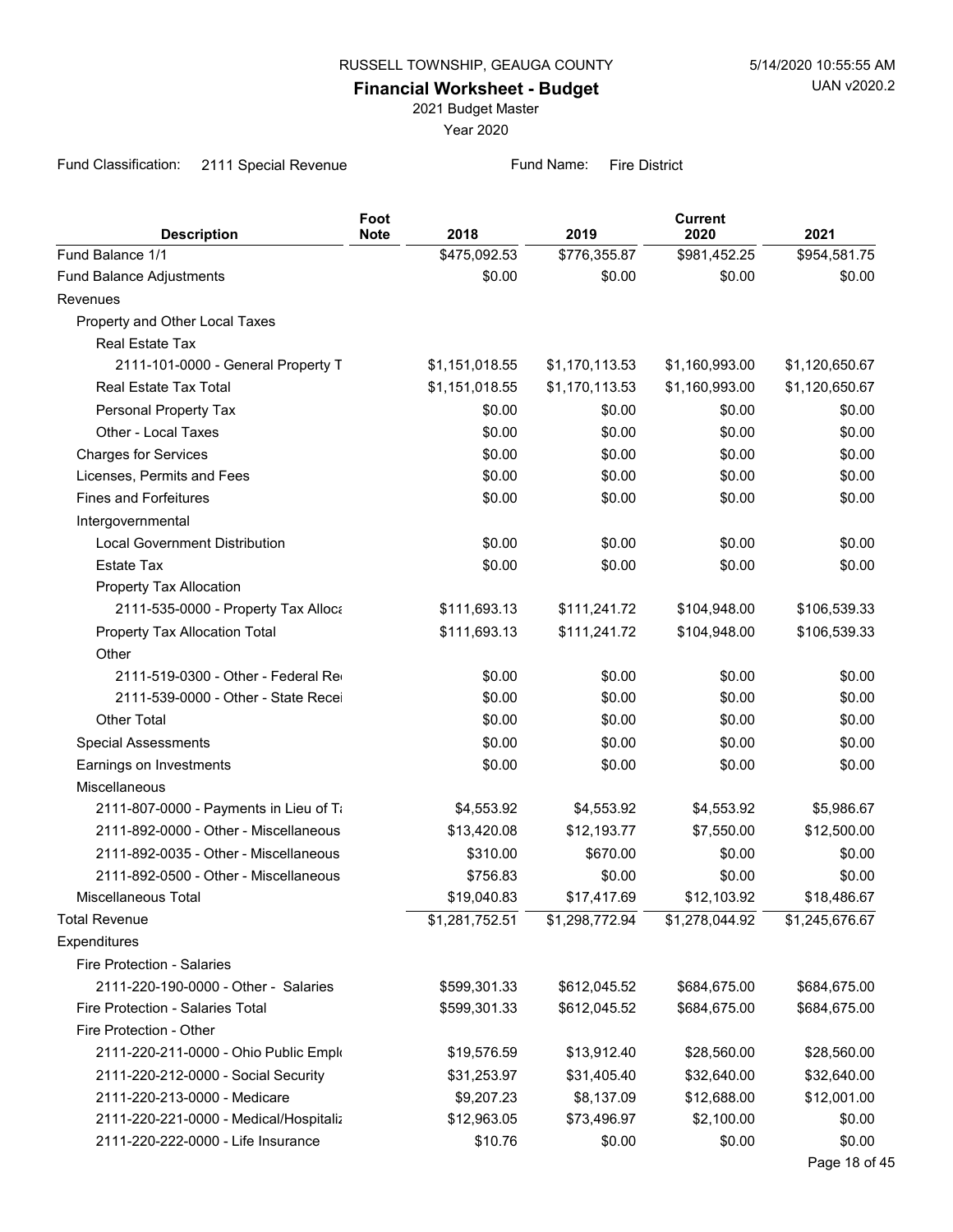RUSSELL TOWNSHIP, GEAUGA COUNTY

**Financial Worksheet - Budget**

2021 Budget Master

Year 2020

Fund Classification: 2111 Special Revenue    Fund Name: Fire District

| Description | Foot Note | 2018 | 2019 | Current 2020 | 2021 |
|---|---|---|---|---|---|
| Fund Balance 1/1 | | $475,092.53 | $776,355.87 | $981,452.25 | $954,581.75 |
| Fund Balance Adjustments | | $0.00 | $0.00 | $0.00 | $0.00 |
| Revenues | | | | | |
| Property and Other Local Taxes | | | | | |
| Real Estate Tax | | | | | |
| 2111-101-0000 - General Property T | | $1,151,018.55 | $1,170,113.53 | $1,160,993.00 | $1,120,650.67 |
| Real Estate Tax Total | | $1,151,018.55 | $1,170,113.53 | $1,160,993.00 | $1,120,650.67 |
| Personal Property Tax | | $0.00 | $0.00 | $0.00 | $0.00 |
| Other - Local Taxes | | $0.00 | $0.00 | $0.00 | $0.00 |
| Charges for Services | | $0.00 | $0.00 | $0.00 | $0.00 |
| Licenses, Permits and Fees | | $0.00 | $0.00 | $0.00 | $0.00 |
| Fines and Forfeitures | | $0.00 | $0.00 | $0.00 | $0.00 |
| Intergovernmental | | | | | |
| Local Government Distribution | | $0.00 | $0.00 | $0.00 | $0.00 |
| Estate Tax | | $0.00 | $0.00 | $0.00 | $0.00 |
| Property Tax Allocation | | | | | |
| 2111-535-0000 - Property Tax Alloca | | $111,693.13 | $111,241.72 | $104,948.00 | $106,539.33 |
| Property Tax Allocation Total | | $111,693.13 | $111,241.72 | $104,948.00 | $106,539.33 |
| Other | | | | | |
| 2111-519-0300 - Other - Federal Re | | $0.00 | $0.00 | $0.00 | $0.00 |
| 2111-539-0000 - Other - State Recei | | $0.00 | $0.00 | $0.00 | $0.00 |
| Other Total | | $0.00 | $0.00 | $0.00 | $0.00 |
| Special Assessments | | $0.00 | $0.00 | $0.00 | $0.00 |
| Earnings on Investments | | $0.00 | $0.00 | $0.00 | $0.00 |
| Miscellaneous | | | | | |
| 2111-807-0000 - Payments in Lieu of Ta | | $4,553.92 | $4,553.92 | $4,553.92 | $5,986.67 |
| 2111-892-0000 - Other - Miscellaneous | | $13,420.08 | $12,193.77 | $7,550.00 | $12,500.00 |
| 2111-892-0035 - Other - Miscellaneous | | $310.00 | $670.00 | $0.00 | $0.00 |
| 2111-892-0500 - Other - Miscellaneous | | $756.83 | $0.00 | $0.00 | $0.00 |
| Miscellaneous Total | | $19,040.83 | $17,417.69 | $12,103.92 | $18,486.67 |
| Total Revenue | | $1,281,752.51 | $1,298,772.94 | $1,278,044.92 | $1,245,676.67 |
| Expenditures | | | | | |
| Fire Protection - Salaries | | | | | |
| 2111-220-190-0000 - Other - Salaries | | $599,301.33 | $612,045.52 | $684,675.00 | $684,675.00 |
| Fire Protection - Salaries Total | | $599,301.33 | $612,045.52 | $684,675.00 | $684,675.00 |
| Fire Protection - Other | | | | | |
| 2111-220-211-0000 - Ohio Public Empl | | $19,576.59 | $13,912.40 | $28,560.00 | $28,560.00 |
| 2111-220-212-0000 - Social Security | | $31,253.97 | $31,405.40 | $32,640.00 | $32,640.00 |
| 2111-220-213-0000 - Medicare | | $9,207.23 | $8,137.09 | $12,688.00 | $12,001.00 |
| 2111-220-221-0000 - Medical/Hospitaliz | | $12,963.05 | $73,496.97 | $2,100.00 | $0.00 |
| 2111-220-222-0000 - Life Insurance | | $10.76 | $0.00 | $0.00 | $0.00 |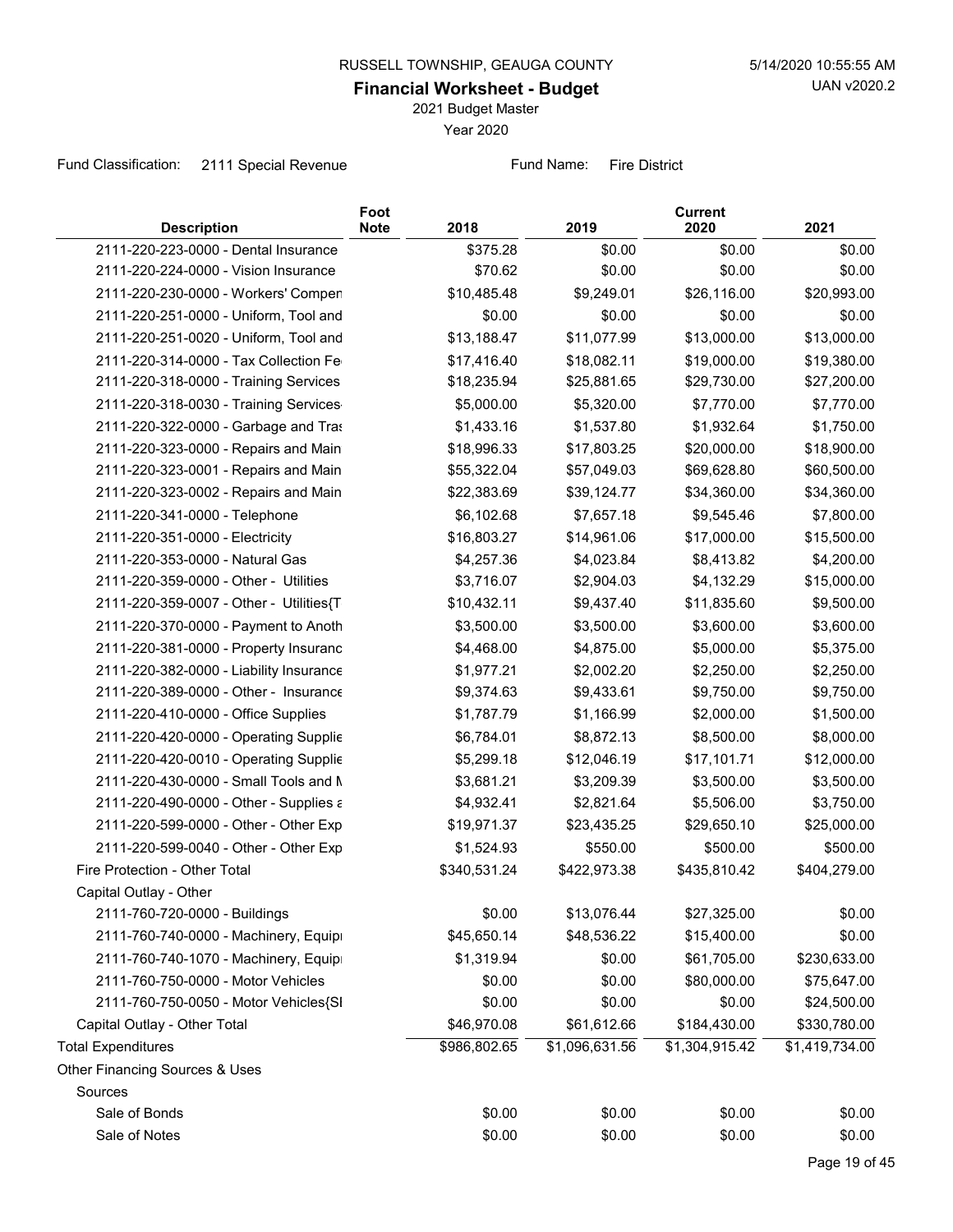RUSSELL TOWNSHIP, GEAUGA COUNTY

5/14/2020 10:55:55 AM

UAN v2020.2

# Financial Worksheet - Budget

2021 Budget Master

Year 2020

Fund Classification: 2111 Special Revenue

Fund Name: Fire District

| Description | Foot Note | 2018 | 2019 | Current 2020 | 2021 |
|---|---|---|---|---|---|
| 2111-220-223-0000 - Dental Insurance | | $375.28 | $0.00 | $0.00 | $0.00 |
| 2111-220-224-0000 - Vision Insurance | | $70.62 | $0.00 | $0.00 | $0.00 |
| 2111-220-230-0000 - Workers' Compen | | $10,485.48 | $9,249.01 | $26,116.00 | $20,993.00 |
| 2111-220-251-0000 - Uniform, Tool and | | $0.00 | $0.00 | $0.00 | $0.00 |
| 2111-220-251-0020 - Uniform, Tool and | | $13,188.47 | $11,077.99 | $13,000.00 | $13,000.00 |
| 2111-220-314-0000 - Tax Collection Fe | | $17,416.40 | $18,082.11 | $19,000.00 | $19,380.00 |
| 2111-220-318-0000 - Training Services | | $18,235.94 | $25,881.65 | $29,730.00 | $27,200.00 |
| 2111-220-318-0030 - Training Services | | $5,000.00 | $5,320.00 | $7,770.00 | $7,770.00 |
| 2111-220-322-0000 - Garbage and Tras | | $1,433.16 | $1,537.80 | $1,932.64 | $1,750.00 |
| 2111-220-323-0000 - Repairs and Main | | $18,996.33 | $17,803.25 | $20,000.00 | $18,900.00 |
| 2111-220-323-0001 - Repairs and Main | | $55,322.04 | $57,049.03 | $69,628.80 | $60,500.00 |
| 2111-220-323-0002 - Repairs and Main | | $22,383.69 | $39,124.77 | $34,360.00 | $34,360.00 |
| 2111-220-341-0000 - Telephone | | $6,102.68 | $7,657.18 | $9,545.46 | $7,800.00 |
| 2111-220-351-0000 - Electricity | | $16,803.27 | $14,961.06 | $17,000.00 | $15,500.00 |
| 2111-220-353-0000 - Natural Gas | | $4,257.36 | $4,023.84 | $8,413.82 | $4,200.00 |
| 2111-220-359-0000 - Other - Utilities | | $3,716.07 | $2,904.03 | $4,132.29 | $15,000.00 |
| 2111-220-359-0007 - Other - Utilities{T | | $10,432.11 | $9,437.40 | $11,835.60 | $9,500.00 |
| 2111-220-370-0000 - Payment to Anoth | | $3,500.00 | $3,500.00 | $3,600.00 | $3,600.00 |
| 2111-220-381-0000 - Property Insuranc | | $4,468.00 | $4,875.00 | $5,000.00 | $5,375.00 |
| 2111-220-382-0000 - Liability Insurance | | $1,977.21 | $2,002.20 | $2,250.00 | $2,250.00 |
| 2111-220-389-0000 - Other - Insurance | | $9,374.63 | $9,433.61 | $9,750.00 | $9,750.00 |
| 2111-220-410-0000 - Office Supplies | | $1,787.79 | $1,166.99 | $2,000.00 | $1,500.00 |
| 2111-220-420-0000 - Operating Supplie | | $6,784.01 | $8,872.13 | $8,500.00 | $8,000.00 |
| 2111-220-420-0010 - Operating Supplie | | $5,299.18 | $12,046.19 | $17,101.71 | $12,000.00 |
| 2111-220-430-0000 - Small Tools and M | | $3,681.21 | $3,209.39 | $3,500.00 | $3,500.00 |
| 2111-220-490-0000 - Other - Supplies a | | $4,932.41 | $2,821.64 | $5,506.00 | $3,750.00 |
| 2111-220-599-0000 - Other - Other Exp | | $19,971.37 | $23,435.25 | $29,650.10 | $25,000.00 |
| 2111-220-599-0040 - Other - Other Exp | | $1,524.93 | $550.00 | $500.00 | $500.00 |
| Fire Protection - Other Total | | $340,531.24 | $422,973.38 | $435,810.42 | $404,279.00 |
| Capital Outlay - Other | | | | | |
| 2111-760-720-0000 - Buildings | | $0.00 | $13,076.44 | $27,325.00 | $0.00 |
| 2111-760-740-0000 - Machinery, Equipi | | $45,650.14 | $48,536.22 | $15,400.00 | $0.00 |
| 2111-760-740-1070 - Machinery, Equipi | | $1,319.94 | $0.00 | $61,705.00 | $230,633.00 |
| 2111-760-750-0000 - Motor Vehicles | | $0.00 | $0.00 | $80,000.00 | $75,647.00 |
| 2111-760-750-0050 - Motor Vehicles{SI | | $0.00 | $0.00 | $0.00 | $24,500.00 |
| Capital Outlay - Other Total | | $46,970.08 | $61,612.66 | $184,430.00 | $330,780.00 |
| Total Expenditures | | $986,802.65 | $1,096,631.56 | $1,304,915.42 | $1,419,734.00 |
| Other Financing Sources & Uses | | | | | |
| Sources | | | | | |
| Sale of Bonds | | $0.00 | $0.00 | $0.00 | $0.00 |
| Sale of Notes | | $0.00 | $0.00 | $0.00 | $0.00 |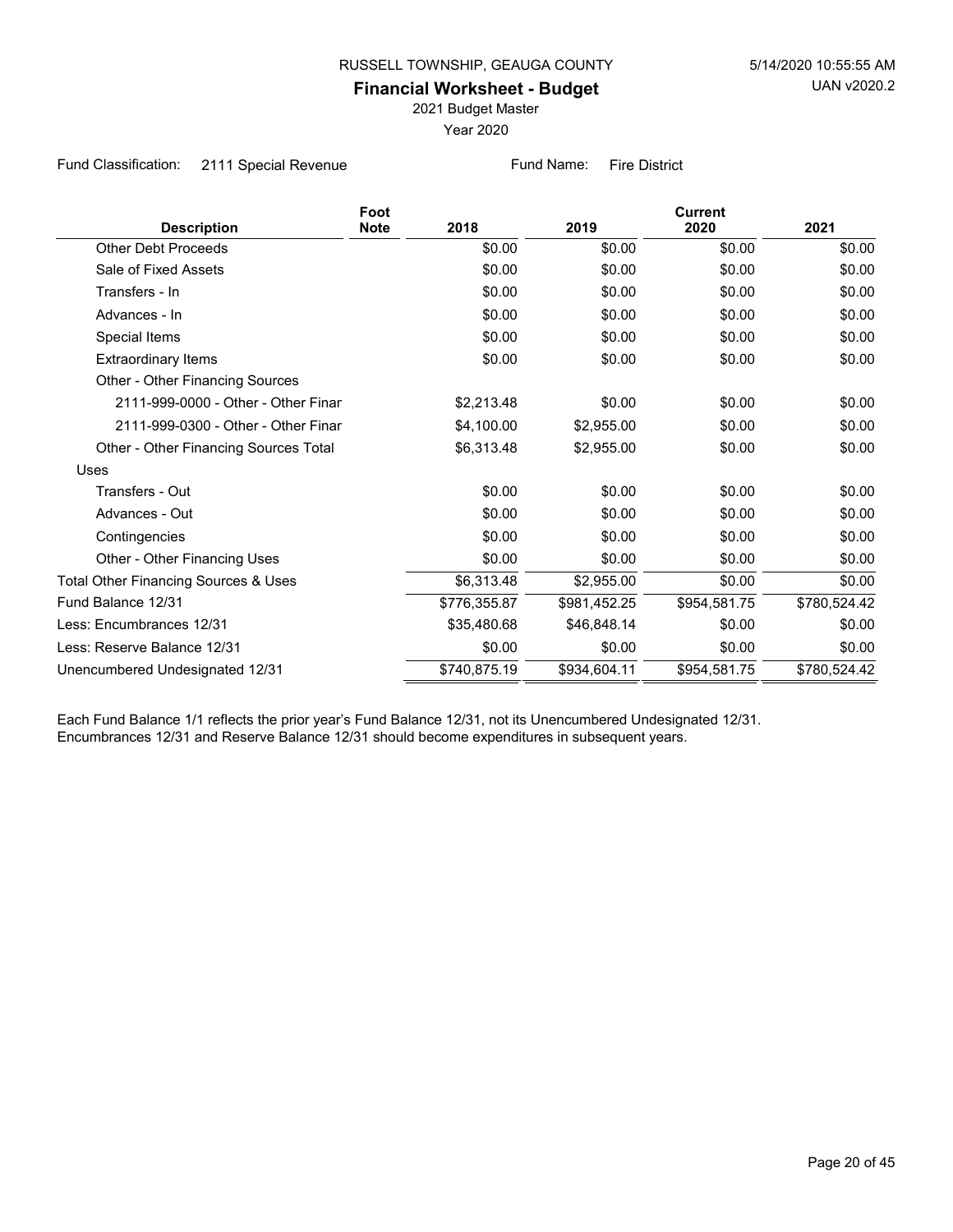RUSSELL TOWNSHIP, GEAUGA COUNTY

**Financial Worksheet - Budget**

2021 Budget Master

Year 2020

Fund Classification: 2111 Special Revenue

Fund Name: Fire District

| Description | Foot Note | 2018 | 2019 | Current 2020 | 2021 |
|---|---|---|---|---|---|
| Other Debt Proceeds | | $0.00 | $0.00 | $0.00 | $0.00 |
| Sale of Fixed Assets | | $0.00 | $0.00 | $0.00 | $0.00 |
| Transfers - In | | $0.00 | $0.00 | $0.00 | $0.00 |
| Advances - In | | $0.00 | $0.00 | $0.00 | $0.00 |
| Special Items | | $0.00 | $0.00 | $0.00 | $0.00 |
| Extraordinary Items | | $0.00 | $0.00 | $0.00 | $0.00 |
| Other - Other Financing Sources | | | | | |
| 2111-999-0000 - Other - Other Finar | | $2,213.48 | $0.00 | $0.00 | $0.00 |
| 2111-999-0300 - Other - Other Finar | | $4,100.00 | $2,955.00 | $0.00 | $0.00 |
| Other - Other Financing Sources Total | | $6,313.48 | $2,955.00 | $0.00 | $0.00 |
| Uses | | | | | |
| Transfers - Out | | $0.00 | $0.00 | $0.00 | $0.00 |
| Advances - Out | | $0.00 | $0.00 | $0.00 | $0.00 |
| Contingencies | | $0.00 | $0.00 | $0.00 | $0.00 |
| Other - Other Financing Uses | | $0.00 | $0.00 | $0.00 | $0.00 |
| Total Other Financing Sources & Uses | | $6,313.48 | $2,955.00 | $0.00 | $0.00 |
| Fund Balance 12/31 | | $776,355.87 | $981,452.25 | $954,581.75 | $780,524.42 |
| Less: Encumbrances 12/31 | | $35,480.68 | $46,848.14 | $0.00 | $0.00 |
| Less: Reserve Balance 12/31 | | $0.00 | $0.00 | $0.00 | $0.00 |
| Unencumbered Undesignated 12/31 | | $740,875.19 | $934,604.11 | $954,581.75 | $780,524.42 |

Each Fund Balance 1/1 reflects the prior year's Fund Balance 12/31, not its Unencumbered Undesignated 12/31.
Encumbrances 12/31 and Reserve Balance 12/31 should become expenditures in subsequent years.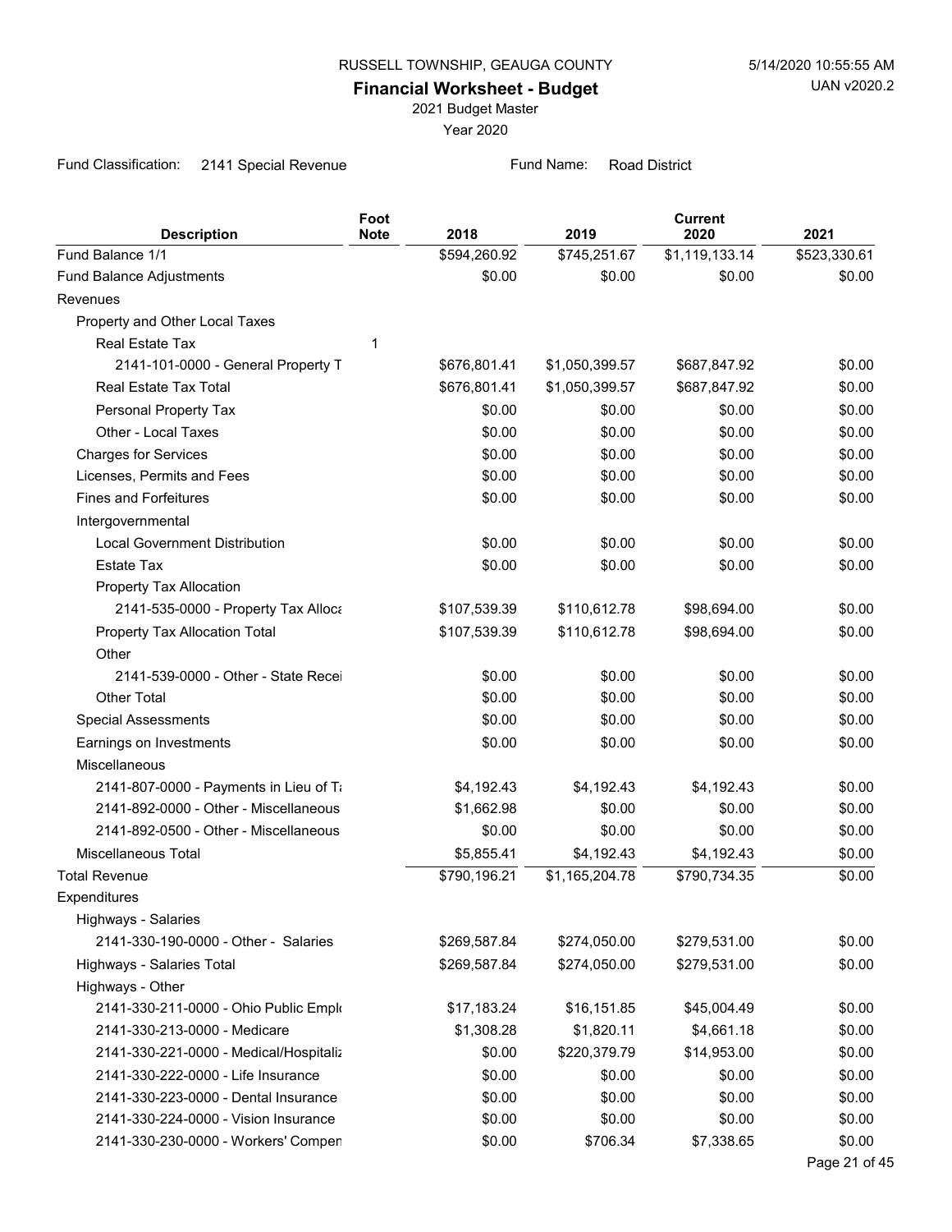RUSSELL TOWNSHIP, GEAUGA COUNTY

5/14/2020 10:55:55 AM

UAN v2020.2

# Financial Worksheet - Budget

2021 Budget Master

Year 2020

Fund Classification: 2141 Special Revenue

Fund Name: Road District

| Description | Foot Note | 2018 | 2019 | Current 2020 | 2021 |
|---|---|---|---|---|---|
| Fund Balance 1/1 | | $594,260.92 | $745,251.67 | $1,119,133.14 | $523,330.61 |
| Fund Balance Adjustments | | $0.00 | $0.00 | $0.00 | $0.00 |
| Revenues | | | | | |
| Property and Other Local Taxes | | | | | |
| Real Estate Tax | 1 | | | | |
| 2141-101-0000 - General Property T | | $676,801.41 | $1,050,399.57 | $687,847.92 | $0.00 |
| Real Estate Tax Total | | $676,801.41 | $1,050,399.57 | $687,847.92 | $0.00 |
| Personal Property Tax | | $0.00 | $0.00 | $0.00 | $0.00 |
| Other - Local Taxes | | $0.00 | $0.00 | $0.00 | $0.00 |
| Charges for Services | | $0.00 | $0.00 | $0.00 | $0.00 |
| Licenses, Permits and Fees | | $0.00 | $0.00 | $0.00 | $0.00 |
| Fines and Forfeitures | | $0.00 | $0.00 | $0.00 | $0.00 |
| Intergovernmental | | | | | |
| Local Government Distribution | | $0.00 | $0.00 | $0.00 | $0.00 |
| Estate Tax | | $0.00 | $0.00 | $0.00 | $0.00 |
| Property Tax Allocation | | | | | |
| 2141-535-0000 - Property Tax Alloca | | $107,539.39 | $110,612.78 | $98,694.00 | $0.00 |
| Property Tax Allocation Total | | $107,539.39 | $110,612.78 | $98,694.00 | $0.00 |
| Other | | | | | |
| 2141-539-0000 - Other - State Recei | | $0.00 | $0.00 | $0.00 | $0.00 |
| Other Total | | $0.00 | $0.00 | $0.00 | $0.00 |
| Special Assessments | | $0.00 | $0.00 | $0.00 | $0.00 |
| Earnings on Investments | | $0.00 | $0.00 | $0.00 | $0.00 |
| Miscellaneous | | | | | |
| 2141-807-0000 - Payments in Lieu of Ta | | $4,192.43 | $4,192.43 | $4,192.43 | $0.00 |
| 2141-892-0000 - Other - Miscellaneous | | $1,662.98 | $0.00 | $0.00 | $0.00 |
| 2141-892-0500 - Other - Miscellaneous | | $0.00 | $0.00 | $0.00 | $0.00 |
| Miscellaneous Total | | $5,855.41 | $4,192.43 | $4,192.43 | $0.00 |
| Total Revenue | | $790,196.21 | $1,165,204.78 | $790,734.35 | $0.00 |
| Expenditures | | | | | |
| Highways - Salaries | | | | | |
| 2141-330-190-0000 - Other - Salaries | | $269,587.84 | $274,050.00 | $279,531.00 | $0.00 |
| Highways - Salaries Total | | $269,587.84 | $274,050.00 | $279,531.00 | $0.00 |
| Highways - Other | | | | | |
| 2141-330-211-0000 - Ohio Public Emplo | | $17,183.24 | $16,151.85 | $45,004.49 | $0.00 |
| 2141-330-213-0000 - Medicare | | $1,308.28 | $1,820.11 | $4,661.18 | $0.00 |
| 2141-330-221-0000 - Medical/Hospitaliz | | $0.00 | $220,379.79 | $14,953.00 | $0.00 |
| 2141-330-222-0000 - Life Insurance | | $0.00 | $0.00 | $0.00 | $0.00 |
| 2141-330-223-0000 - Dental Insurance | | $0.00 | $0.00 | $0.00 | $0.00 |
| 2141-330-224-0000 - Vision Insurance | | $0.00 | $0.00 | $0.00 | $0.00 |
| 2141-330-230-0000 - Workers' Compen | | $0.00 | $706.34 | $7,338.65 | $0.00 |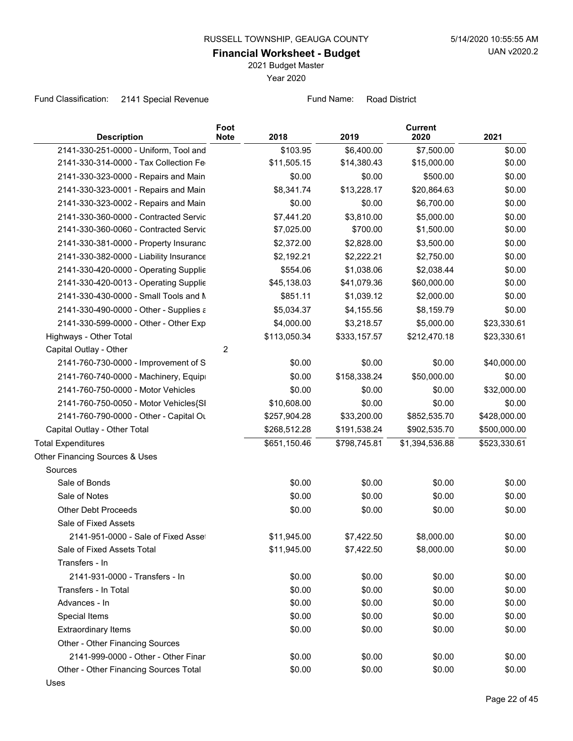RUSSELL TOWNSHIP, GEAUGA COUNTY

**Financial Worksheet - Budget**

2021 Budget Master

Year 2020

Fund Classification: 2141 Special Revenue    Fund Name: Road District

| Description | Foot Note | 2018 | 2019 | Current 2020 | 2021 |
|---|---|---|---|---|---|
| 2141-330-251-0000 - Uniform, Tool and | | $103.95 | $6,400.00 | $7,500.00 | $0.00 |
| 2141-330-314-0000 - Tax Collection Fe | | $11,505.15 | $14,380.43 | $15,000.00 | $0.00 |
| 2141-330-323-0000 - Repairs and Main | | $0.00 | $0.00 | $500.00 | $0.00 |
| 2141-330-323-0001 - Repairs and Main | | $8,341.74 | $13,228.17 | $20,864.63 | $0.00 |
| 2141-330-323-0002 - Repairs and Main | | $0.00 | $0.00 | $6,700.00 | $0.00 |
| 2141-330-360-0000 - Contracted Servic | | $7,441.20 | $3,810.00 | $5,000.00 | $0.00 |
| 2141-330-360-0060 - Contracted Servic | | $7,025.00 | $700.00 | $1,500.00 | $0.00 |
| 2141-330-381-0000 - Property Insuranc | | $2,372.00 | $2,828.00 | $3,500.00 | $0.00 |
| 2141-330-382-0000 - Liability Insurance | | $2,192.21 | $2,222.21 | $2,750.00 | $0.00 |
| 2141-330-420-0000 - Operating Supplie | | $554.06 | $1,038.06 | $2,038.44 | $0.00 |
| 2141-330-420-0013 - Operating Supplie | | $45,138.03 | $41,079.36 | $60,000.00 | $0.00 |
| 2141-330-430-0000 - Small Tools and M | | $851.11 | $1,039.12 | $2,000.00 | $0.00 |
| 2141-330-490-0000 - Other - Supplies a | | $5,034.37 | $4,155.56 | $8,159.79 | $0.00 |
| 2141-330-599-0000 - Other - Other Exp | | $4,000.00 | $3,218.57 | $5,000.00 | $23,330.61 |
| Highways - Other Total | | $113,050.34 | $333,157.57 | $212,470.18 | $23,330.61 |
| Capital Outlay - Other | 2 | | | | |
| 2141-760-730-0000 - Improvement of S | | $0.00 | $0.00 | $0.00 | $40,000.00 |
| 2141-760-740-0000 - Machinery, Equipi | | $0.00 | $158,338.24 | $50,000.00 | $0.00 |
| 2141-760-750-0000 - Motor Vehicles | | $0.00 | $0.00 | $0.00 | $32,000.00 |
| 2141-760-750-0050 - Motor Vehicles{SI | | $10,608.00 | $0.00 | $0.00 | $0.00 |
| 2141-760-790-0000 - Other - Capital Ou | | $257,904.28 | $33,200.00 | $852,535.70 | $428,000.00 |
| Capital Outlay - Other Total | | $268,512.28 | $191,538.24 | $902,535.70 | $500,000.00 |
| Total Expenditures | | $651,150.46 | $798,745.81 | $1,394,536.88 | $523,330.61 |
| Other Financing Sources & Uses | | | | | |
| Sources | | | | | |
| Sale of Bonds | | $0.00 | $0.00 | $0.00 | $0.00 |
| Sale of Notes | | $0.00 | $0.00 | $0.00 | $0.00 |
| Other Debt Proceeds | | $0.00 | $0.00 | $0.00 | $0.00 |
| Sale of Fixed Assets | | | | | |
| 2141-951-0000 - Sale of Fixed Asset | | $11,945.00 | $7,422.50 | $8,000.00 | $0.00 |
| Sale of Fixed Assets Total | | $11,945.00 | $7,422.50 | $8,000.00 | $0.00 |
| Transfers - In | | | | | |
| 2141-931-0000 - Transfers - In | | $0.00 | $0.00 | $0.00 | $0.00 |
| Transfers - In Total | | $0.00 | $0.00 | $0.00 | $0.00 |
| Advances - In | | $0.00 | $0.00 | $0.00 | $0.00 |
| Special Items | | $0.00 | $0.00 | $0.00 | $0.00 |
| Extraordinary Items | | $0.00 | $0.00 | $0.00 | $0.00 |
| Other - Other Financing Sources | | | | | |
| 2141-999-0000 - Other - Other Finar | | $0.00 | $0.00 | $0.00 | $0.00 |
| Other - Other Financing Sources Total | | $0.00 | $0.00 | $0.00 | $0.00 |
| Uses | | | | | |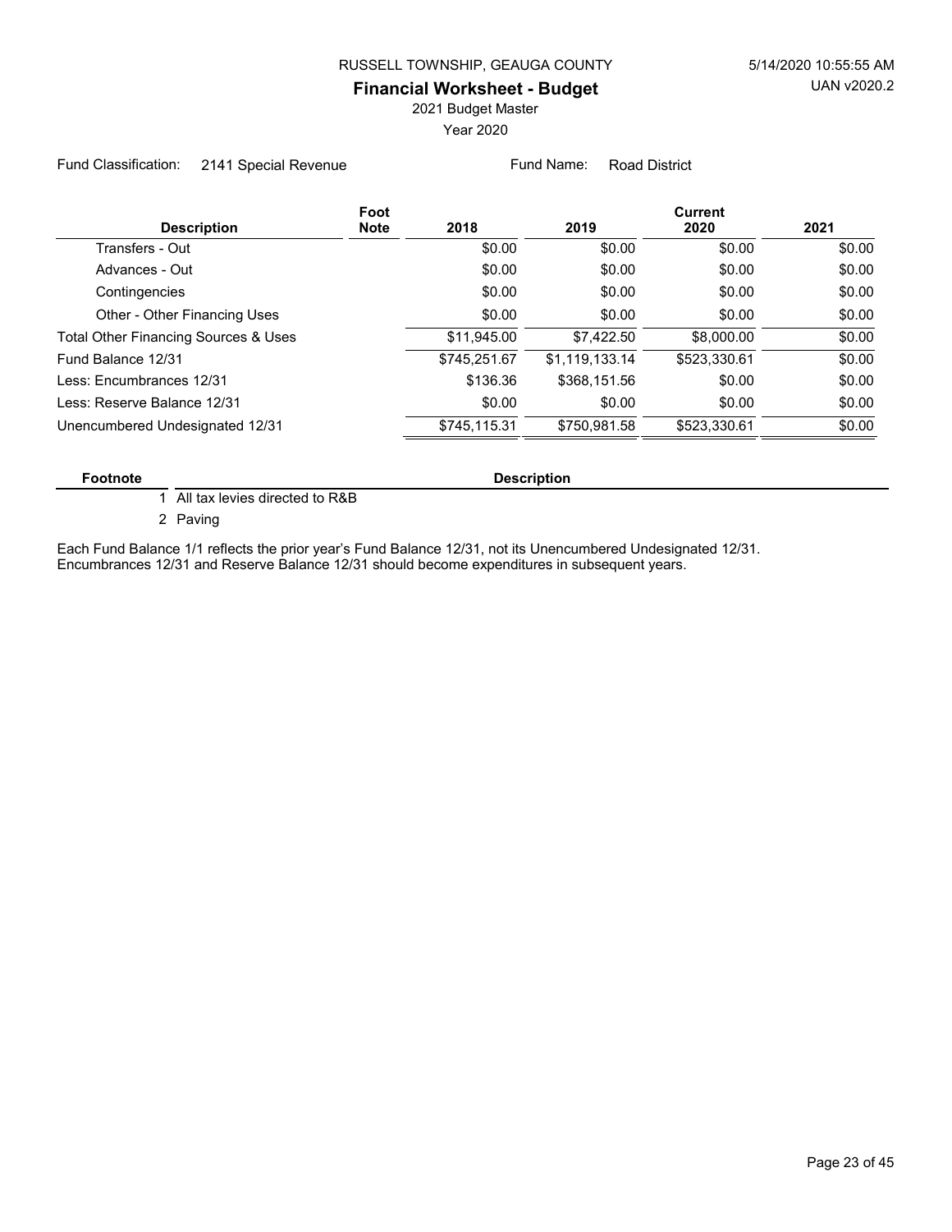RUSSELL TOWNSHIP, GEAUGA COUNTY

5/14/2020 10:55:55 AM

UAN v2020.2

# Financial Worksheet - Budget

2021 Budget Master

Year 2020

Fund Classification: 2141 Special Revenue

Fund Name: Road District

| Description | Foot Note | 2018 | 2019 | Current 2020 | 2021 |
|---|---|---|---|---|---|
| Transfers - Out | | $0.00 | $0.00 | $0.00 | $0.00 |
| Advances - Out | | $0.00 | $0.00 | $0.00 | $0.00 |
| Contingencies | | $0.00 | $0.00 | $0.00 | $0.00 |
| Other - Other Financing Uses | | $0.00 | $0.00 | $0.00 | $0.00 |
| Total Other Financing Sources & Uses | | $11,945.00 | $7,422.50 | $8,000.00 | $0.00 |
| Fund Balance 12/31 | | $745,251.67 | $1,119,133.14 | $523,330.61 | $0.00 |
| Less: Encumbrances 12/31 | | $136.36 | $368,151.56 | $0.00 | $0.00 |
| Less: Reserve Balance 12/31 | | $0.00 | $0.00 | $0.00 | $0.00 |
| Unencumbered Undesignated 12/31 | | $745,115.31 | $750,981.58 | $523,330.61 | $0.00 |

| Footnote | Description |
|---|---|
| 1 | All tax levies directed to R&B |
| 2 | Paving |

Each Fund Balance 1/1 reflects the prior year's Fund Balance 12/31, not its Unencumbered Undesignated 12/31.
Encumbrances 12/31 and Reserve Balance 12/31 should become expenditures in subsequent years.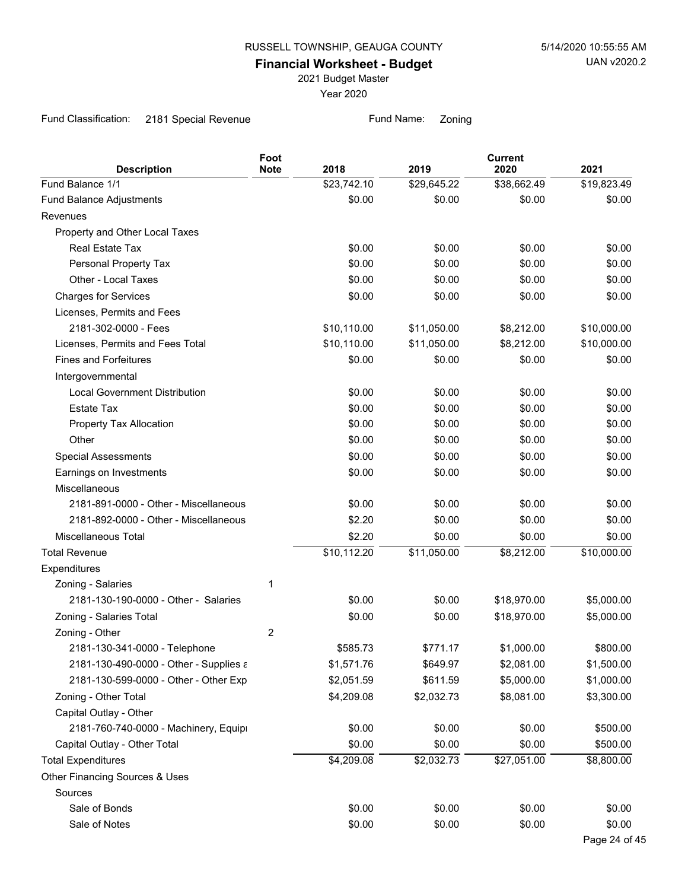RUSSELL TOWNSHIP, GEAUGA COUNTY

# Financial Worksheet - Budget

2021 Budget Master

Year 2020

5/14/2020 10:55:55 AM

UAN v2020.2

Fund Classification: 2181 Special Revenue　　　Fund Name: Zoning

| Description | Foot Note | 2018 | 2019 | Current 2020 | 2021 |
|---|---|---|---|---|---|
| Fund Balance 1/1 | | $23,742.10 | $29,645.22 | $38,662.49 | $19,823.49 |
| Fund Balance Adjustments | | $0.00 | $0.00 | $0.00 | $0.00 |
| Revenues | | | | | |
| Property and Other Local Taxes | | | | | |
| Real Estate Tax | | $0.00 | $0.00 | $0.00 | $0.00 |
| Personal Property Tax | | $0.00 | $0.00 | $0.00 | $0.00 |
| Other - Local Taxes | | $0.00 | $0.00 | $0.00 | $0.00 |
| Charges for Services | | $0.00 | $0.00 | $0.00 | $0.00 |
| Licenses, Permits and Fees | | | | | |
| 2181-302-0000 - Fees | | $10,110.00 | $11,050.00 | $8,212.00 | $10,000.00 |
| Licenses, Permits and Fees Total | | $10,110.00 | $11,050.00 | $8,212.00 | $10,000.00 |
| Fines and Forfeitures | | $0.00 | $0.00 | $0.00 | $0.00 |
| Intergovernmental | | | | | |
| Local Government Distribution | | $0.00 | $0.00 | $0.00 | $0.00 |
| Estate Tax | | $0.00 | $0.00 | $0.00 | $0.00 |
| Property Tax Allocation | | $0.00 | $0.00 | $0.00 | $0.00 |
| Other | | $0.00 | $0.00 | $0.00 | $0.00 |
| Special Assessments | | $0.00 | $0.00 | $0.00 | $0.00 |
| Earnings on Investments | | $0.00 | $0.00 | $0.00 | $0.00 |
| Miscellaneous | | | | | |
| 2181-891-0000 - Other - Miscellaneous | | $0.00 | $0.00 | $0.00 | $0.00 |
| 2181-892-0000 - Other - Miscellaneous | | $2.20 | $0.00 | $0.00 | $0.00 |
| Miscellaneous Total | | $2.20 | $0.00 | $0.00 | $0.00 |
| Total Revenue | | $10,112.20 | $11,050.00 | $8,212.00 | $10,000.00 |
| Expenditures | | | | | |
| Zoning - Salaries | 1 | | | | |
| 2181-130-190-0000 - Other - Salaries | | $0.00 | $0.00 | $18,970.00 | $5,000.00 |
| Zoning - Salaries Total | | $0.00 | $0.00 | $18,970.00 | $5,000.00 |
| Zoning - Other | 2 | | | | |
| 2181-130-341-0000 - Telephone | | $585.73 | $771.17 | $1,000.00 | $800.00 |
| 2181-130-490-0000 - Other - Supplies a | | $1,571.76 | $649.97 | $2,081.00 | $1,500.00 |
| 2181-130-599-0000 - Other - Other Exp | | $2,051.59 | $611.59 | $5,000.00 | $1,000.00 |
| Zoning - Other Total | | $4,209.08 | $2,032.73 | $8,081.00 | $3,300.00 |
| Capital Outlay - Other | | | | | |
| 2181-760-740-0000 - Machinery, Equip | | $0.00 | $0.00 | $0.00 | $500.00 |
| Capital Outlay - Other Total | | $0.00 | $0.00 | $0.00 | $500.00 |
| Total Expenditures | | $4,209.08 | $2,032.73 | $27,051.00 | $8,800.00 |
| Other Financing Sources & Uses | | | | | |
| Sources | | | | | |
| Sale of Bonds | | $0.00 | $0.00 | $0.00 | $0.00 |
| Sale of Notes | | $0.00 | $0.00 | $0.00 | $0.00 |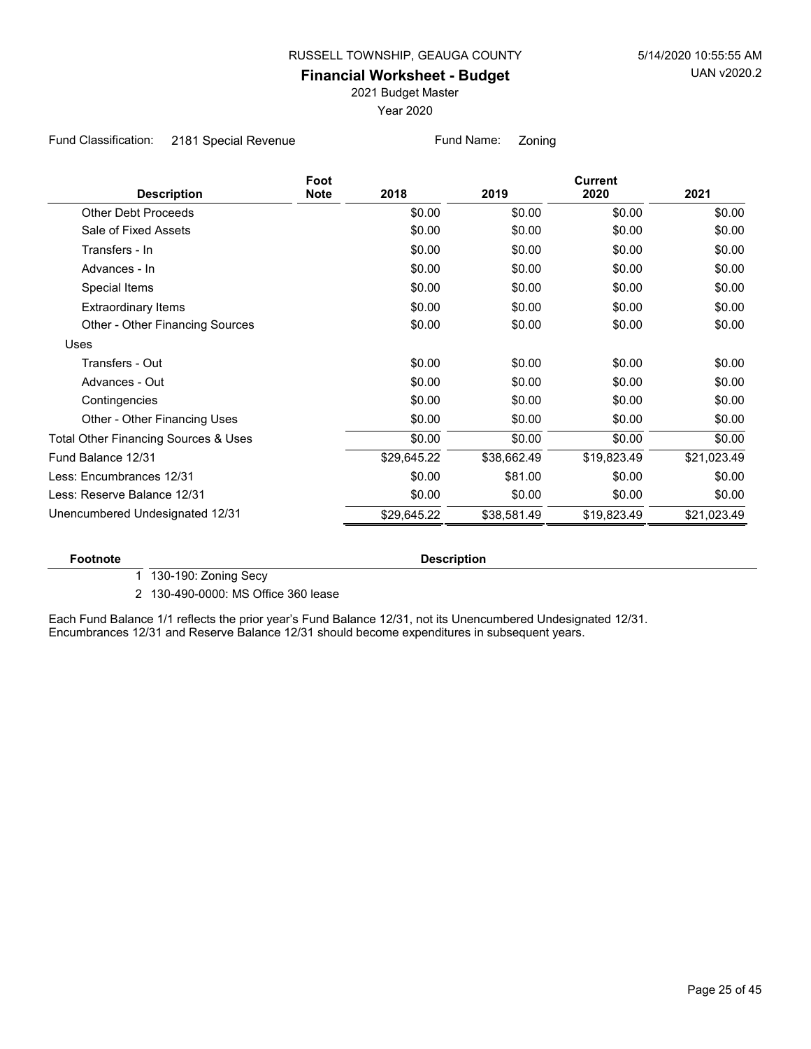RUSSELL TOWNSHIP, GEAUGA COUNTY

# Financial Worksheet - Budget

2021 Budget Master

Year 2020

Fund Classification: 2181 Special Revenue    Fund Name: Zoning

| Description | Foot Note | 2018 | 2019 | Current 2020 | 2021 |
|---|---|---|---|---|---|
| Other Debt Proceeds | | $0.00 | $0.00 | $0.00 | $0.00 |
| Sale of Fixed Assets | | $0.00 | $0.00 | $0.00 | $0.00 |
| Transfers - In | | $0.00 | $0.00 | $0.00 | $0.00 |
| Advances - In | | $0.00 | $0.00 | $0.00 | $0.00 |
| Special Items | | $0.00 | $0.00 | $0.00 | $0.00 |
| Extraordinary Items | | $0.00 | $0.00 | $0.00 | $0.00 |
| Other - Other Financing Sources | | $0.00 | $0.00 | $0.00 | $0.00 |
| Uses | | | | | |
| Transfers - Out | | $0.00 | $0.00 | $0.00 | $0.00 |
| Advances - Out | | $0.00 | $0.00 | $0.00 | $0.00 |
| Contingencies | | $0.00 | $0.00 | $0.00 | $0.00 |
| Other - Other Financing Uses | | $0.00 | $0.00 | $0.00 | $0.00 |
| Total Other Financing Sources & Uses | | $0.00 | $0.00 | $0.00 | $0.00 |
| Fund Balance 12/31 | | $29,645.22 | $38,662.49 | $19,823.49 | $21,023.49 |
| Less: Encumbrances 12/31 | | $0.00 | $81.00 | $0.00 | $0.00 |
| Less: Reserve Balance 12/31 | | $0.00 | $0.00 | $0.00 | $0.00 |
| Unencumbered Undesignated 12/31 | | $29,645.22 | $38,581.49 | $19,823.49 | $21,023.49 |

| Footnote | Description |
|---|---|
| 1 | 130-190: Zoning Secy |
| 2 | 130-490-0000: MS Office 360 lease |

Each Fund Balance 1/1 reflects the prior year's Fund Balance 12/31, not its Unencumbered Undesignated 12/31.
Encumbrances 12/31 and Reserve Balance 12/31 should become expenditures in subsequent years.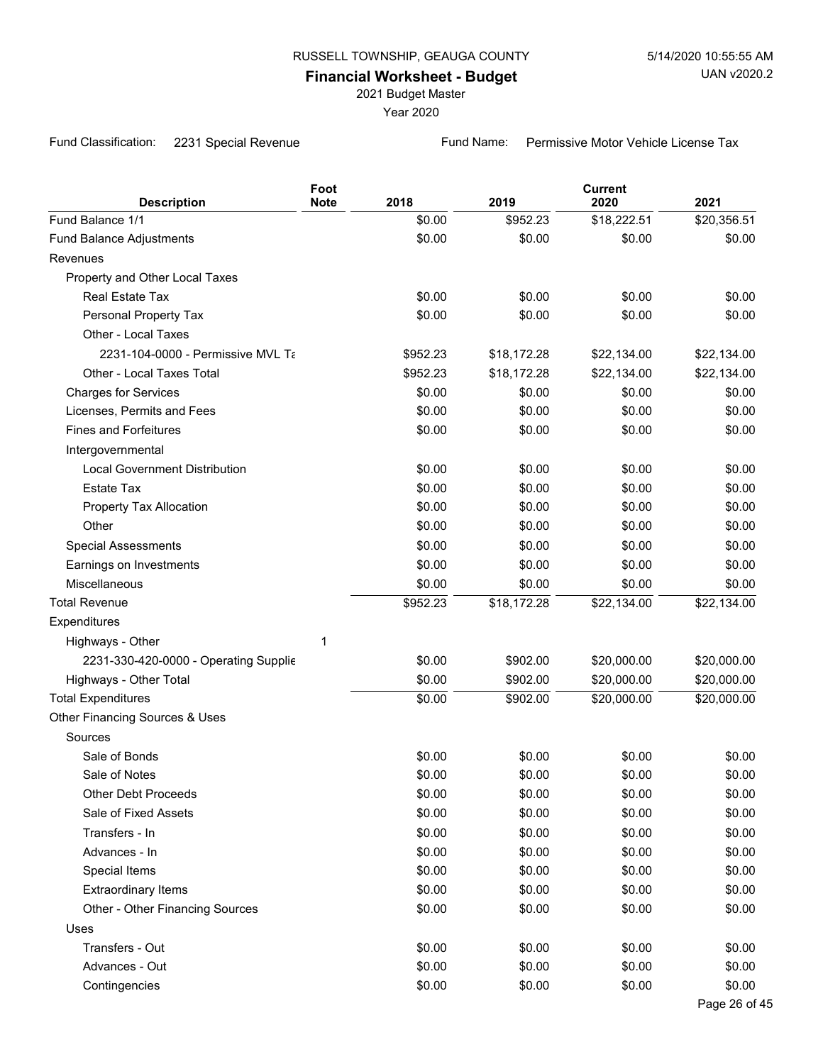RUSSELL TOWNSHIP, GEAUGA COUNTY

5/14/2020 10:55:55 AM

UAN v2020.2

# Financial Worksheet - Budget

2021 Budget Master

Year 2020

Fund Classification: 2231 Special Revenue

Fund Name: Permissive Motor Vehicle License Tax

| Description | Foot Note | 2018 | 2019 | Current 2020 | 2021 |
|---|---|---|---|---|---|
| Fund Balance 1/1 | | $0.00 | $952.23 | $18,222.51 | $20,356.51 |
| Fund Balance Adjustments | | $0.00 | $0.00 | $0.00 | $0.00 |
| Revenues | | | | | |
| Property and Other Local Taxes | | | | | |
| Real Estate Tax | | $0.00 | $0.00 | $0.00 | $0.00 |
| Personal Property Tax | | $0.00 | $0.00 | $0.00 | $0.00 |
| Other - Local Taxes | | | | | |
| 2231-104-0000 - Permissive MVL Ta | | $952.23 | $18,172.28 | $22,134.00 | $22,134.00 |
| Other - Local Taxes Total | | $952.23 | $18,172.28 | $22,134.00 | $22,134.00 |
| Charges for Services | | $0.00 | $0.00 | $0.00 | $0.00 |
| Licenses, Permits and Fees | | $0.00 | $0.00 | $0.00 | $0.00 |
| Fines and Forfeitures | | $0.00 | $0.00 | $0.00 | $0.00 |
| Intergovernmental | | | | | |
| Local Government Distribution | | $0.00 | $0.00 | $0.00 | $0.00 |
| Estate Tax | | $0.00 | $0.00 | $0.00 | $0.00 |
| Property Tax Allocation | | $0.00 | $0.00 | $0.00 | $0.00 |
| Other | | $0.00 | $0.00 | $0.00 | $0.00 |
| Special Assessments | | $0.00 | $0.00 | $0.00 | $0.00 |
| Earnings on Investments | | $0.00 | $0.00 | $0.00 | $0.00 |
| Miscellaneous | | $0.00 | $0.00 | $0.00 | $0.00 |
| Total Revenue | | $952.23 | $18,172.28 | $22,134.00 | $22,134.00 |
| Expenditures | | | | | |
| Highways - Other | 1 | | | | |
| 2231-330-420-0000 - Operating Supplie | | $0.00 | $902.00 | $20,000.00 | $20,000.00 |
| Highways - Other Total | | $0.00 | $902.00 | $20,000.00 | $20,000.00 |
| Total Expenditures | | $0.00 | $902.00 | $20,000.00 | $20,000.00 |
| Other Financing Sources & Uses | | | | | |
| Sources | | | | | |
| Sale of Bonds | | $0.00 | $0.00 | $0.00 | $0.00 |
| Sale of Notes | | $0.00 | $0.00 | $0.00 | $0.00 |
| Other Debt Proceeds | | $0.00 | $0.00 | $0.00 | $0.00 |
| Sale of Fixed Assets | | $0.00 | $0.00 | $0.00 | $0.00 |
| Transfers - In | | $0.00 | $0.00 | $0.00 | $0.00 |
| Advances - In | | $0.00 | $0.00 | $0.00 | $0.00 |
| Special Items | | $0.00 | $0.00 | $0.00 | $0.00 |
| Extraordinary Items | | $0.00 | $0.00 | $0.00 | $0.00 |
| Other - Other Financing Sources | | $0.00 | $0.00 | $0.00 | $0.00 |
| Uses | | | | | |
| Transfers - Out | | $0.00 | $0.00 | $0.00 | $0.00 |
| Advances - Out | | $0.00 | $0.00 | $0.00 | $0.00 |
| Contingencies | | $0.00 | $0.00 | $0.00 | $0.00 |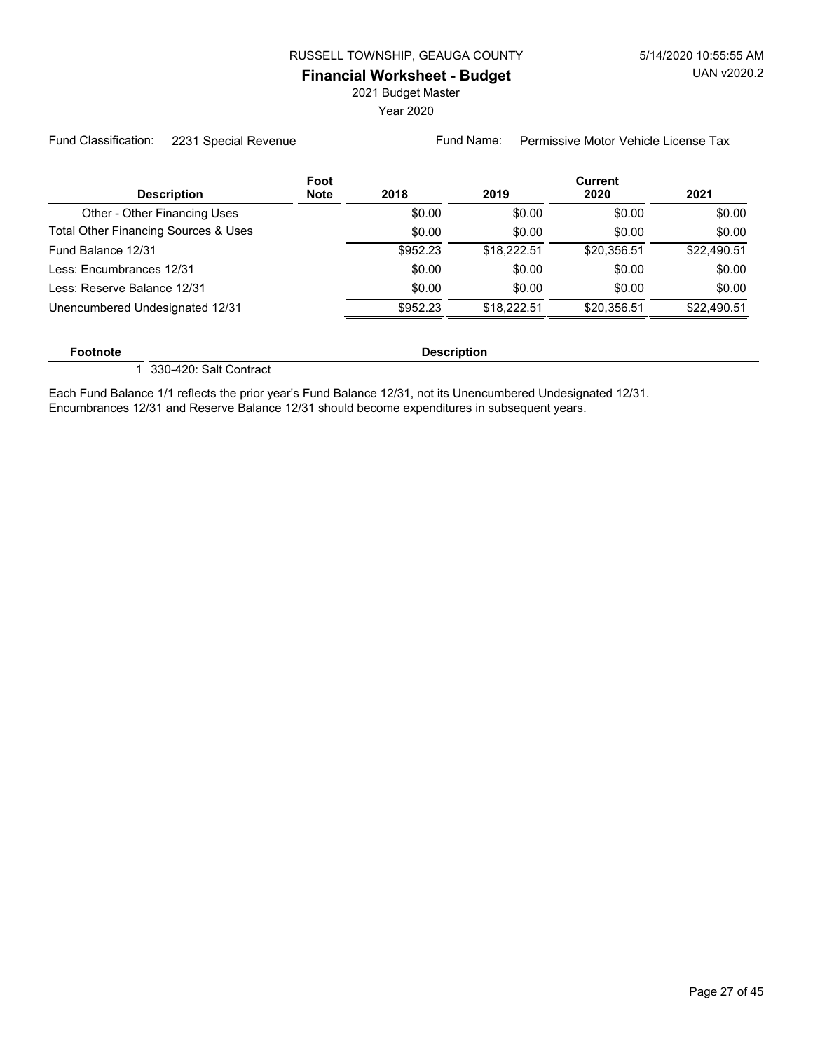RUSSELL TOWNSHIP, GEAUGA COUNTY

**Financial Worksheet - Budget**

2021 Budget Master

Year 2020

Fund Classification: 2231 Special Revenue

Fund Name: Permissive Motor Vehicle License Tax

| Description | Foot Note | 2018 | 2019 | Current 2020 | 2021 |
|---|---|---|---|---|---|
| Other - Other Financing Uses | | $0.00 | $0.00 | $0.00 | $0.00 |
| Total Other Financing Sources & Uses | | $0.00 | $0.00 | $0.00 | $0.00 |
| Fund Balance 12/31 | | $952.23 | $18,222.51 | $20,356.51 | $22,490.51 |
| Less: Encumbrances 12/31 | | $0.00 | $0.00 | $0.00 | $0.00 |
| Less: Reserve Balance 12/31 | | $0.00 | $0.00 | $0.00 | $0.00 |
| Unencumbered Undesignated 12/31 | | $952.23 | $18,222.51 | $20,356.51 | $22,490.51 |

| Footnote | Description |
|---|---|
| 1 | 330-420: Salt Contract |

Each Fund Balance 1/1 reflects the prior year's Fund Balance 12/31, not its Unencumbered Undesignated 12/31.
Encumbrances 12/31 and Reserve Balance 12/31 should become expenditures in subsequent years.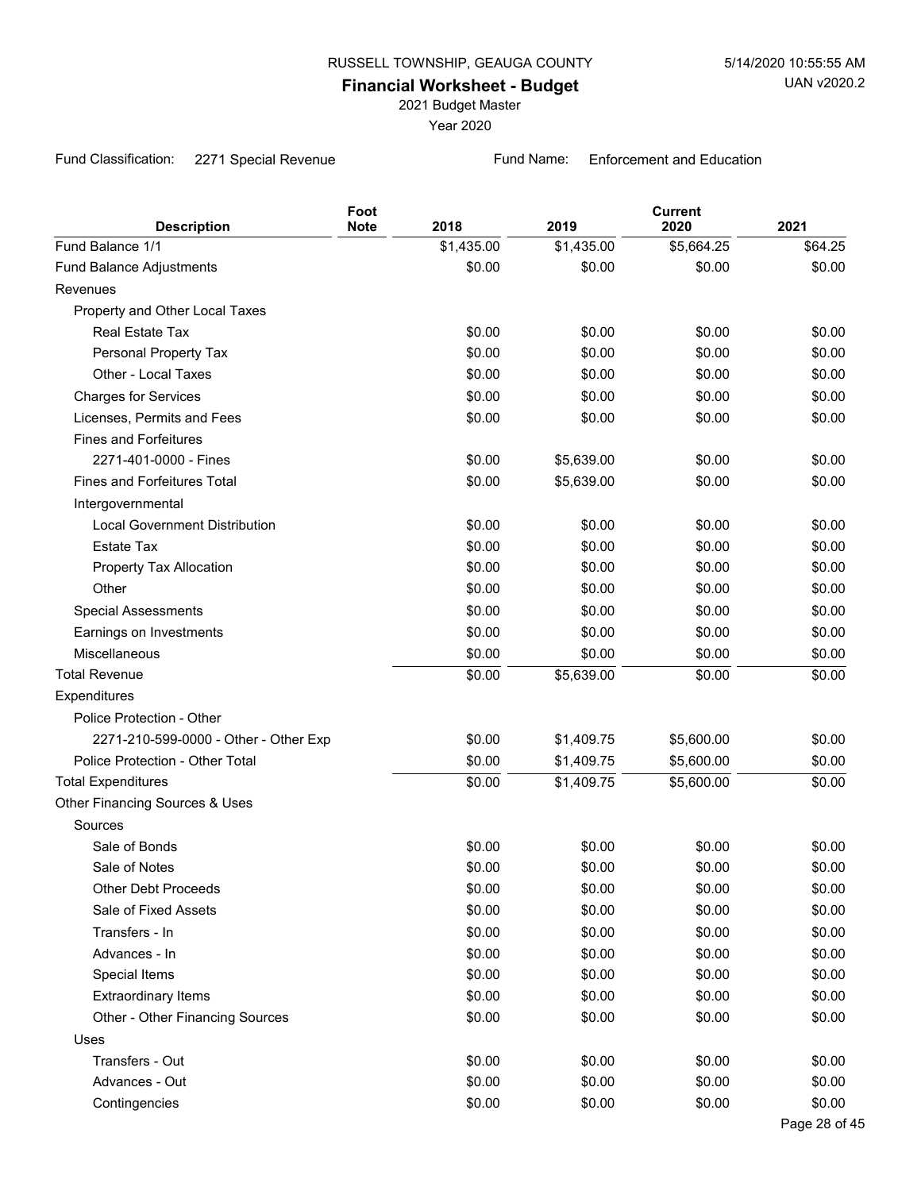RUSSELL TOWNSHIP, GEAUGA COUNTY

**Financial Worksheet - Budget**

2021 Budget Master

Year 2020

5/14/2020 10:55:55 AM

UAN v2020.2

Fund Classification: 2271 Special Revenue

Fund Name: Enforcement and Education

| Description | Foot Note | 2018 | 2019 | Current 2020 | 2021 |
|---|---|---|---|---|---|
| Fund Balance 1/1 | | $1,435.00 | $1,435.00 | $5,664.25 | $64.25 |
| Fund Balance Adjustments | | $0.00 | $0.00 | $0.00 | $0.00 |
| Revenues | | | | | |
| Property and Other Local Taxes | | | | | |
| Real Estate Tax | | $0.00 | $0.00 | $0.00 | $0.00 |
| Personal Property Tax | | $0.00 | $0.00 | $0.00 | $0.00 |
| Other - Local Taxes | | $0.00 | $0.00 | $0.00 | $0.00 |
| Charges for Services | | $0.00 | $0.00 | $0.00 | $0.00 |
| Licenses, Permits and Fees | | $0.00 | $0.00 | $0.00 | $0.00 |
| Fines and Forfeitures | | | | | |
| 2271-401-0000 - Fines | | $0.00 | $5,639.00 | $0.00 | $0.00 |
| Fines and Forfeitures Total | | $0.00 | $5,639.00 | $0.00 | $0.00 |
| Intergovernmental | | | | | |
| Local Government Distribution | | $0.00 | $0.00 | $0.00 | $0.00 |
| Estate Tax | | $0.00 | $0.00 | $0.00 | $0.00 |
| Property Tax Allocation | | $0.00 | $0.00 | $0.00 | $0.00 |
| Other | | $0.00 | $0.00 | $0.00 | $0.00 |
| Special Assessments | | $0.00 | $0.00 | $0.00 | $0.00 |
| Earnings on Investments | | $0.00 | $0.00 | $0.00 | $0.00 |
| Miscellaneous | | $0.00 | $0.00 | $0.00 | $0.00 |
| Total Revenue | | $0.00 | $5,639.00 | $0.00 | $0.00 |
| Expenditures | | | | | |
| Police Protection - Other | | | | | |
| 2271-210-599-0000 - Other - Other Exp | | $0.00 | $1,409.75 | $5,600.00 | $0.00 |
| Police Protection - Other Total | | $0.00 | $1,409.75 | $5,600.00 | $0.00 |
| Total Expenditures | | $0.00 | $1,409.75 | $5,600.00 | $0.00 |
| Other Financing Sources & Uses | | | | | |
| Sources | | | | | |
| Sale of Bonds | | $0.00 | $0.00 | $0.00 | $0.00 |
| Sale of Notes | | $0.00 | $0.00 | $0.00 | $0.00 |
| Other Debt Proceeds | | $0.00 | $0.00 | $0.00 | $0.00 |
| Sale of Fixed Assets | | $0.00 | $0.00 | $0.00 | $0.00 |
| Transfers - In | | $0.00 | $0.00 | $0.00 | $0.00 |
| Advances - In | | $0.00 | $0.00 | $0.00 | $0.00 |
| Special Items | | $0.00 | $0.00 | $0.00 | $0.00 |
| Extraordinary Items | | $0.00 | $0.00 | $0.00 | $0.00 |
| Other - Other Financing Sources | | $0.00 | $0.00 | $0.00 | $0.00 |
| Uses | | | | | |
| Transfers - Out | | $0.00 | $0.00 | $0.00 | $0.00 |
| Advances - Out | | $0.00 | $0.00 | $0.00 | $0.00 |
| Contingencies | | $0.00 | $0.00 | $0.00 | $0.00 |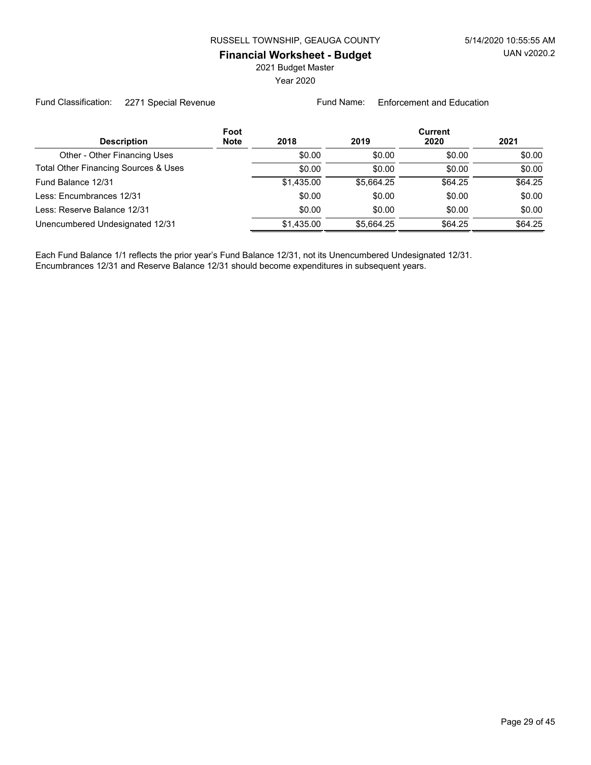RUSSELL TOWNSHIP, GEAUGA COUNTY

**Financial Worksheet - Budget**

2021 Budget Master

Year 2020

Fund Classification: 2271 Special Revenue

Fund Name: Enforcement and Education

| Description | Foot Note | 2018 | 2019 | Current 2020 | 2021 |
|---|---|---|---|---|---|
| Other - Other Financing Uses | | $0.00 | $0.00 | $0.00 | $0.00 |
| Total Other Financing Sources & Uses | | $0.00 | $0.00 | $0.00 | $0.00 |
| Fund Balance 12/31 | | $1,435.00 | $5,664.25 | $64.25 | $64.25 |
| Less: Encumbrances 12/31 | | $0.00 | $0.00 | $0.00 | $0.00 |
| Less: Reserve Balance 12/31 | | $0.00 | $0.00 | $0.00 | $0.00 |
| Unencumbered Undesignated 12/31 | | $1,435.00 | $5,664.25 | $64.25 | $64.25 |

Each Fund Balance 1/1 reflects the prior year's Fund Balance 12/31, not its Unencumbered Undesignated 12/31.
Encumbrances 12/31 and Reserve Balance 12/31 should become expenditures in subsequent years.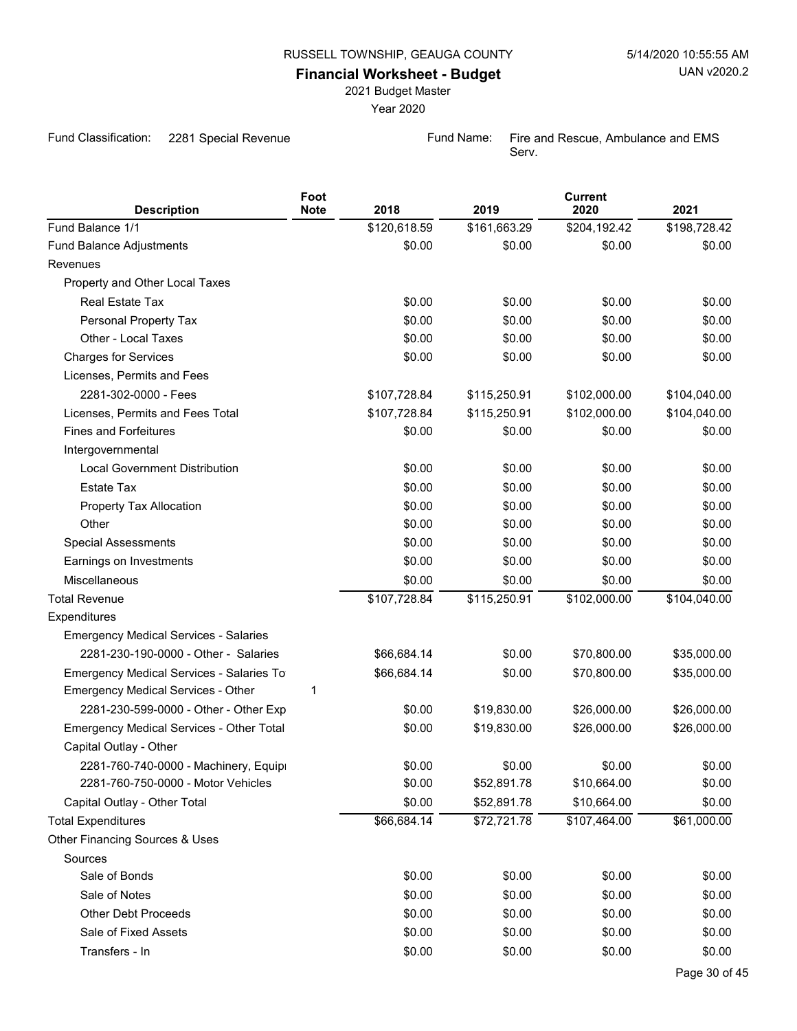RUSSELL TOWNSHIP, GEAUGA COUNTY

5/14/2020 10:55:55 AM

UAN v2020.2

# Financial Worksheet - Budget

2021 Budget Master

Year 2020

Fund Classification: 2281 Special Revenue

Fund Name: Fire and Rescue, Ambulance and EMS Serv.

| Description | Foot Note | 2018 | 2019 | Current 2020 | 2021 |
|---|---|---|---|---|---|
| Fund Balance 1/1 | | $120,618.59 | $161,663.29 | $204,192.42 | $198,728.42 |
| Fund Balance Adjustments | | $0.00 | $0.00 | $0.00 | $0.00 |
| Revenues | | | | | |
| Property and Other Local Taxes | | | | | |
| Real Estate Tax | | $0.00 | $0.00 | $0.00 | $0.00 |
| Personal Property Tax | | $0.00 | $0.00 | $0.00 | $0.00 |
| Other - Local Taxes | | $0.00 | $0.00 | $0.00 | $0.00 |
| Charges for Services | | $0.00 | $0.00 | $0.00 | $0.00 |
| Licenses, Permits and Fees | | | | | |
| 2281-302-0000 - Fees | | $107,728.84 | $115,250.91 | $102,000.00 | $104,040.00 |
| Licenses, Permits and Fees Total | | $107,728.84 | $115,250.91 | $102,000.00 | $104,040.00 |
| Fines and Forfeitures | | $0.00 | $0.00 | $0.00 | $0.00 |
| Intergovernmental | | | | | |
| Local Government Distribution | | $0.00 | $0.00 | $0.00 | $0.00 |
| Estate Tax | | $0.00 | $0.00 | $0.00 | $0.00 |
| Property Tax Allocation | | $0.00 | $0.00 | $0.00 | $0.00 |
| Other | | $0.00 | $0.00 | $0.00 | $0.00 |
| Special Assessments | | $0.00 | $0.00 | $0.00 | $0.00 |
| Earnings on Investments | | $0.00 | $0.00 | $0.00 | $0.00 |
| Miscellaneous | | $0.00 | $0.00 | $0.00 | $0.00 |
| Total Revenue | | $107,728.84 | $115,250.91 | $102,000.00 | $104,040.00 |
| Expenditures | | | | | |
| Emergency Medical Services - Salaries | | | | | |
| 2281-230-190-0000 - Other - Salaries | | $66,684.14 | $0.00 | $70,800.00 | $35,000.00 |
| Emergency Medical Services - Salaries To | | $66,684.14 | $0.00 | $70,800.00 | $35,000.00 |
| Emergency Medical Services - Other | 1 | | | | |
| 2281-230-599-0000 - Other - Other Exp | | $0.00 | $19,830.00 | $26,000.00 | $26,000.00 |
| Emergency Medical Services - Other Total | | $0.00 | $19,830.00 | $26,000.00 | $26,000.00 |
| Capital Outlay - Other | | | | | |
| 2281-760-740-0000 - Machinery, Equipi | | $0.00 | $0.00 | $0.00 | $0.00 |
| 2281-760-750-0000 - Motor Vehicles | | $0.00 | $52,891.78 | $10,664.00 | $0.00 |
| Capital Outlay - Other Total | | $0.00 | $52,891.78 | $10,664.00 | $0.00 |
| Total Expenditures | | $66,684.14 | $72,721.78 | $107,464.00 | $61,000.00 |
| Other Financing Sources & Uses | | | | | |
| Sources | | | | | |
| Sale of Bonds | | $0.00 | $0.00 | $0.00 | $0.00 |
| Sale of Notes | | $0.00 | $0.00 | $0.00 | $0.00 |
| Other Debt Proceeds | | $0.00 | $0.00 | $0.00 | $0.00 |
| Sale of Fixed Assets | | $0.00 | $0.00 | $0.00 | $0.00 |
| Transfers - In | | $0.00 | $0.00 | $0.00 | $0.00 |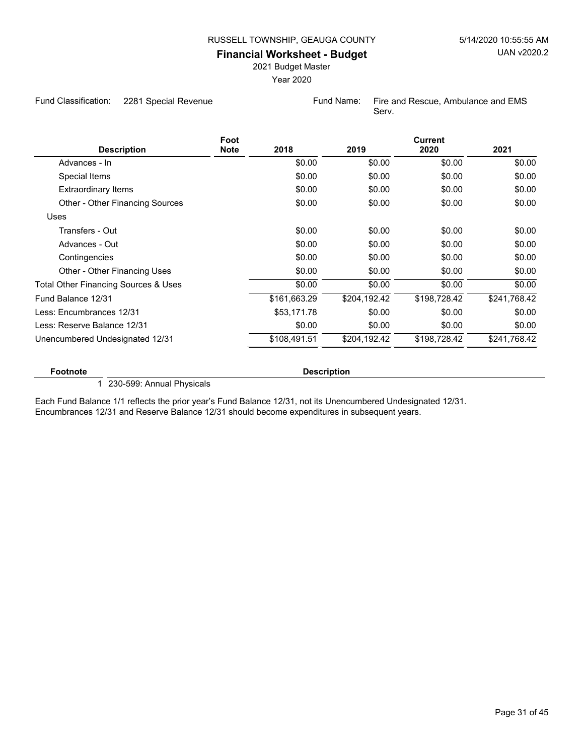RUSSELL TOWNSHIP, GEAUGA COUNTY

5/14/2020 10:55:55 AM

UAN v2020.2

## Financial Worksheet - Budget

2021 Budget Master

Year 2020

Fund Classification: 2281 Special Revenue

Fund Name: Fire and Rescue, Ambulance and EMS Serv.

| Description | Foot Note | 2018 | 2019 | Current 2020 | 2021 |
|---|---|---|---|---|---|
| Advances - In | | $0.00 | $0.00 | $0.00 | $0.00 |
| Special Items | | $0.00 | $0.00 | $0.00 | $0.00 |
| Extraordinary Items | | $0.00 | $0.00 | $0.00 | $0.00 |
| Other - Other Financing Sources | | $0.00 | $0.00 | $0.00 | $0.00 |
| Uses | | | | | |
| Transfers - Out | | $0.00 | $0.00 | $0.00 | $0.00 |
| Advances - Out | | $0.00 | $0.00 | $0.00 | $0.00 |
| Contingencies | | $0.00 | $0.00 | $0.00 | $0.00 |
| Other - Other Financing Uses | | $0.00 | $0.00 | $0.00 | $0.00 |
| Total Other Financing Sources & Uses | | $0.00 | $0.00 | $0.00 | $0.00 |
| Fund Balance 12/31 | | $161,663.29 | $204,192.42 | $198,728.42 | $241,768.42 |
| Less: Encumbrances 12/31 | | $53,171.78 | $0.00 | $0.00 | $0.00 |
| Less: Reserve Balance 12/31 | | $0.00 | $0.00 | $0.00 | $0.00 |
| Unencumbered Undesignated 12/31 | | $108,491.51 | $204,192.42 | $198,728.42 | $241,768.42 |

| Footnote | Description |
|---|---|
| 1 | 230-599: Annual Physicals |

Each Fund Balance 1/1 reflects the prior year's Fund Balance 12/31, not its Unencumbered Undesignated 12/31.
Encumbrances 12/31 and Reserve Balance 12/31 should become expenditures in subsequent years.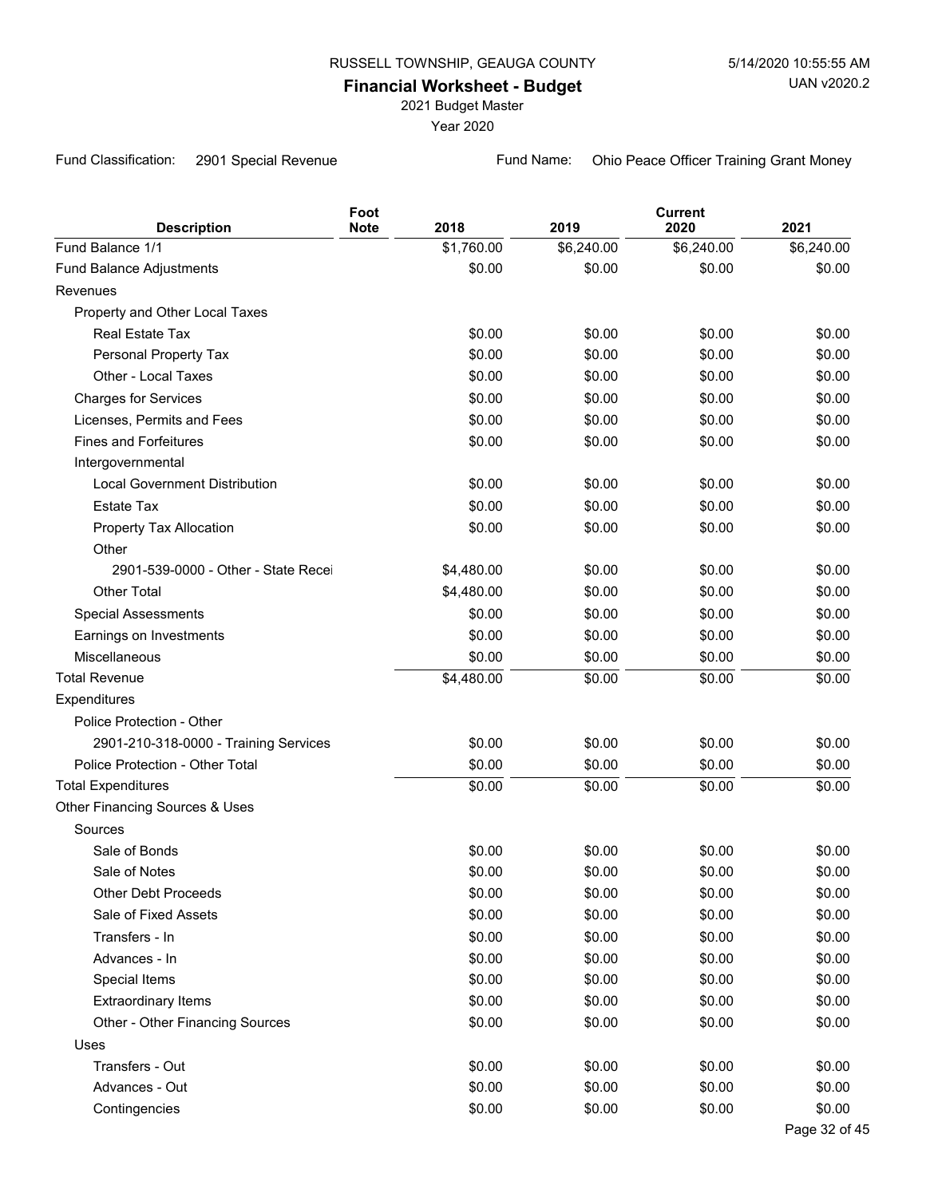RUSSELL TOWNSHIP, GEAUGA COUNTY

5/14/2020 10:55:55 AM

UAN v2020.2

# Financial Worksheet - Budget

2021 Budget Master

Year 2020

Fund Classification: 2901 Special Revenue

Fund Name: Ohio Peace Officer Training Grant Money

| Description | Foot Note | 2018 | 2019 | Current 2020 | 2021 |
|---|---|---|---|---|---|
| Fund Balance 1/1 | | $1,760.00 | $6,240.00 | $6,240.00 | $6,240.00 |
| Fund Balance Adjustments | | $0.00 | $0.00 | $0.00 | $0.00 |
| Revenues | | | | | |
| Property and Other Local Taxes | | | | | |
| Real Estate Tax | | $0.00 | $0.00 | $0.00 | $0.00 |
| Personal Property Tax | | $0.00 | $0.00 | $0.00 | $0.00 |
| Other - Local Taxes | | $0.00 | $0.00 | $0.00 | $0.00 |
| Charges for Services | | $0.00 | $0.00 | $0.00 | $0.00 |
| Licenses, Permits and Fees | | $0.00 | $0.00 | $0.00 | $0.00 |
| Fines and Forfeitures | | $0.00 | $0.00 | $0.00 | $0.00 |
| Intergovernmental | | | | | |
| Local Government Distribution | | $0.00 | $0.00 | $0.00 | $0.00 |
| Estate Tax | | $0.00 | $0.00 | $0.00 | $0.00 |
| Property Tax Allocation | | $0.00 | $0.00 | $0.00 | $0.00 |
| Other | | | | | |
| 2901-539-0000 - Other - State Recei | | $4,480.00 | $0.00 | $0.00 | $0.00 |
| Other Total | | $4,480.00 | $0.00 | $0.00 | $0.00 |
| Special Assessments | | $0.00 | $0.00 | $0.00 | $0.00 |
| Earnings on Investments | | $0.00 | $0.00 | $0.00 | $0.00 |
| Miscellaneous | | $0.00 | $0.00 | $0.00 | $0.00 |
| Total Revenue | | $4,480.00 | $0.00 | $0.00 | $0.00 |
| Expenditures | | | | | |
| Police Protection - Other | | | | | |
| 2901-210-318-0000 - Training Services | | $0.00 | $0.00 | $0.00 | $0.00 |
| Police Protection - Other Total | | $0.00 | $0.00 | $0.00 | $0.00 |
| Total Expenditures | | $0.00 | $0.00 | $0.00 | $0.00 |
| Other Financing Sources & Uses | | | | | |
| Sources | | | | | |
| Sale of Bonds | | $0.00 | $0.00 | $0.00 | $0.00 |
| Sale of Notes | | $0.00 | $0.00 | $0.00 | $0.00 |
| Other Debt Proceeds | | $0.00 | $0.00 | $0.00 | $0.00 |
| Sale of Fixed Assets | | $0.00 | $0.00 | $0.00 | $0.00 |
| Transfers - In | | $0.00 | $0.00 | $0.00 | $0.00 |
| Advances - In | | $0.00 | $0.00 | $0.00 | $0.00 |
| Special Items | | $0.00 | $0.00 | $0.00 | $0.00 |
| Extraordinary Items | | $0.00 | $0.00 | $0.00 | $0.00 |
| Other - Other Financing Sources | | $0.00 | $0.00 | $0.00 | $0.00 |
| Uses | | | | | |
| Transfers - Out | | $0.00 | $0.00 | $0.00 | $0.00 |
| Advances - Out | | $0.00 | $0.00 | $0.00 | $0.00 |
| Contingencies | | $0.00 | $0.00 | $0.00 | $0.00 |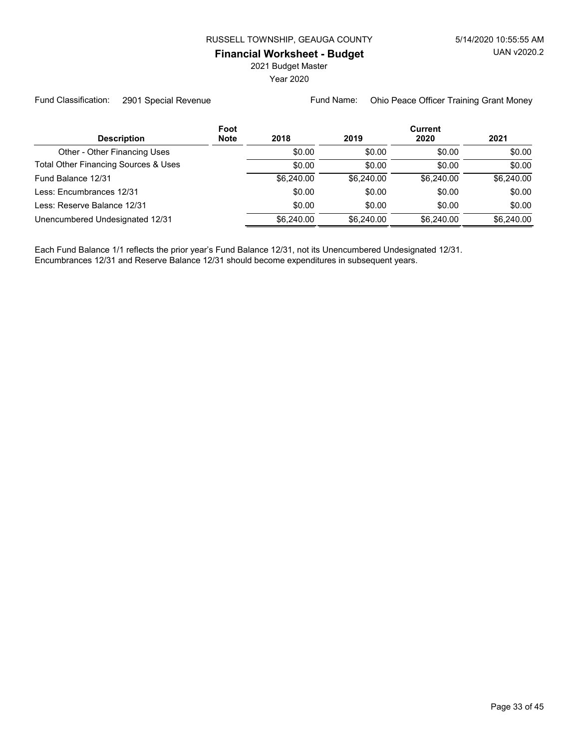RUSSELL TOWNSHIP, GEAUGA COUNTY

**Financial Worksheet - Budget**

2021 Budget Master

Year 2020

Fund Classification: 2901 Special Revenue

Fund Name: Ohio Peace Officer Training Grant Money

| Description | Foot Note | 2018 | 2019 | Current 2020 | 2021 |
|---|---|---|---|---|---|
| Other - Other Financing Uses | | $0.00 | $0.00 | $0.00 | $0.00 |
| Total Other Financing Sources & Uses | | $0.00 | $0.00 | $0.00 | $0.00 |
| Fund Balance 12/31 | | $6,240.00 | $6,240.00 | $6,240.00 | $6,240.00 |
| Less: Encumbrances 12/31 | | $0.00 | $0.00 | $0.00 | $0.00 |
| Less: Reserve Balance 12/31 | | $0.00 | $0.00 | $0.00 | $0.00 |
| Unencumbered Undesignated 12/31 | | $6,240.00 | $6,240.00 | $6,240.00 | $6,240.00 |

Each Fund Balance 1/1 reflects the prior year's Fund Balance 12/31, not its Unencumbered Undesignated 12/31.
Encumbrances 12/31 and Reserve Balance 12/31 should become expenditures in subsequent years.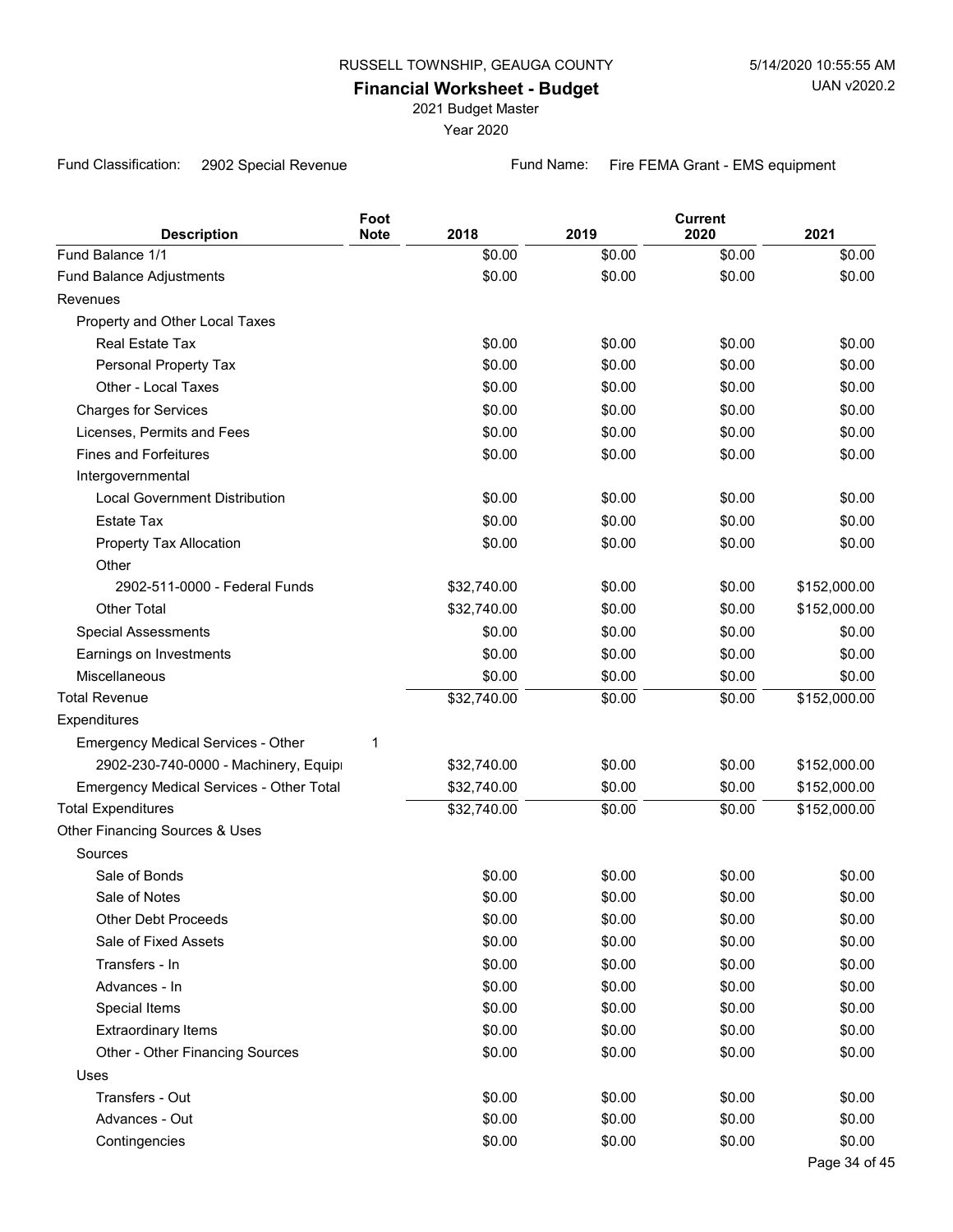RUSSELL TOWNSHIP, GEAUGA COUNTY

5/14/2020 10:55:55 AM

UAN v2020.2

# Financial Worksheet - Budget

2021 Budget Master

Year 2020

Fund Classification: 2902 Special Revenue

Fund Name: Fire FEMA Grant - EMS equipment

| Description | Foot Note | 2018 | 2019 | Current 2020 | 2021 |
|---|---|---|---|---|---|
| Fund Balance 1/1 | | $0.00 | $0.00 | $0.00 | $0.00 |
| Fund Balance Adjustments | | $0.00 | $0.00 | $0.00 | $0.00 |
| Revenues | | | | | |
| Property and Other Local Taxes | | | | | |
| Real Estate Tax | | $0.00 | $0.00 | $0.00 | $0.00 |
| Personal Property Tax | | $0.00 | $0.00 | $0.00 | $0.00 |
| Other - Local Taxes | | $0.00 | $0.00 | $0.00 | $0.00 |
| Charges for Services | | $0.00 | $0.00 | $0.00 | $0.00 |
| Licenses, Permits and Fees | | $0.00 | $0.00 | $0.00 | $0.00 |
| Fines and Forfeitures | | $0.00 | $0.00 | $0.00 | $0.00 |
| Intergovernmental | | | | | |
| Local Government Distribution | | $0.00 | $0.00 | $0.00 | $0.00 |
| Estate Tax | | $0.00 | $0.00 | $0.00 | $0.00 |
| Property Tax Allocation | | $0.00 | $0.00 | $0.00 | $0.00 |
| Other | | | | | |
| 2902-511-0000 - Federal Funds | | $32,740.00 | $0.00 | $0.00 | $152,000.00 |
| Other Total | | $32,740.00 | $0.00 | $0.00 | $152,000.00 |
| Special Assessments | | $0.00 | $0.00 | $0.00 | $0.00 |
| Earnings on Investments | | $0.00 | $0.00 | $0.00 | $0.00 |
| Miscellaneous | | $0.00 | $0.00 | $0.00 | $0.00 |
| Total Revenue | | $32,740.00 | $0.00 | $0.00 | $152,000.00 |
| Expenditures | | | | | |
| Emergency Medical Services - Other | 1 | | | | |
| 2902-230-740-0000 - Machinery, Equip | | $32,740.00 | $0.00 | $0.00 | $152,000.00 |
| Emergency Medical Services - Other Total | | $32,740.00 | $0.00 | $0.00 | $152,000.00 |
| Total Expenditures | | $32,740.00 | $0.00 | $0.00 | $152,000.00 |
| Other Financing Sources & Uses | | | | | |
| Sources | | | | | |
| Sale of Bonds | | $0.00 | $0.00 | $0.00 | $0.00 |
| Sale of Notes | | $0.00 | $0.00 | $0.00 | $0.00 |
| Other Debt Proceeds | | $0.00 | $0.00 | $0.00 | $0.00 |
| Sale of Fixed Assets | | $0.00 | $0.00 | $0.00 | $0.00 |
| Transfers - In | | $0.00 | $0.00 | $0.00 | $0.00 |
| Advances - In | | $0.00 | $0.00 | $0.00 | $0.00 |
| Special Items | | $0.00 | $0.00 | $0.00 | $0.00 |
| Extraordinary Items | | $0.00 | $0.00 | $0.00 | $0.00 |
| Other - Other Financing Sources | | $0.00 | $0.00 | $0.00 | $0.00 |
| Uses | | | | | |
| Transfers - Out | | $0.00 | $0.00 | $0.00 | $0.00 |
| Advances - Out | | $0.00 | $0.00 | $0.00 | $0.00 |
| Contingencies | | $0.00 | $0.00 | $0.00 | $0.00 |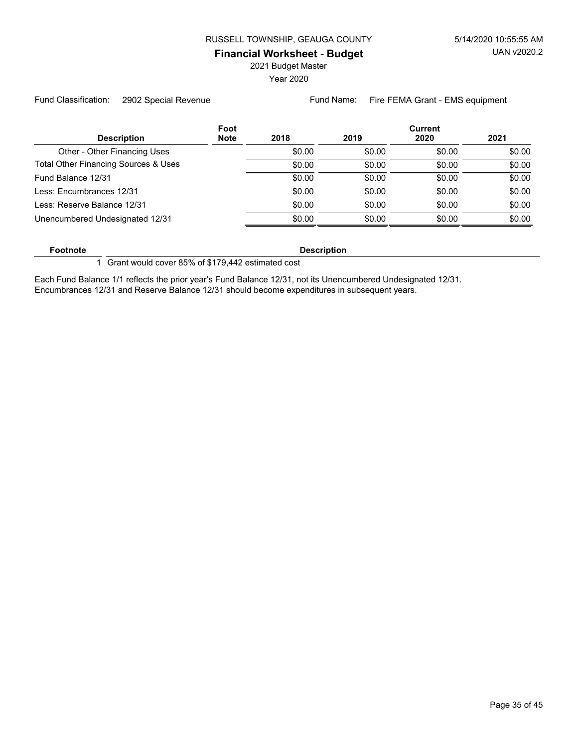RUSSELL TOWNSHIP, GEAUGA COUNTY

5/14/2020 10:55:55 AM

UAN v2020.2

# Financial Worksheet - Budget

2021 Budget Master

Year 2020

Fund Classification: 2902 Special Revenue

Fund Name: Fire FEMA Grant - EMS equipment

| Description | Foot Note | 2018 | 2019 | Current 2020 | 2021 |
|---|---|---|---|---|---|
| Other - Other Financing Uses | | $0.00 | $0.00 | $0.00 | $0.00 |
| Total Other Financing Sources & Uses | | $0.00 | $0.00 | $0.00 | $0.00 |
| Fund Balance 12/31 | | $0.00 | $0.00 | $0.00 | $0.00 |
| Less: Encumbrances 12/31 | | $0.00 | $0.00 | $0.00 | $0.00 |
| Less: Reserve Balance 12/31 | | $0.00 | $0.00 | $0.00 | $0.00 |
| Unencumbered Undesignated 12/31 | | $0.00 | $0.00 | $0.00 | $0.00 |

| Footnote | Description |
|---|---|
| 1 | Grant would cover 85% of $179,442 estimated cost |

Each Fund Balance 1/1 reflects the prior year's Fund Balance 12/31, not its Unencumbered Undesignated 12/31.
Encumbrances 12/31 and Reserve Balance 12/31 should become expenditures in subsequent years.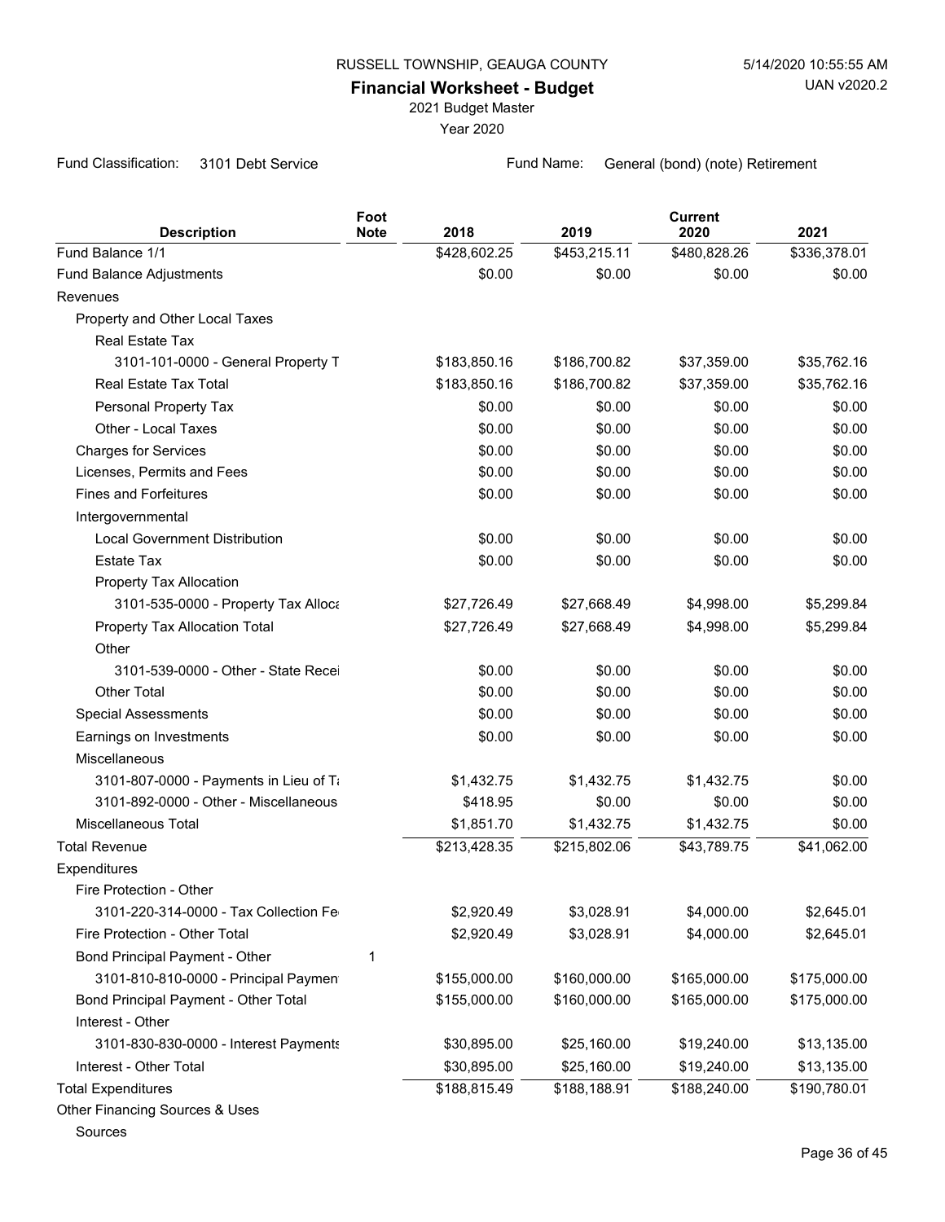RUSSELL TOWNSHIP, GEAUGA COUNTY

**Financial Worksheet - Budget**

2021 Budget Master

Year 2020

5/14/2020 10:55:55 AM

UAN v2020.2

Fund Classification: 3101 Debt Service

Fund Name: General (bond) (note) Retirement

| Description | Foot Note | 2018 | 2019 | Current 2020 | 2021 |
|---|---|---|---|---|---|
| Fund Balance 1/1 | | $428,602.25 | $453,215.11 | $480,828.26 | $336,378.01 |
| Fund Balance Adjustments | | $0.00 | $0.00 | $0.00 | $0.00 |
| Revenues | | | | | |
| Property and Other Local Taxes | | | | | |
| Real Estate Tax | | | | | |
| 3101-101-0000 - General Property T | | $183,850.16 | $186,700.82 | $37,359.00 | $35,762.16 |
| Real Estate Tax Total | | $183,850.16 | $186,700.82 | $37,359.00 | $35,762.16 |
| Personal Property Tax | | $0.00 | $0.00 | $0.00 | $0.00 |
| Other - Local Taxes | | $0.00 | $0.00 | $0.00 | $0.00 |
| Charges for Services | | $0.00 | $0.00 | $0.00 | $0.00 |
| Licenses, Permits and Fees | | $0.00 | $0.00 | $0.00 | $0.00 |
| Fines and Forfeitures | | $0.00 | $0.00 | $0.00 | $0.00 |
| Intergovernmental | | | | | |
| Local Government Distribution | | $0.00 | $0.00 | $0.00 | $0.00 |
| Estate Tax | | $0.00 | $0.00 | $0.00 | $0.00 |
| Property Tax Allocation | | | | | |
| 3101-535-0000 - Property Tax Alloca | | $27,726.49 | $27,668.49 | $4,998.00 | $5,299.84 |
| Property Tax Allocation Total | | $27,726.49 | $27,668.49 | $4,998.00 | $5,299.84 |
| Other | | | | | |
| 3101-539-0000 - Other - State Recei | | $0.00 | $0.00 | $0.00 | $0.00 |
| Other Total | | $0.00 | $0.00 | $0.00 | $0.00 |
| Special Assessments | | $0.00 | $0.00 | $0.00 | $0.00 |
| Earnings on Investments | | $0.00 | $0.00 | $0.00 | $0.00 |
| Miscellaneous | | | | | |
| 3101-807-0000 - Payments in Lieu of Ta | | $1,432.75 | $1,432.75 | $1,432.75 | $0.00 |
| 3101-892-0000 - Other - Miscellaneous | | $418.95 | $0.00 | $0.00 | $0.00 |
| Miscellaneous Total | | $1,851.70 | $1,432.75 | $1,432.75 | $0.00 |
| Total Revenue | | $213,428.35 | $215,802.06 | $43,789.75 | $41,062.00 |
| Expenditures | | | | | |
| Fire Protection - Other | | | | | |
| 3101-220-314-0000 - Tax Collection Fe | | $2,920.49 | $3,028.91 | $4,000.00 | $2,645.01 |
| Fire Protection - Other Total | | $2,920.49 | $3,028.91 | $4,000.00 | $2,645.01 |
| Bond Principal Payment - Other | 1 | | | | |
| 3101-810-810-0000 - Principal Paymen | | $155,000.00 | $160,000.00 | $165,000.00 | $175,000.00 |
| Bond Principal Payment - Other Total | | $155,000.00 | $160,000.00 | $165,000.00 | $175,000.00 |
| Interest - Other | | | | | |
| 3101-830-830-0000 - Interest Payments | | $30,895.00 | $25,160.00 | $19,240.00 | $13,135.00 |
| Interest - Other Total | | $30,895.00 | $25,160.00 | $19,240.00 | $13,135.00 |
| Total Expenditures | | $188,815.49 | $188,188.91 | $188,240.00 | $190,780.01 |
| Other Financing Sources & Uses | | | | | |
| Sources | | | | | |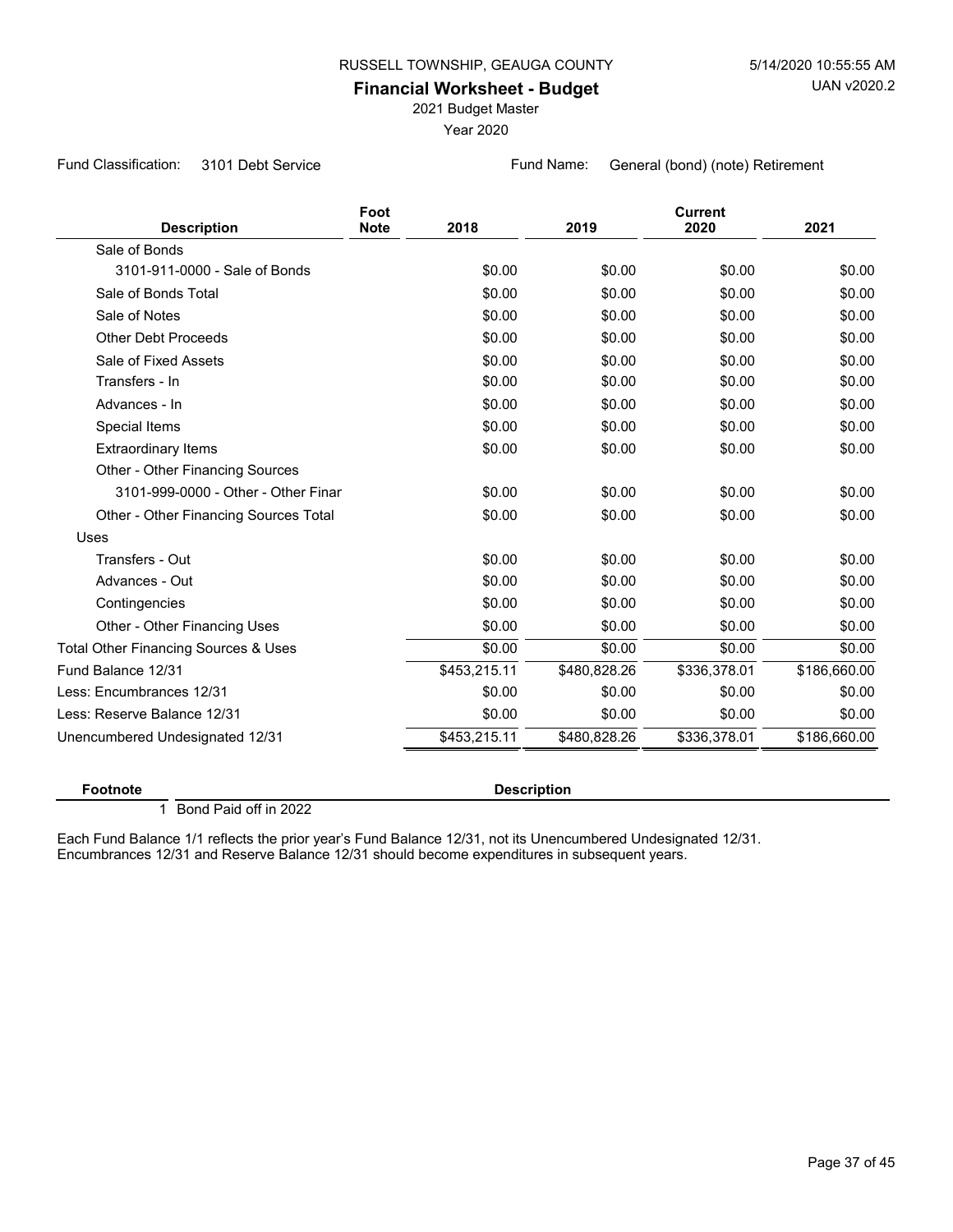RUSSELL TOWNSHIP, GEAUGA COUNTY

5/14/2020 10:55:55 AM

UAN v2020.2

# Financial Worksheet - Budget

2021 Budget Master

Year 2020

Fund Classification: 3101 Debt Service

Fund Name: General (bond) (note) Retirement

| Description | Foot Note | 2018 | 2019 | Current 2020 | 2021 |
|---|---|---|---|---|---|
| Sale of Bonds | | | | | |
| 3101-911-0000 - Sale of Bonds | | $0.00 | $0.00 | $0.00 | $0.00 |
| Sale of Bonds Total | | $0.00 | $0.00 | $0.00 | $0.00 |
| Sale of Notes | | $0.00 | $0.00 | $0.00 | $0.00 |
| Other Debt Proceeds | | $0.00 | $0.00 | $0.00 | $0.00 |
| Sale of Fixed Assets | | $0.00 | $0.00 | $0.00 | $0.00 |
| Transfers - In | | $0.00 | $0.00 | $0.00 | $0.00 |
| Advances - In | | $0.00 | $0.00 | $0.00 | $0.00 |
| Special Items | | $0.00 | $0.00 | $0.00 | $0.00 |
| Extraordinary Items | | $0.00 | $0.00 | $0.00 | $0.00 |
| Other - Other Financing Sources | | | | | |
| 3101-999-0000 - Other - Other Finar | | $0.00 | $0.00 | $0.00 | $0.00 |
| Other - Other Financing Sources Total | | $0.00 | $0.00 | $0.00 | $0.00 |
| Uses | | | | | |
| Transfers - Out | | $0.00 | $0.00 | $0.00 | $0.00 |
| Advances - Out | | $0.00 | $0.00 | $0.00 | $0.00 |
| Contingencies | | $0.00 | $0.00 | $0.00 | $0.00 |
| Other - Other Financing Uses | | $0.00 | $0.00 | $0.00 | $0.00 |
| Total Other Financing Sources & Uses | | $0.00 | $0.00 | $0.00 | $0.00 |
| Fund Balance 12/31 | | $453,215.11 | $480,828.26 | $336,378.01 | $186,660.00 |
| Less: Encumbrances 12/31 | | $0.00 | $0.00 | $0.00 | $0.00 |
| Less: Reserve Balance 12/31 | | $0.00 | $0.00 | $0.00 | $0.00 |
| Unencumbered Undesignated 12/31 | | $453,215.11 | $480,828.26 | $336,378.01 | $186,660.00 |

| Footnote | Description |
|---|---|
| 1 | Bond Paid off in 2022 |

Each Fund Balance 1/1 reflects the prior year's Fund Balance 12/31, not its Unencumbered Undesignated 12/31.
Encumbrances 12/31 and Reserve Balance 12/31 should become expenditures in subsequent years.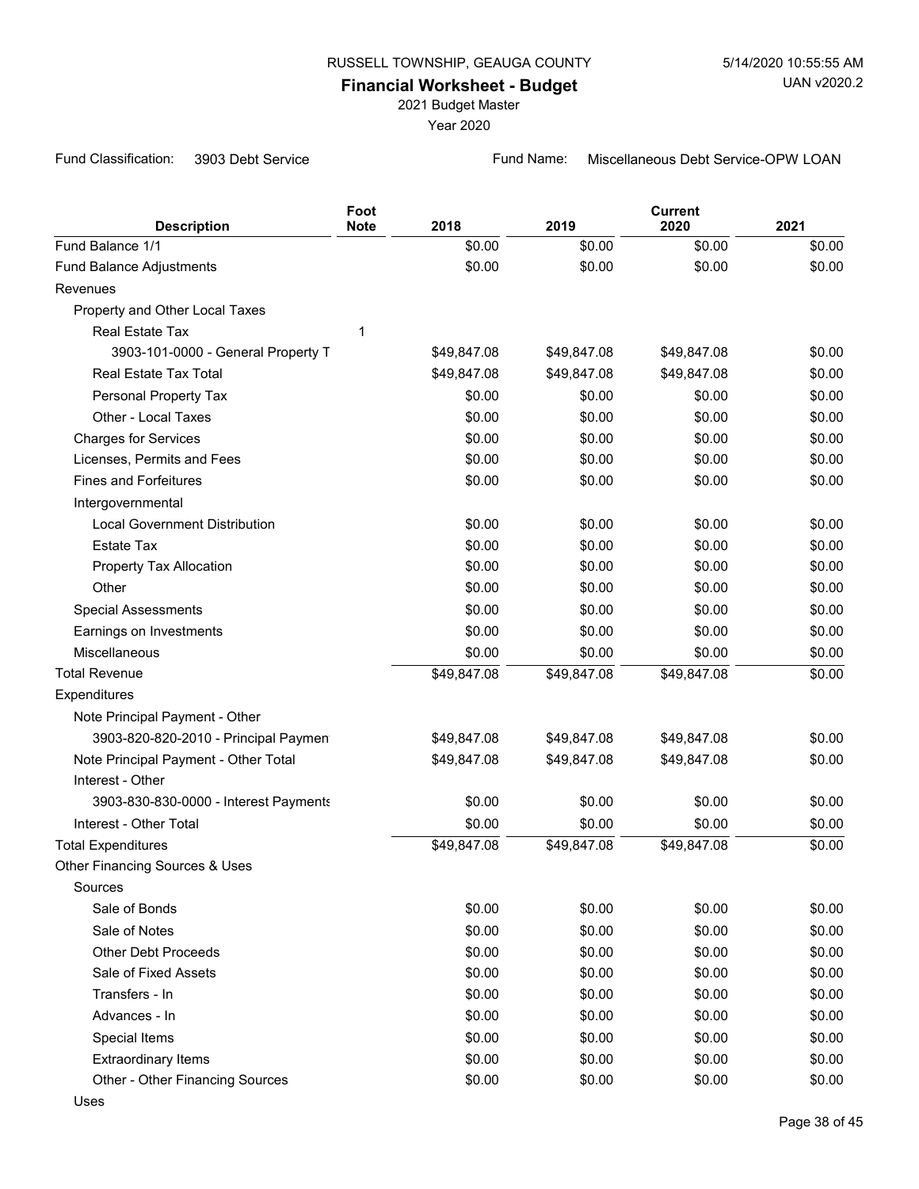RUSSELL TOWNSHIP, GEAUGA COUNTY

5/14/2020 10:55:55 AM

UAN v2020.2

# Financial Worksheet - Budget

2021 Budget Master

Year 2020

Fund Classification: 3903 Debt Service

Fund Name: Miscellaneous Debt Service-OPW LOAN

| Description | Foot Note | 2018 | 2019 | Current 2020 | 2021 |
|---|---|---|---|---|---|
| Fund Balance 1/1 | | $0.00 | $0.00 | $0.00 | $0.00 |
| Fund Balance Adjustments | | $0.00 | $0.00 | $0.00 | $0.00 |
| Revenues | | | | | |
| Property and Other Local Taxes | | | | | |
| Real Estate Tax | 1 | | | | |
| 3903-101-0000 - General Property T | | $49,847.08 | $49,847.08 | $49,847.08 | $0.00 |
| Real Estate Tax Total | | $49,847.08 | $49,847.08 | $49,847.08 | $0.00 |
| Personal Property Tax | | $0.00 | $0.00 | $0.00 | $0.00 |
| Other - Local Taxes | | $0.00 | $0.00 | $0.00 | $0.00 |
| Charges for Services | | $0.00 | $0.00 | $0.00 | $0.00 |
| Licenses, Permits and Fees | | $0.00 | $0.00 | $0.00 | $0.00 |
| Fines and Forfeitures | | $0.00 | $0.00 | $0.00 | $0.00 |
| Intergovernmental | | | | | |
| Local Government Distribution | | $0.00 | $0.00 | $0.00 | $0.00 |
| Estate Tax | | $0.00 | $0.00 | $0.00 | $0.00 |
| Property Tax Allocation | | $0.00 | $0.00 | $0.00 | $0.00 |
| Other | | $0.00 | $0.00 | $0.00 | $0.00 |
| Special Assessments | | $0.00 | $0.00 | $0.00 | $0.00 |
| Earnings on Investments | | $0.00 | $0.00 | $0.00 | $0.00 |
| Miscellaneous | | $0.00 | $0.00 | $0.00 | $0.00 |
| Total Revenue | | $49,847.08 | $49,847.08 | $49,847.08 | $0.00 |
| Expenditures | | | | | |
| Note Principal Payment - Other | | | | | |
| 3903-820-820-2010 - Principal Paymen | | $49,847.08 | $49,847.08 | $49,847.08 | $0.00 |
| Note Principal Payment - Other Total | | $49,847.08 | $49,847.08 | $49,847.08 | $0.00 |
| Interest - Other | | | | | |
| 3903-830-830-0000 - Interest Payments | | $0.00 | $0.00 | $0.00 | $0.00 |
| Interest - Other Total | | $0.00 | $0.00 | $0.00 | $0.00 |
| Total Expenditures | | $49,847.08 | $49,847.08 | $49,847.08 | $0.00 |
| Other Financing Sources & Uses | | | | | |
| Sources | | | | | |
| Sale of Bonds | | $0.00 | $0.00 | $0.00 | $0.00 |
| Sale of Notes | | $0.00 | $0.00 | $0.00 | $0.00 |
| Other Debt Proceeds | | $0.00 | $0.00 | $0.00 | $0.00 |
| Sale of Fixed Assets | | $0.00 | $0.00 | $0.00 | $0.00 |
| Transfers - In | | $0.00 | $0.00 | $0.00 | $0.00 |
| Advances - In | | $0.00 | $0.00 | $0.00 | $0.00 |
| Special Items | | $0.00 | $0.00 | $0.00 | $0.00 |
| Extraordinary Items | | $0.00 | $0.00 | $0.00 | $0.00 |
| Other - Other Financing Sources | | $0.00 | $0.00 | $0.00 | $0.00 |
| Uses | | | | | |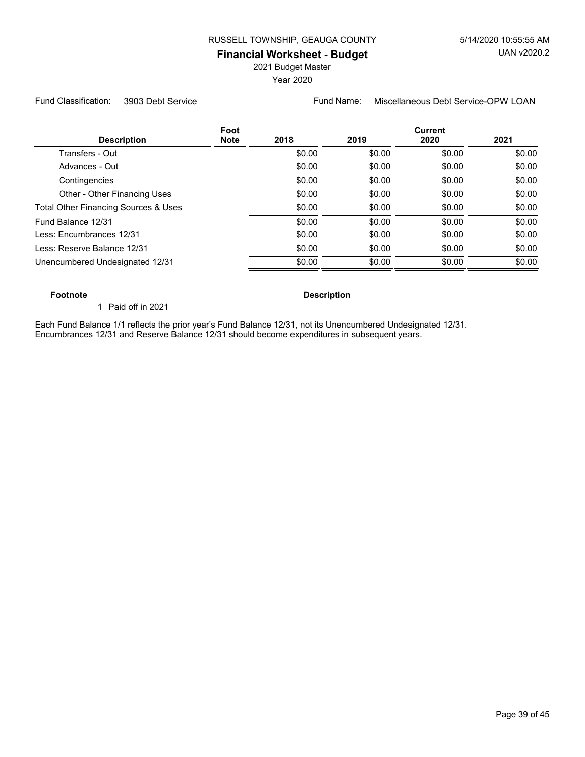RUSSELL TOWNSHIP, GEAUGA COUNTY

5/14/2020 10:55:55 AM

UAN v2020.2

## Financial Worksheet - Budget

2021 Budget Master

Year 2020

Fund Classification: 3903 Debt Service

Fund Name: Miscellaneous Debt Service-OPW LOAN

| Description | Foot Note | 2018 | 2019 | Current 2020 | 2021 |
|---|---|---|---|---|---|
| Transfers - Out | | $0.00 | $0.00 | $0.00 | $0.00 |
| Advances - Out | | $0.00 | $0.00 | $0.00 | $0.00 |
| Contingencies | | $0.00 | $0.00 | $0.00 | $0.00 |
| Other - Other Financing Uses | | $0.00 | $0.00 | $0.00 | $0.00 |
| Total Other Financing Sources & Uses | | $0.00 | $0.00 | $0.00 | $0.00 |
| Fund Balance 12/31 | | $0.00 | $0.00 | $0.00 | $0.00 |
| Less: Encumbrances 12/31 | | $0.00 | $0.00 | $0.00 | $0.00 |
| Less: Reserve Balance 12/31 | | $0.00 | $0.00 | $0.00 | $0.00 |
| Unencumbered Undesignated 12/31 | | $0.00 | $0.00 | $0.00 | $0.00 |

| Footnote | Description |
|---|---|
| 1 | Paid off in 2021 |

Each Fund Balance 1/1 reflects the prior year's Fund Balance 12/31, not its Unencumbered Undesignated 12/31.
Encumbrances 12/31 and Reserve Balance 12/31 should become expenditures in subsequent years.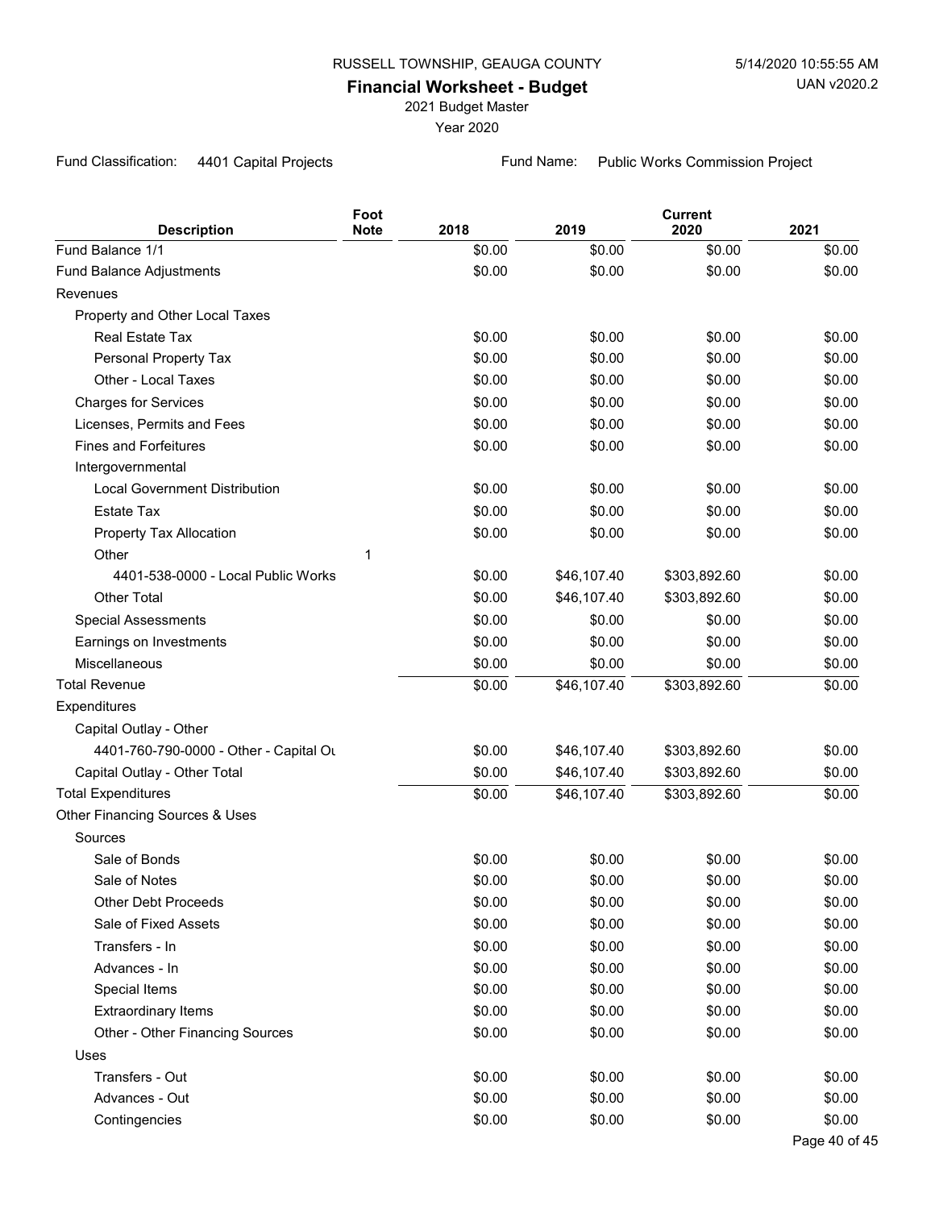RUSSELL TOWNSHIP, GEAUGA COUNTY

5/14/2020 10:55:55 AM

UAN v2020.2

# Financial Worksheet - Budget

2021 Budget Master

Year 2020

Fund Classification: 4401 Capital Projects

Fund Name: Public Works Commission Project

| Description | Foot Note | 2018 | 2019 | Current 2020 | 2021 |
|---|---|---|---|---|---|
| Fund Balance 1/1 | | $0.00 | $0.00 | $0.00 | $0.00 |
| Fund Balance Adjustments | | $0.00 | $0.00 | $0.00 | $0.00 |
| Revenues | | | | | |
| Property and Other Local Taxes | | | | | |
| Real Estate Tax | | $0.00 | $0.00 | $0.00 | $0.00 |
| Personal Property Tax | | $0.00 | $0.00 | $0.00 | $0.00 |
| Other - Local Taxes | | $0.00 | $0.00 | $0.00 | $0.00 |
| Charges for Services | | $0.00 | $0.00 | $0.00 | $0.00 |
| Licenses, Permits and Fees | | $0.00 | $0.00 | $0.00 | $0.00 |
| Fines and Forfeitures | | $0.00 | $0.00 | $0.00 | $0.00 |
| Intergovernmental | | | | | |
| Local Government Distribution | | $0.00 | $0.00 | $0.00 | $0.00 |
| Estate Tax | | $0.00 | $0.00 | $0.00 | $0.00 |
| Property Tax Allocation | | $0.00 | $0.00 | $0.00 | $0.00 |
| Other | 1 | | | | |
| 4401-538-0000 - Local Public Works | | $0.00 | $46,107.40 | $303,892.60 | $0.00 |
| Other Total | | $0.00 | $46,107.40 | $303,892.60 | $0.00 |
| Special Assessments | | $0.00 | $0.00 | $0.00 | $0.00 |
| Earnings on Investments | | $0.00 | $0.00 | $0.00 | $0.00 |
| Miscellaneous | | $0.00 | $0.00 | $0.00 | $0.00 |
| Total Revenue | | $0.00 | $46,107.40 | $303,892.60 | $0.00 |
| Expenditures | | | | | |
| Capital Outlay - Other | | | | | |
| 4401-760-790-0000 - Other - Capital Ou | | $0.00 | $46,107.40 | $303,892.60 | $0.00 |
| Capital Outlay - Other Total | | $0.00 | $46,107.40 | $303,892.60 | $0.00 |
| Total Expenditures | | $0.00 | $46,107.40 | $303,892.60 | $0.00 |
| Other Financing Sources & Uses | | | | | |
| Sources | | | | | |
| Sale of Bonds | | $0.00 | $0.00 | $0.00 | $0.00 |
| Sale of Notes | | $0.00 | $0.00 | $0.00 | $0.00 |
| Other Debt Proceeds | | $0.00 | $0.00 | $0.00 | $0.00 |
| Sale of Fixed Assets | | $0.00 | $0.00 | $0.00 | $0.00 |
| Transfers - In | | $0.00 | $0.00 | $0.00 | $0.00 |
| Advances - In | | $0.00 | $0.00 | $0.00 | $0.00 |
| Special Items | | $0.00 | $0.00 | $0.00 | $0.00 |
| Extraordinary Items | | $0.00 | $0.00 | $0.00 | $0.00 |
| Other - Other Financing Sources | | $0.00 | $0.00 | $0.00 | $0.00 |
| Uses | | | | | |
| Transfers - Out | | $0.00 | $0.00 | $0.00 | $0.00 |
| Advances - Out | | $0.00 | $0.00 | $0.00 | $0.00 |
| Contingencies | | $0.00 | $0.00 | $0.00 | $0.00 |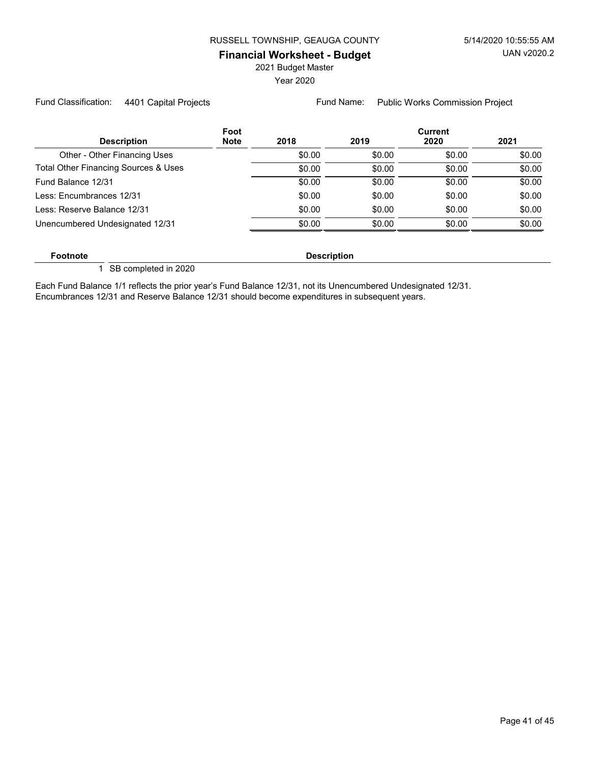RUSSELL TOWNSHIP, GEAUGA COUNTY

5/14/2020 10:55:55 AM

UAN v2020.2

## Financial Worksheet - Budget

2021 Budget Master

Year 2020

Fund Classification: 4401 Capital Projects

Fund Name: Public Works Commission Project

| Description | Foot Note | 2018 | 2019 | Current 2020 | 2021 |
|---|---|---|---|---|---|
| Other - Other Financing Uses | | $0.00 | $0.00 | $0.00 | $0.00 |
| Total Other Financing Sources & Uses | | $0.00 | $0.00 | $0.00 | $0.00 |
| Fund Balance 12/31 | | $0.00 | $0.00 | $0.00 | $0.00 |
| Less: Encumbrances 12/31 | | $0.00 | $0.00 | $0.00 | $0.00 |
| Less: Reserve Balance 12/31 | | $0.00 | $0.00 | $0.00 | $0.00 |
| Unencumbered Undesignated 12/31 | | $0.00 | $0.00 | $0.00 | $0.00 |

| Footnote | Description |
|---|---|
| 1 | SB completed in 2020 |

Each Fund Balance 1/1 reflects the prior year's Fund Balance 12/31, not its Unencumbered Undesignated 12/31.
Encumbrances 12/31 and Reserve Balance 12/31 should become expenditures in subsequent years.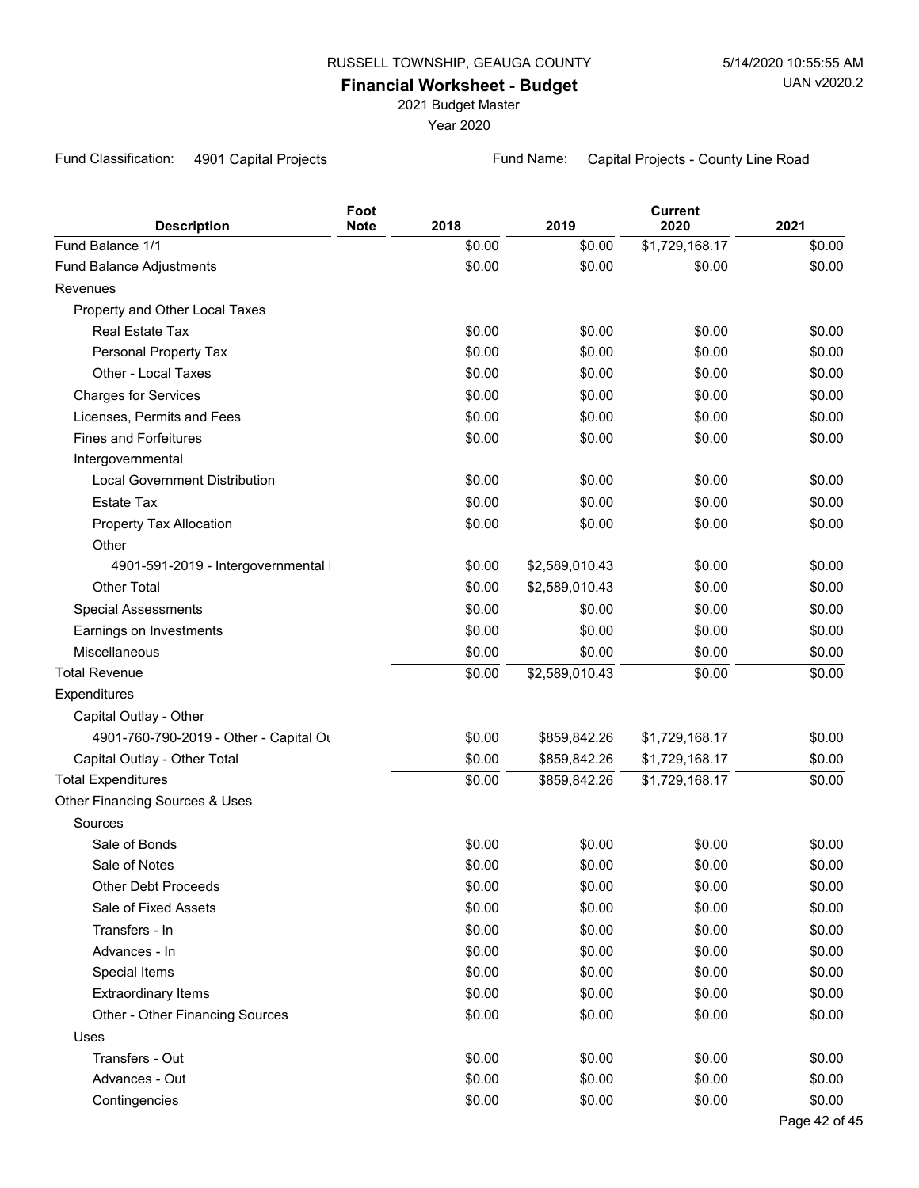RUSSELL TOWNSHIP, GEAUGA COUNTY

5/14/2020 10:55:55 AM

UAN v2020.2

# Financial Worksheet - Budget

2021 Budget Master

Year 2020

Fund Classification: 4901 Capital Projects

Fund Name: Capital Projects - County Line Road

| Description | Foot Note | 2018 | 2019 | Current 2020 | 2021 |
|---|---|---|---|---|---|
| Fund Balance 1/1 | | $0.00 | $0.00 | $1,729,168.17 | $0.00 |
| Fund Balance Adjustments | | $0.00 | $0.00 | $0.00 | $0.00 |
| Revenues | | | | | |
| Property and Other Local Taxes | | | | | |
| Real Estate Tax | | $0.00 | $0.00 | $0.00 | $0.00 |
| Personal Property Tax | | $0.00 | $0.00 | $0.00 | $0.00 |
| Other - Local Taxes | | $0.00 | $0.00 | $0.00 | $0.00 |
| Charges for Services | | $0.00 | $0.00 | $0.00 | $0.00 |
| Licenses, Permits and Fees | | $0.00 | $0.00 | $0.00 | $0.00 |
| Fines and Forfeitures | | $0.00 | $0.00 | $0.00 | $0.00 |
| Intergovernmental | | | | | |
| Local Government Distribution | | $0.00 | $0.00 | $0.00 | $0.00 |
| Estate Tax | | $0.00 | $0.00 | $0.00 | $0.00 |
| Property Tax Allocation | | $0.00 | $0.00 | $0.00 | $0.00 |
| Other | | | | | |
| 4901-591-2019 - Intergovernmental | | $0.00 | $2,589,010.43 | $0.00 | $0.00 |
| Other Total | | $0.00 | $2,589,010.43 | $0.00 | $0.00 |
| Special Assessments | | $0.00 | $0.00 | $0.00 | $0.00 |
| Earnings on Investments | | $0.00 | $0.00 | $0.00 | $0.00 |
| Miscellaneous | | $0.00 | $0.00 | $0.00 | $0.00 |
| Total Revenue | | $0.00 | $2,589,010.43 | $0.00 | $0.00 |
| Expenditures | | | | | |
| Capital Outlay - Other | | | | | |
| 4901-760-790-2019 - Other - Capital Ou | | $0.00 | $859,842.26 | $1,729,168.17 | $0.00 |
| Capital Outlay - Other Total | | $0.00 | $859,842.26 | $1,729,168.17 | $0.00 |
| Total Expenditures | | $0.00 | $859,842.26 | $1,729,168.17 | $0.00 |
| Other Financing Sources & Uses | | | | | |
| Sources | | | | | |
| Sale of Bonds | | $0.00 | $0.00 | $0.00 | $0.00 |
| Sale of Notes | | $0.00 | $0.00 | $0.00 | $0.00 |
| Other Debt Proceeds | | $0.00 | $0.00 | $0.00 | $0.00 |
| Sale of Fixed Assets | | $0.00 | $0.00 | $0.00 | $0.00 |
| Transfers - In | | $0.00 | $0.00 | $0.00 | $0.00 |
| Advances - In | | $0.00 | $0.00 | $0.00 | $0.00 |
| Special Items | | $0.00 | $0.00 | $0.00 | $0.00 |
| Extraordinary Items | | $0.00 | $0.00 | $0.00 | $0.00 |
| Other - Other Financing Sources | | $0.00 | $0.00 | $0.00 | $0.00 |
| Uses | | | | | |
| Transfers - Out | | $0.00 | $0.00 | $0.00 | $0.00 |
| Advances - Out | | $0.00 | $0.00 | $0.00 | $0.00 |
| Contingencies | | $0.00 | $0.00 | $0.00 | $0.00 |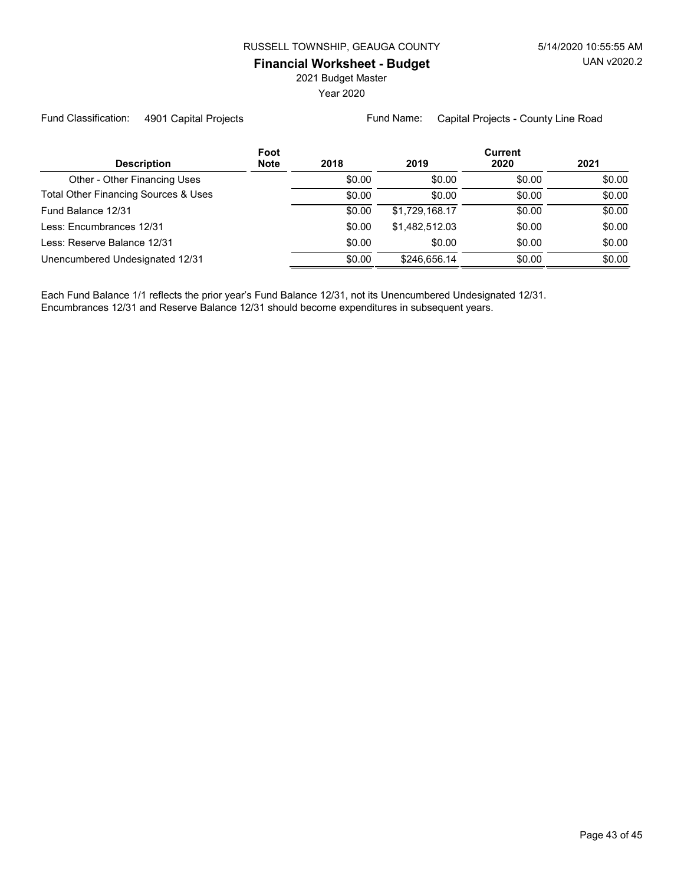RUSSELL TOWNSHIP, GEAUGA COUNTY

**Financial Worksheet - Budget**

2021 Budget Master

Year 2020

Fund Classification: 4901 Capital Projects

Fund Name: Capital Projects - County Line Road

| Description | Foot Note | 2018 | 2019 | Current 2020 | 2021 |
|---|---|---|---|---|---|
| Other - Other Financing Uses | | $0.00 | $0.00 | $0.00 | $0.00 |
| Total Other Financing Sources & Uses | | $0.00 | $0.00 | $0.00 | $0.00 |
| Fund Balance 12/31 | | $0.00 | $1,729,168.17 | $0.00 | $0.00 |
| Less: Encumbrances 12/31 | | $0.00 | $1,482,512.03 | $0.00 | $0.00 |
| Less: Reserve Balance 12/31 | | $0.00 | $0.00 | $0.00 | $0.00 |
| Unencumbered Undesignated 12/31 | | $0.00 | $246,656.14 | $0.00 | $0.00 |

Each Fund Balance 1/1 reflects the prior year's Fund Balance 12/31, not its Unencumbered Undesignated 12/31.
Encumbrances 12/31 and Reserve Balance 12/31 should become expenditures in subsequent years.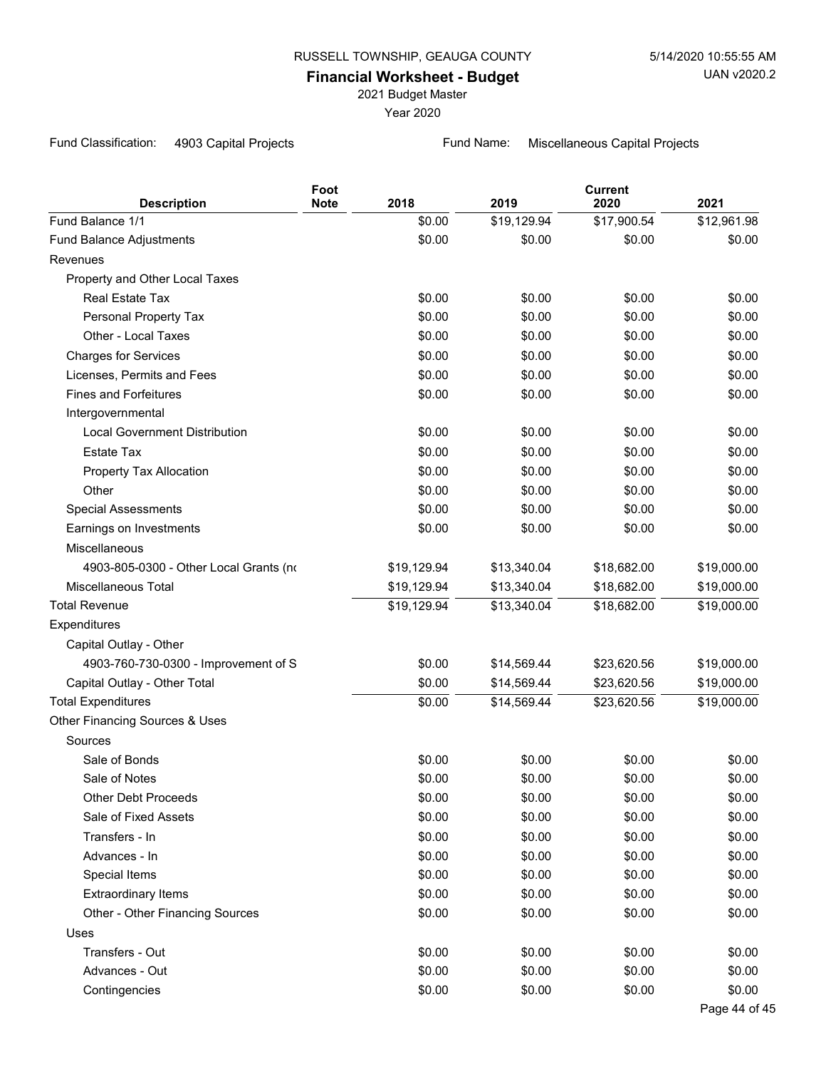RUSSELL TOWNSHIP, GEAUGA COUNTY

5/14/2020 10:55:55 AM

UAN v2020.2

# Financial Worksheet - Budget

2021 Budget Master

Year 2020

Fund Classification: 4903 Capital Projects

Fund Name: Miscellaneous Capital Projects

| Description | Foot Note | 2018 | 2019 | Current 2020 | 2021 |
|---|---|---|---|---|---|
| Fund Balance 1/1 | | $0.00 | $19,129.94 | $17,900.54 | $12,961.98 |
| Fund Balance Adjustments | | $0.00 | $0.00 | $0.00 | $0.00 |
| Revenues | | | | | |
| Property and Other Local Taxes | | | | | |
| Real Estate Tax | | $0.00 | $0.00 | $0.00 | $0.00 |
| Personal Property Tax | | $0.00 | $0.00 | $0.00 | $0.00 |
| Other - Local Taxes | | $0.00 | $0.00 | $0.00 | $0.00 |
| Charges for Services | | $0.00 | $0.00 | $0.00 | $0.00 |
| Licenses, Permits and Fees | | $0.00 | $0.00 | $0.00 | $0.00 |
| Fines and Forfeitures | | $0.00 | $0.00 | $0.00 | $0.00 |
| Intergovernmental | | | | | |
| Local Government Distribution | | $0.00 | $0.00 | $0.00 | $0.00 |
| Estate Tax | | $0.00 | $0.00 | $0.00 | $0.00 |
| Property Tax Allocation | | $0.00 | $0.00 | $0.00 | $0.00 |
| Other | | $0.00 | $0.00 | $0.00 | $0.00 |
| Special Assessments | | $0.00 | $0.00 | $0.00 | $0.00 |
| Earnings on Investments | | $0.00 | $0.00 | $0.00 | $0.00 |
| Miscellaneous | | | | | |
| 4903-805-0300 - Other Local Grants (no | | $19,129.94 | $13,340.04 | $18,682.00 | $19,000.00 |
| Miscellaneous Total | | $19,129.94 | $13,340.04 | $18,682.00 | $19,000.00 |
| Total Revenue | | $19,129.94 | $13,340.04 | $18,682.00 | $19,000.00 |
| Expenditures | | | | | |
| Capital Outlay - Other | | | | | |
| 4903-760-730-0300 - Improvement of S | | $0.00 | $14,569.44 | $23,620.56 | $19,000.00 |
| Capital Outlay - Other Total | | $0.00 | $14,569.44 | $23,620.56 | $19,000.00 |
| Total Expenditures | | $0.00 | $14,569.44 | $23,620.56 | $19,000.00 |
| Other Financing Sources & Uses | | | | | |
| Sources | | | | | |
| Sale of Bonds | | $0.00 | $0.00 | $0.00 | $0.00 |
| Sale of Notes | | $0.00 | $0.00 | $0.00 | $0.00 |
| Other Debt Proceeds | | $0.00 | $0.00 | $0.00 | $0.00 |
| Sale of Fixed Assets | | $0.00 | $0.00 | $0.00 | $0.00 |
| Transfers - In | | $0.00 | $0.00 | $0.00 | $0.00 |
| Advances - In | | $0.00 | $0.00 | $0.00 | $0.00 |
| Special Items | | $0.00 | $0.00 | $0.00 | $0.00 |
| Extraordinary Items | | $0.00 | $0.00 | $0.00 | $0.00 |
| Other - Other Financing Sources | | $0.00 | $0.00 | $0.00 | $0.00 |
| Uses | | | | | |
| Transfers - Out | | $0.00 | $0.00 | $0.00 | $0.00 |
| Advances - Out | | $0.00 | $0.00 | $0.00 | $0.00 |
| Contingencies | | $0.00 | $0.00 | $0.00 | $0.00 |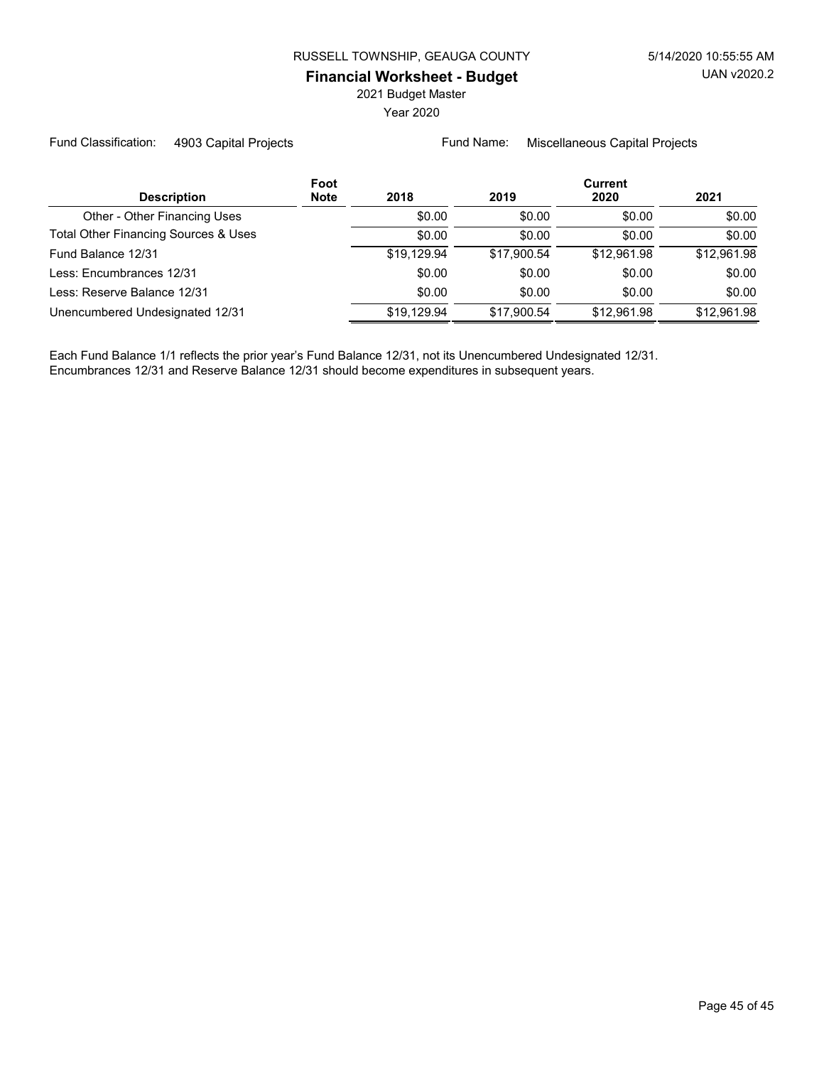RUSSELL TOWNSHIP, GEAUGA COUNTY

5/14/2020 10:55:55 AM

UAN v2020.2

# Financial Worksheet - Budget

2021 Budget Master

Year 2020

Fund Classification: 4903 Capital Projects

Fund Name: Miscellaneous Capital Projects

| Description | Foot Note | 2018 | 2019 | Current 2020 | 2021 |
|---|---|---|---|---|---|
| Other - Other Financing Uses | | $0.00 | $0.00 | $0.00 | $0.00 |
| Total Other Financing Sources & Uses | | $0.00 | $0.00 | $0.00 | $0.00 |
| Fund Balance 12/31 | | $19,129.94 | $17,900.54 | $12,961.98 | $12,961.98 |
| Less: Encumbrances 12/31 | | $0.00 | $0.00 | $0.00 | $0.00 |
| Less: Reserve Balance 12/31 | | $0.00 | $0.00 | $0.00 | $0.00 |
| Unencumbered Undesignated 12/31 | | $19,129.94 | $17,900.54 | $12,961.98 | $12,961.98 |

Each Fund Balance 1/1 reflects the prior year's Fund Balance 12/31, not its Unencumbered Undesignated 12/31.
Encumbrances 12/31 and Reserve Balance 12/31 should become expenditures in subsequent years.